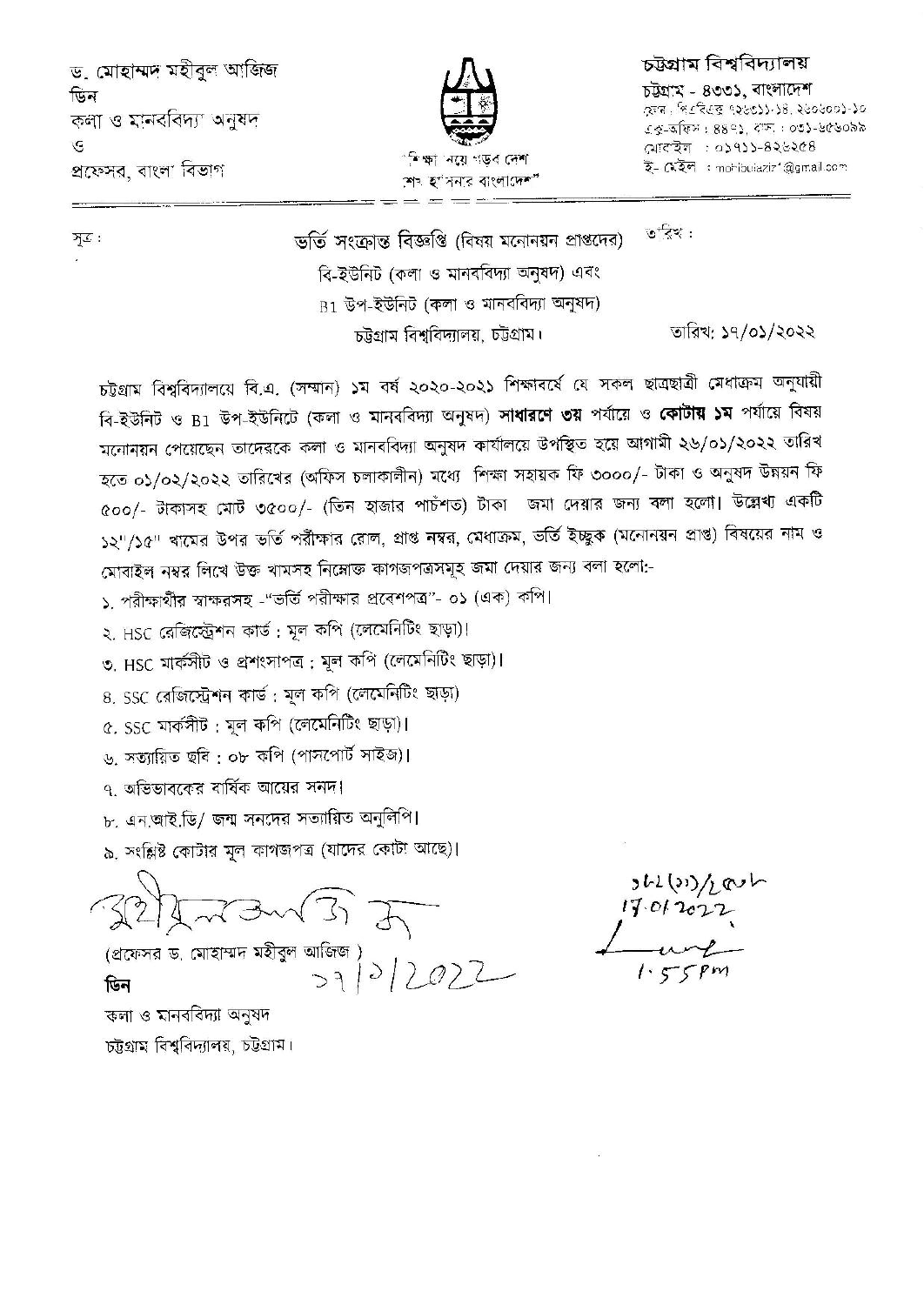ড. মোহাম্মদ মহীবুল আজিজ
ডিন
কলা ও মানববিদ্যা অনুষদ
ও
প্রফেসর, বাংলা বিভাগ

"শিক্ষা নিয়ে গড়ব দেশ
শেখ হাসিনার বাংলাদেশ"

চট্টগ্রাম বিশ্ববিদ্যালয়
চট্টগ্রাম - ৪৩৩১, বাংলাদেশ
ফোন : পিএবিএক্স ৭২৬৩১১-১৪, ২৬০৬০০১-১০
এক্স-অফিস : ৪৪৭১, বাসা : ০৩১-৬৫৬০৯৯
মোবাইল : ০১৭১১-৪২৬২৫৪
ই-মেইল : mohibulaziz1@gmail.com

সূত্র : তারিখ :

## ভর্তি সংক্রান্ত বিজ্ঞপ্তি (বিষয় মনোনয়ন প্রাপ্তদের)

বি-ইউনিট (কলা ও মানববিদ্যা অনুষদ) এবং
B1 উপ-ইউনিট (কলা ও মানববিদ্যা অনুষদ)
চট্টগ্রাম বিশ্ববিদ্যালয়, চট্টগ্রাম।

তারিখ: ১৭/০১/২০২২

চট্টগ্রাম বিশ্ববিদ্যালয়ে বি.এ. (সম্মান) ১ম বর্ষ ২০২০-২০২১ শিক্ষাবর্ষে যে সকল ছাত্রছাত্রী মেধাক্রম অনুযায়ী বি-ইউনিট ও B1 উপ-ইউনিটে (কলা ও মানববিদ্যা অনুষদ) **সাধারণে ৩য়** পর্যায়ে ও **কোটায় ১ম** পর্যায়ে বিষয় মনোনয়ন পেয়েছেন তাদেরকে কলা ও মানববিদ্যা অনুষদ কার্যালয়ে উপস্থিত হয়ে আগামী ২৬/০১/২০২২ তারিখ হতে ০১/০২/২০২২ তারিখের (অফিস চলাকালীন) মধ্যে শিক্ষা সহায়ক ফি ৩০০০/- টাকা ও অনুষদ উন্নয়ন ফি ৫০০/- টাকাসহ মোট ৩৫০০/- (তিন হাজার পাচঁশত) টাকা জমা দেয়ার জন্য বলা হলো। উল্লেখ্য একটি ১২"/১৫" খামের উপর ভর্তি পরীক্ষার রোল, প্রাপ্ত নম্বর, মেধাক্রম, ভর্তি ইচ্ছুক (মনোনয়ন প্রাপ্ত) বিষয়ের নাম ও মোবাইল নম্বর লিখে উক্ত খামসহ নিম্নোক্ত কাগজপত্রসমূহ জমা দেয়ার জন্য বলা হলো:-

১. পরীক্ষার্থীর স্বাক্ষরসহ -"ভর্তি পরীক্ষার প্রবেশপত্র"- ০১ (এক) কপি।
২. HSC রেজিস্ট্রেশন কার্ড : মূল কপি (লেমেনিটিং ছাড়া)।
৩. HSC মার্কসীট ও প্রশংসাপত্র : মূল কপি (লেমেনিটিং ছাড়া)।
৪. SSC রেজিস্ট্রেশন কার্ড : মূল কপি (লেমেনিটিং ছাড়া)
৫. SSC মার্কসীট : মূল কপি (লেমেনিটিং ছাড়া)।
৬. সত্যায়িত ছবি : ০৮ কপি (পাসপোর্ট সাইজ)।
৭. অভিভাবকের বার্ষিক আয়ের সনদ।
৮. এন.আই.ডি/ জন্ম সনদের সত্যায়িত অনুলিপি।
৯. সংশ্লিষ্ট কোটার মূল কাগজপত্র (যাদের কোটা আছে)।

17/1/2022

(প্রফেসর ড. মোহাম্মদ মহীবুল আজিজ)
**ডিন**
কলা ও মানববিদ্যা অনুষদ
চট্টগ্রাম বিশ্ববিদ্যালয়, চট্টগ্রাম।

১৮২(১১)/২০৮৮
17.01.2022
1:55 pm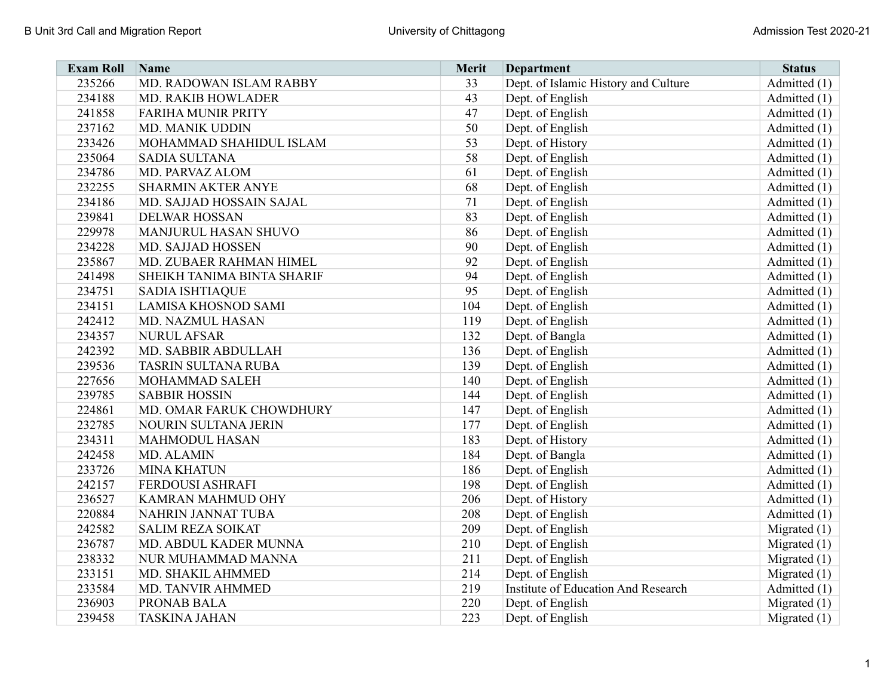| Exam Roll | Name | Merit | Department | Status |
|---|---|---|---|---|
| 235266 | MD. RADOWAN ISLAM RABBY | 33 | Dept. of Islamic History and Culture | Admitted (1) |
| 234188 | MD. RAKIB HOWLADER | 43 | Dept. of English | Admitted (1) |
| 241858 | FARIHA MUNIR PRITY | 47 | Dept. of English | Admitted (1) |
| 237162 | MD. MANIK UDDIN | 50 | Dept. of English | Admitted (1) |
| 233426 | MOHAMMAD SHAHIDUL ISLAM | 53 | Dept. of History | Admitted (1) |
| 235064 | SADIA SULTANA | 58 | Dept. of English | Admitted (1) |
| 234786 | MD. PARVAZ ALOM | 61 | Dept. of English | Admitted (1) |
| 232255 | SHARMIN AKTER ANYE | 68 | Dept. of English | Admitted (1) |
| 234186 | MD. SAJJAD HOSSAIN SAJAL | 71 | Dept. of English | Admitted (1) |
| 239841 | DELWAR HOSSAN | 83 | Dept. of English | Admitted (1) |
| 229978 | MANJURUL HASAN SHUVO | 86 | Dept. of English | Admitted (1) |
| 234228 | MD. SAJJAD HOSSEN | 90 | Dept. of English | Admitted (1) |
| 235867 | MD. ZUBAER RAHMAN HIMEL | 92 | Dept. of English | Admitted (1) |
| 241498 | SHEIKH TANIMA BINTA SHARIF | 94 | Dept. of English | Admitted (1) |
| 234751 | SADIA ISHTIAQUE | 95 | Dept. of English | Admitted (1) |
| 234151 | LAMISA KHOSNOD SAMI | 104 | Dept. of English | Admitted (1) |
| 242412 | MD. NAZMUL HASAN | 119 | Dept. of English | Admitted (1) |
| 234357 | NURUL AFSAR | 132 | Dept. of Bangla | Admitted (1) |
| 242392 | MD. SABBIR ABDULLAH | 136 | Dept. of English | Admitted (1) |
| 239536 | TASRIN SULTANA RUBA | 139 | Dept. of English | Admitted (1) |
| 227656 | MOHAMMAD SALEH | 140 | Dept. of English | Admitted (1) |
| 239785 | SABBIR HOSSIN | 144 | Dept. of English | Admitted (1) |
| 224861 | MD. OMAR FARUK CHOWDHURY | 147 | Dept. of English | Admitted (1) |
| 232785 | NOURIN SULTANA JERIN | 177 | Dept. of English | Admitted (1) |
| 234311 | MAHMODUL HASAN | 183 | Dept. of History | Admitted (1) |
| 242458 | MD. ALAMIN | 184 | Dept. of Bangla | Admitted (1) |
| 233726 | MINA KHATUN | 186 | Dept. of English | Admitted (1) |
| 242157 | FERDOUSI ASHRAFI | 198 | Dept. of English | Admitted (1) |
| 236527 | KAMRAN MAHMUD OHY | 206 | Dept. of History | Admitted (1) |
| 220884 | NAHRIN JANNAT TUBA | 208 | Dept. of English | Admitted (1) |
| 242582 | SALIM REZA SOIKAT | 209 | Dept. of English | Migrated (1) |
| 236787 | MD. ABDUL KADER MUNNA | 210 | Dept. of English | Migrated (1) |
| 238332 | NUR MUHAMMAD MANNA | 211 | Dept. of English | Migrated (1) |
| 233151 | MD. SHAKIL AHMMED | 214 | Dept. of English | Migrated (1) |
| 233584 | MD. TANVIR AHMMED | 219 | Institute of Education And Research | Admitted (1) |
| 236903 | PRONAB BALA | 220 | Dept. of English | Migrated (1) |
| 239458 | TASKINA JAHAN | 223 | Dept. of English | Migrated (1) |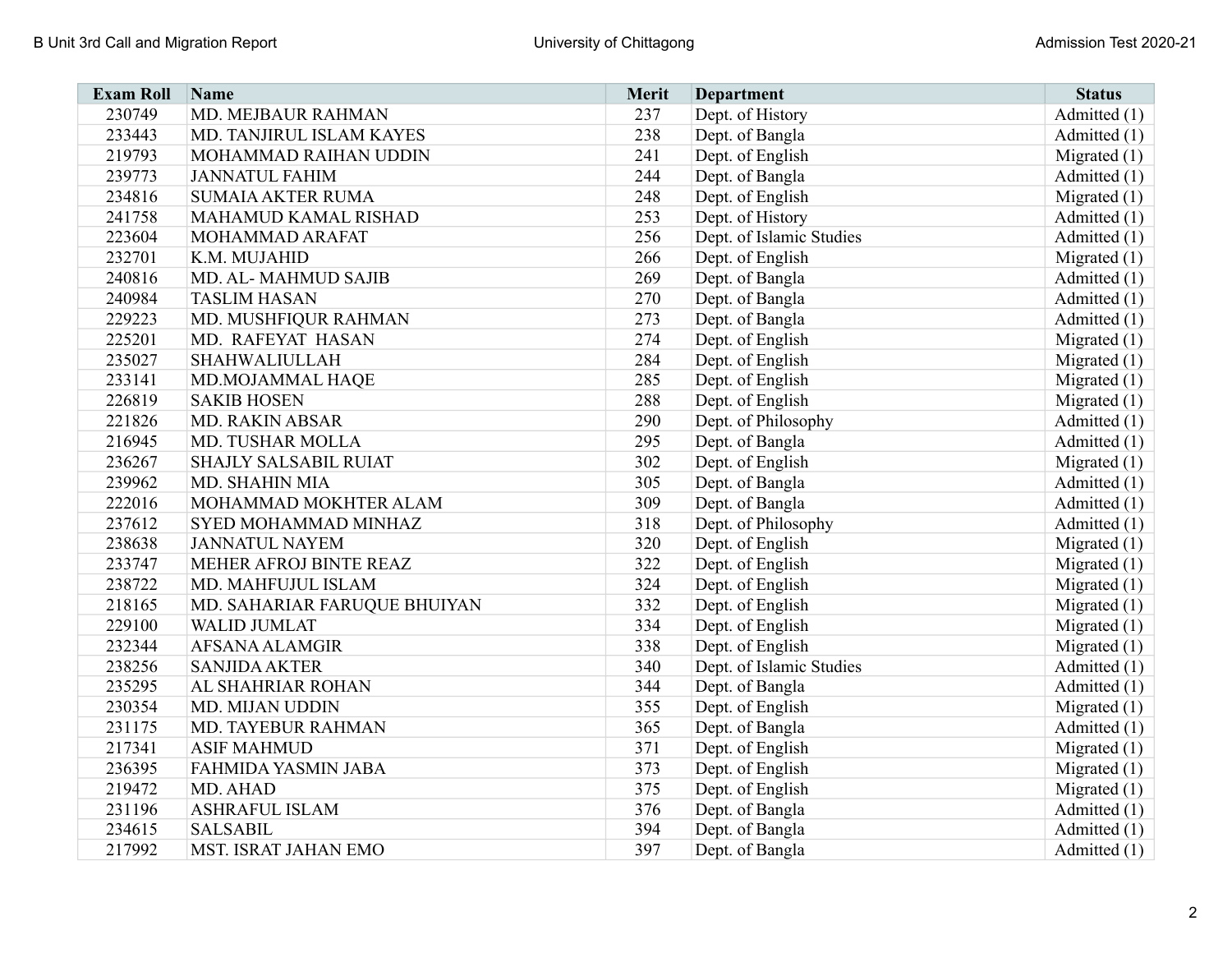| Exam Roll | Name | Merit | Department | Status |
|---|---|---|---|---|
| 230749 | MD. MEJBAUR RAHMAN | 237 | Dept. of History | Admitted (1) |
| 233443 | MD. TANJIRUL ISLAM KAYES | 238 | Dept. of Bangla | Admitted (1) |
| 219793 | MOHAMMAD RAIHAN UDDIN | 241 | Dept. of English | Migrated (1) |
| 239773 | JANNATUL FAHIM | 244 | Dept. of Bangla | Admitted (1) |
| 234816 | SUMAIA AKTER RUMA | 248 | Dept. of English | Migrated (1) |
| 241758 | MAHAMUD KAMAL RISHAD | 253 | Dept. of History | Admitted (1) |
| 223604 | MOHAMMAD ARAFAT | 256 | Dept. of Islamic Studies | Admitted (1) |
| 232701 | K.M. MUJAHID | 266 | Dept. of English | Migrated (1) |
| 240816 | MD. AL- MAHMUD SAJIB | 269 | Dept. of Bangla | Admitted (1) |
| 240984 | TASLIM HASAN | 270 | Dept. of Bangla | Admitted (1) |
| 229223 | MD. MUSHFIQUR RAHMAN | 273 | Dept. of Bangla | Admitted (1) |
| 225201 | MD. RAFEYAT HASAN | 274 | Dept. of English | Migrated (1) |
| 235027 | SHAHWALIULLAH | 284 | Dept. of English | Migrated (1) |
| 233141 | MD.MOJAMMAL HAQE | 285 | Dept. of English | Migrated (1) |
| 226819 | SAKIB HOSEN | 288 | Dept. of English | Migrated (1) |
| 221826 | MD. RAKIN ABSAR | 290 | Dept. of Philosophy | Admitted (1) |
| 216945 | MD. TUSHAR MOLLA | 295 | Dept. of Bangla | Admitted (1) |
| 236267 | SHAJLY SALSABIL RUIAT | 302 | Dept. of English | Migrated (1) |
| 239962 | MD. SHAHIN MIA | 305 | Dept. of Bangla | Admitted (1) |
| 222016 | MOHAMMAD MOKHTER ALAM | 309 | Dept. of Bangla | Admitted (1) |
| 237612 | SYED MOHAMMAD MINHAZ | 318 | Dept. of Philosophy | Admitted (1) |
| 238638 | JANNATUL NAYEM | 320 | Dept. of English | Migrated (1) |
| 233747 | MEHER AFROJ BINTE REAZ | 322 | Dept. of English | Migrated (1) |
| 238722 | MD. MAHFUJUL ISLAM | 324 | Dept. of English | Migrated (1) |
| 218165 | MD. SAHARIAR FARUQUE BHUIYAN | 332 | Dept. of English | Migrated (1) |
| 229100 | WALID JUMLAT | 334 | Dept. of English | Migrated (1) |
| 232344 | AFSANA ALAMGIR | 338 | Dept. of English | Migrated (1) |
| 238256 | SANJIDA AKTER | 340 | Dept. of Islamic Studies | Admitted (1) |
| 235295 | AL SHAHRIAR ROHAN | 344 | Dept. of Bangla | Admitted (1) |
| 230354 | MD. MIJAN UDDIN | 355 | Dept. of English | Migrated (1) |
| 231175 | MD. TAYEBUR RAHMAN | 365 | Dept. of Bangla | Admitted (1) |
| 217341 | ASIF MAHMUD | 371 | Dept. of English | Migrated (1) |
| 236395 | FAHMIDA YASMIN JABA | 373 | Dept. of English | Migrated (1) |
| 219472 | MD. AHAD | 375 | Dept. of English | Migrated (1) |
| 231196 | ASHRAFUL ISLAM | 376 | Dept. of Bangla | Admitted (1) |
| 234615 | SALSABIL | 394 | Dept. of Bangla | Admitted (1) |
| 217992 | MST. ISRAT JAHAN EMO | 397 | Dept. of Bangla | Admitted (1) |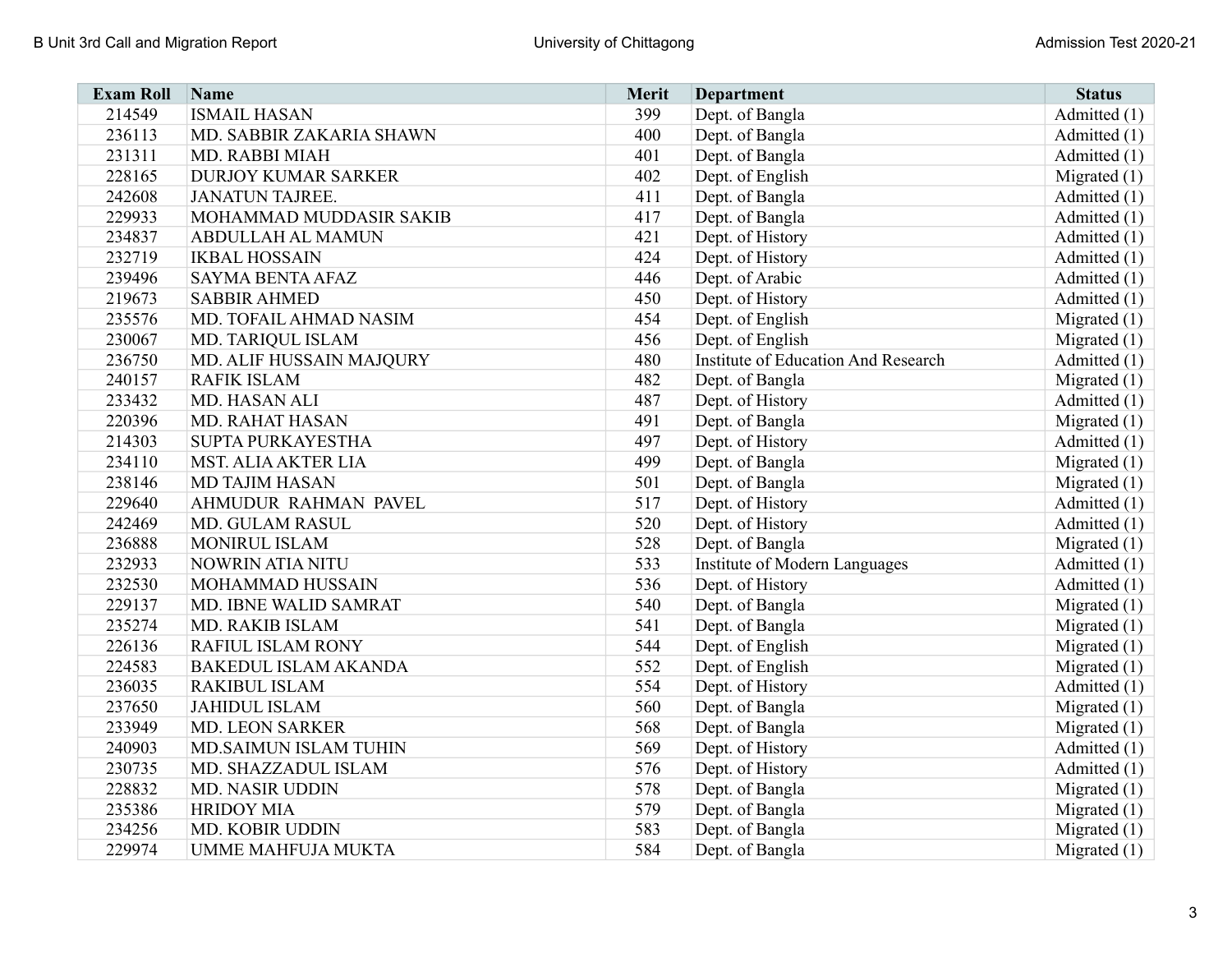| Exam Roll | Name | Merit | Department | Status |
|---|---|---|---|---|
| 214549 | ISMAIL HASAN | 399 | Dept. of Bangla | Admitted (1) |
| 236113 | MD. SABBIR ZAKARIA SHAWN | 400 | Dept. of Bangla | Admitted (1) |
| 231311 | MD. RABBI MIAH | 401 | Dept. of Bangla | Admitted (1) |
| 228165 | DURJOY KUMAR SARKER | 402 | Dept. of English | Migrated (1) |
| 242608 | JANATUN TAJREE. | 411 | Dept. of Bangla | Admitted (1) |
| 229933 | MOHAMMAD MUDDASIR SAKIB | 417 | Dept. of Bangla | Admitted (1) |
| 234837 | ABDULLAH AL MAMUN | 421 | Dept. of History | Admitted (1) |
| 232719 | IKBAL HOSSAIN | 424 | Dept. of History | Admitted (1) |
| 239496 | SAYMA BENTA AFAZ | 446 | Dept. of Arabic | Admitted (1) |
| 219673 | SABBIR AHMED | 450 | Dept. of History | Admitted (1) |
| 235576 | MD. TOFAIL AHMAD NASIM | 454 | Dept. of English | Migrated (1) |
| 230067 | MD. TARIQUL ISLAM | 456 | Dept. of English | Migrated (1) |
| 236750 | MD. ALIF HUSSAIN MAJQURY | 480 | Institute of Education And Research | Admitted (1) |
| 240157 | RAFIK ISLAM | 482 | Dept. of Bangla | Migrated (1) |
| 233432 | MD. HASAN ALI | 487 | Dept. of History | Admitted (1) |
| 220396 | MD. RAHAT HASAN | 491 | Dept. of Bangla | Migrated (1) |
| 214303 | SUPTA PURKAYESTHA | 497 | Dept. of History | Admitted (1) |
| 234110 | MST. ALIA AKTER LIA | 499 | Dept. of Bangla | Migrated (1) |
| 238146 | MD TAJIM HASAN | 501 | Dept. of Bangla | Migrated (1) |
| 229640 | AHMUDUR RAHMAN PAVEL | 517 | Dept. of History | Admitted (1) |
| 242469 | MD. GULAM RASUL | 520 | Dept. of History | Admitted (1) |
| 236888 | MONIRUL ISLAM | 528 | Dept. of Bangla | Migrated (1) |
| 232933 | NOWRIN ATIA NITU | 533 | Institute of Modern Languages | Admitted (1) |
| 232530 | MOHAMMAD HUSSAIN | 536 | Dept. of History | Admitted (1) |
| 229137 | MD. IBNE WALID SAMRAT | 540 | Dept. of Bangla | Migrated (1) |
| 235274 | MD. RAKIB ISLAM | 541 | Dept. of Bangla | Migrated (1) |
| 226136 | RAFIUL ISLAM RONY | 544 | Dept. of English | Migrated (1) |
| 224583 | BAKEDUL ISLAM AKANDA | 552 | Dept. of English | Migrated (1) |
| 236035 | RAKIBUL ISLAM | 554 | Dept. of History | Admitted (1) |
| 237650 | JAHIDUL ISLAM | 560 | Dept. of Bangla | Migrated (1) |
| 233949 | MD. LEON SARKER | 568 | Dept. of Bangla | Migrated (1) |
| 240903 | MD.SAIMUN ISLAM TUHIN | 569 | Dept. of History | Admitted (1) |
| 230735 | MD. SHAZZADUL ISLAM | 576 | Dept. of History | Admitted (1) |
| 228832 | MD. NASIR UDDIN | 578 | Dept. of Bangla | Migrated (1) |
| 235386 | HRIDOY MIA | 579 | Dept. of Bangla | Migrated (1) |
| 234256 | MD. KOBIR UDDIN | 583 | Dept. of Bangla | Migrated (1) |
| 229974 | UMME MAHFUJA MUKTA | 584 | Dept. of Bangla | Migrated (1) |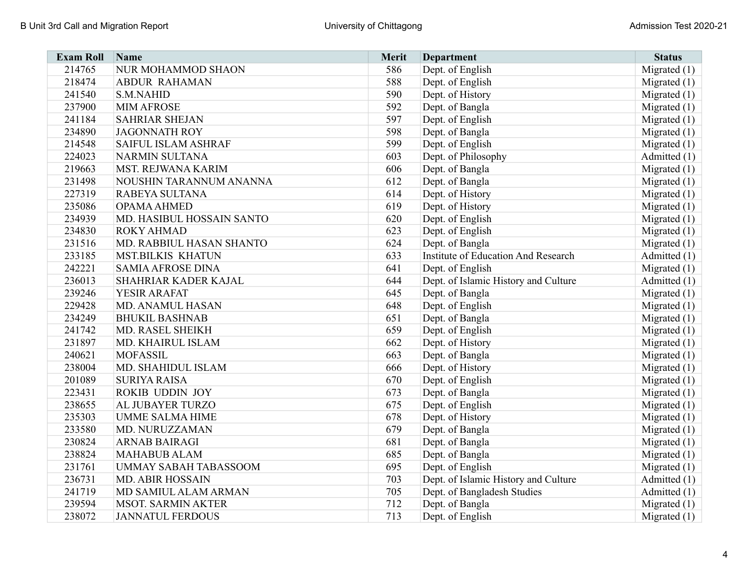| Exam Roll | Name | Merit | Department | Status |
|---|---|---|---|---|
| 214765 | NUR MOHAMMOD SHAON | 586 | Dept. of English | Migrated (1) |
| 218474 | ABDUR RAHAMAN | 588 | Dept. of English | Migrated (1) |
| 241540 | S.M.NAHID | 590 | Dept. of History | Migrated (1) |
| 237900 | MIM AFROSE | 592 | Dept. of Bangla | Migrated (1) |
| 241184 | SAHRIAR SHEJAN | 597 | Dept. of English | Migrated (1) |
| 234890 | JAGONNATH ROY | 598 | Dept. of Bangla | Migrated (1) |
| 214548 | SAIFUL ISLAM ASHRAF | 599 | Dept. of English | Migrated (1) |
| 224023 | NARMIN SULTANA | 603 | Dept. of Philosophy | Admitted (1) |
| 219663 | MST. REJWANA KARIM | 606 | Dept. of Bangla | Migrated (1) |
| 231498 | NOUSHIN TARANNUM ANANNA | 612 | Dept. of Bangla | Migrated (1) |
| 227319 | RABEYA SULTANA | 614 | Dept. of History | Migrated (1) |
| 235086 | OPAMA AHMED | 619 | Dept. of History | Migrated (1) |
| 234939 | MD. HASIBUL HOSSAIN SANTO | 620 | Dept. of English | Migrated (1) |
| 234830 | ROKY AHMAD | 623 | Dept. of English | Migrated (1) |
| 231516 | MD. RABBIUL HASAN SHANTO | 624 | Dept. of Bangla | Migrated (1) |
| 233185 | MST.BILKIS KHATUN | 633 | Institute of Education And Research | Admitted (1) |
| 242221 | SAMIA AFROSE DINA | 641 | Dept. of English | Migrated (1) |
| 236013 | SHAHRIAR KADER KAJAL | 644 | Dept. of Islamic History and Culture | Admitted (1) |
| 239246 | YESIR ARAFAT | 645 | Dept. of Bangla | Migrated (1) |
| 229428 | MD. ANAMUL HASAN | 648 | Dept. of English | Migrated (1) |
| 234249 | BHUKIL BASHNAB | 651 | Dept. of Bangla | Migrated (1) |
| 241742 | MD. RASEL SHEIKH | 659 | Dept. of English | Migrated (1) |
| 231897 | MD. KHAIRUL ISLAM | 662 | Dept. of History | Migrated (1) |
| 240621 | MOFASSIL | 663 | Dept. of Bangla | Migrated (1) |
| 238004 | MD. SHAHIDUL ISLAM | 666 | Dept. of History | Migrated (1) |
| 201089 | SURIYA RAISA | 670 | Dept. of English | Migrated (1) |
| 223431 | ROKIB UDDIN JOY | 673 | Dept. of Bangla | Migrated (1) |
| 238655 | AL JUBAYER TURZO | 675 | Dept. of English | Migrated (1) |
| 235303 | UMME SALMA HIME | 678 | Dept. of History | Migrated (1) |
| 233580 | MD. NURUZZAMAN | 679 | Dept. of Bangla | Migrated (1) |
| 230824 | ARNAB BAIRAGI | 681 | Dept. of Bangla | Migrated (1) |
| 238824 | MAHABUB ALAM | 685 | Dept. of Bangla | Migrated (1) |
| 231761 | UMMAY SABAH TABASSOOM | 695 | Dept. of English | Migrated (1) |
| 236731 | MD. ABIR HOSSAIN | 703 | Dept. of Islamic History and Culture | Admitted (1) |
| 241719 | MD SAMIUL ALAM ARMAN | 705 | Dept. of Bangladesh Studies | Admitted (1) |
| 239594 | MSOT. SARMIN AKTER | 712 | Dept. of Bangla | Migrated (1) |
| 238072 | JANNATUL FERDOUS | 713 | Dept. of English | Migrated (1) |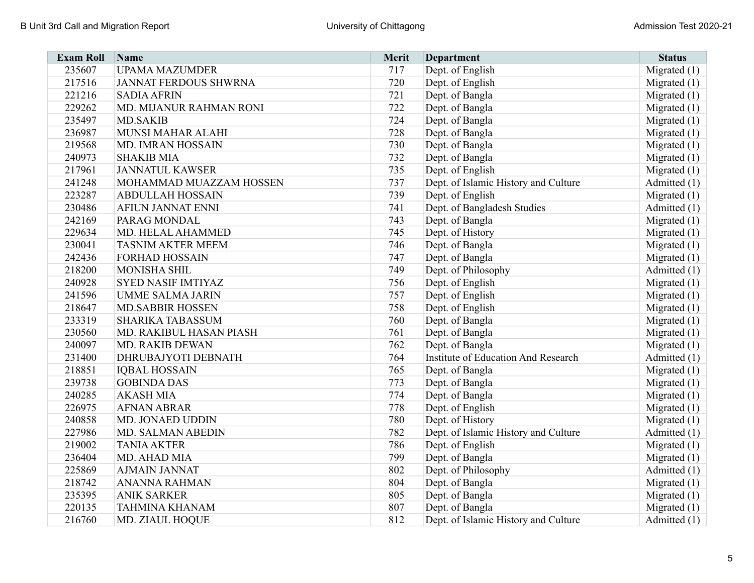| Exam Roll | Name | Merit | Department | Status |
|---|---|---|---|---|
| 235607 | UPAMA MAZUMDER | 717 | Dept. of English | Migrated (1) |
| 217516 | JANNAT FERDOUS SHWRNA | 720 | Dept. of English | Migrated (1) |
| 221216 | SADIA AFRIN | 721 | Dept. of Bangla | Migrated (1) |
| 229262 | MD. MIJANUR RAHMAN RONI | 722 | Dept. of Bangla | Migrated (1) |
| 235497 | MD.SAKIB | 724 | Dept. of Bangla | Migrated (1) |
| 236987 | MUNSI MAHAR ALAHI | 728 | Dept. of Bangla | Migrated (1) |
| 219568 | MD. IMRAN HOSSAIN | 730 | Dept. of Bangla | Migrated (1) |
| 240973 | SHAKIB MIA | 732 | Dept. of Bangla | Migrated (1) |
| 217961 | JANNATUL KAWSER | 735 | Dept. of English | Migrated (1) |
| 241248 | MOHAMMAD MUAZZAM HOSSEN | 737 | Dept. of Islamic History and Culture | Admitted (1) |
| 223287 | ABDULLAH HOSSAIN | 739 | Dept. of English | Migrated (1) |
| 230486 | AFIUN JANNAT ENNI | 741 | Dept. of Bangladesh Studies | Admitted (1) |
| 242169 | PARAG MONDAL | 743 | Dept. of Bangla | Migrated (1) |
| 229634 | MD. HELAL AHAMMED | 745 | Dept. of History | Migrated (1) |
| 230041 | TASNIM AKTER MEEM | 746 | Dept. of Bangla | Migrated (1) |
| 242436 | FORHAD HOSSAIN | 747 | Dept. of Bangla | Migrated (1) |
| 218200 | MONISHA SHIL | 749 | Dept. of Philosophy | Admitted (1) |
| 240928 | SYED NASIF IMTIYAZ | 756 | Dept. of English | Migrated (1) |
| 241596 | UMME SALMA JARIN | 757 | Dept. of English | Migrated (1) |
| 218647 | MD.SABBIR HOSSEN | 758 | Dept. of English | Migrated (1) |
| 233319 | SHARIKA TABASSUM | 760 | Dept. of Bangla | Migrated (1) |
| 230560 | MD. RAKIBUL HASAN PIASH | 761 | Dept. of Bangla | Migrated (1) |
| 240097 | MD. RAKIB DEWAN | 762 | Dept. of Bangla | Migrated (1) |
| 231400 | DHRUBAJYOTI DEBNATH | 764 | Institute of Education And Research | Admitted (1) |
| 218851 | IQBAL HOSSAIN | 765 | Dept. of Bangla | Migrated (1) |
| 239738 | GOBINDA DAS | 773 | Dept. of Bangla | Migrated (1) |
| 240285 | AKASH MIA | 774 | Dept. of Bangla | Migrated (1) |
| 226975 | AFNAN ABRAR | 778 | Dept. of English | Migrated (1) |
| 240858 | MD. JONAED UDDIN | 780 | Dept. of History | Migrated (1) |
| 227986 | MD. SALMAN ABEDIN | 782 | Dept. of Islamic History and Culture | Admitted (1) |
| 219002 | TANIA AKTER | 786 | Dept. of English | Migrated (1) |
| 236404 | MD. AHAD MIA | 799 | Dept. of Bangla | Migrated (1) |
| 225869 | AJMAIN JANNAT | 802 | Dept. of Philosophy | Admitted (1) |
| 218742 | ANANNA RAHMAN | 804 | Dept. of Bangla | Migrated (1) |
| 235395 | ANIK SARKER | 805 | Dept. of Bangla | Migrated (1) |
| 220135 | TAHMINA KHANAM | 807 | Dept. of Bangla | Migrated (1) |
| 216760 | MD. ZIAUL HOQUE | 812 | Dept. of Islamic History and Culture | Admitted (1) |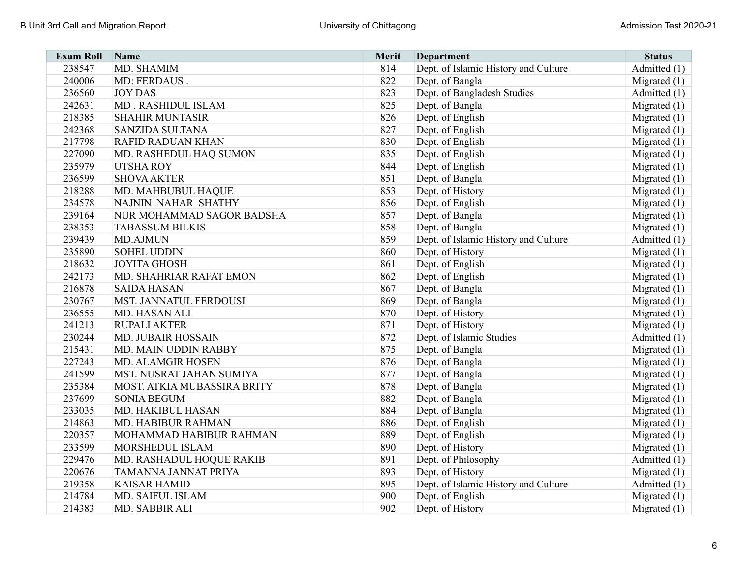| Exam Roll | Name | Merit | Department | Status |
|---|---|---|---|---|
| 238547 | MD. SHAMIM | 814 | Dept. of Islamic History and Culture | Admitted (1) |
| 240006 | MD: FERDAUS . | 822 | Dept. of Bangla | Migrated (1) |
| 236560 | JOY DAS | 823 | Dept. of Bangladesh Studies | Admitted (1) |
| 242631 | MD . RASHIDUL ISLAM | 825 | Dept. of Bangla | Migrated (1) |
| 218385 | SHAHIR MUNTASIR | 826 | Dept. of English | Migrated (1) |
| 242368 | SANZIDA SULTANA | 827 | Dept. of English | Migrated (1) |
| 217798 | RAFID RADUAN KHAN | 830 | Dept. of English | Migrated (1) |
| 227090 | MD. RASHEDUL HAQ SUMON | 835 | Dept. of English | Migrated (1) |
| 235979 | UTSHA ROY | 844 | Dept. of English | Migrated (1) |
| 236599 | SHOVA AKTER | 851 | Dept. of Bangla | Migrated (1) |
| 218288 | MD. MAHBUBUL HAQUE | 853 | Dept. of History | Migrated (1) |
| 234578 | NAJNIN NAHAR SHATHY | 856 | Dept. of English | Migrated (1) |
| 239164 | NUR MOHAMMAD SAGOR BADSHA | 857 | Dept. of Bangla | Migrated (1) |
| 238353 | TABASSUM BILKIS | 858 | Dept. of Bangla | Migrated (1) |
| 239439 | MD.AJMUN | 859 | Dept. of Islamic History and Culture | Admitted (1) |
| 235890 | SOHEL UDDIN | 860 | Dept. of History | Migrated (1) |
| 218632 | JOYITA GHOSH | 861 | Dept. of English | Migrated (1) |
| 242173 | MD. SHAHRIAR RAFAT EMON | 862 | Dept. of English | Migrated (1) |
| 216878 | SAIDA HASAN | 867 | Dept. of Bangla | Migrated (1) |
| 230767 | MST. JANNATUL FERDOUSI | 869 | Dept. of Bangla | Migrated (1) |
| 236555 | MD. HASAN ALI | 870 | Dept. of History | Migrated (1) |
| 241213 | RUPALI AKTER | 871 | Dept. of History | Migrated (1) |
| 230244 | MD. JUBAIR HOSSAIN | 872 | Dept. of Islamic Studies | Admitted (1) |
| 215431 | MD. MAIN UDDIN RABBY | 875 | Dept. of Bangla | Migrated (1) |
| 227243 | MD. ALAMGIR HOSEN | 876 | Dept. of Bangla | Migrated (1) |
| 241599 | MST. NUSRAT JAHAN SUMIYA | 877 | Dept. of Bangla | Migrated (1) |
| 235384 | MOST. ATKIA MUBASSIRA BRITY | 878 | Dept. of Bangla | Migrated (1) |
| 237699 | SONIA BEGUM | 882 | Dept. of Bangla | Migrated (1) |
| 233035 | MD. HAKIBUL HASAN | 884 | Dept. of Bangla | Migrated (1) |
| 214863 | MD. HABIBUR RAHMAN | 886 | Dept. of English | Migrated (1) |
| 220357 | MOHAMMAD HABIBUR RAHMAN | 889 | Dept. of English | Migrated (1) |
| 233599 | MORSHEDUL ISLAM | 890 | Dept. of History | Migrated (1) |
| 229476 | MD. RASHADUL HOQUE RAKIB | 891 | Dept. of Philosophy | Admitted (1) |
| 220676 | TAMANNA JANNAT PRIYA | 893 | Dept. of History | Migrated (1) |
| 219358 | KAISAR HAMID | 895 | Dept. of Islamic History and Culture | Admitted (1) |
| 214784 | MD. SAIFUL ISLAM | 900 | Dept. of English | Migrated (1) |
| 214383 | MD. SABBIR ALI | 902 | Dept. of History | Migrated (1) |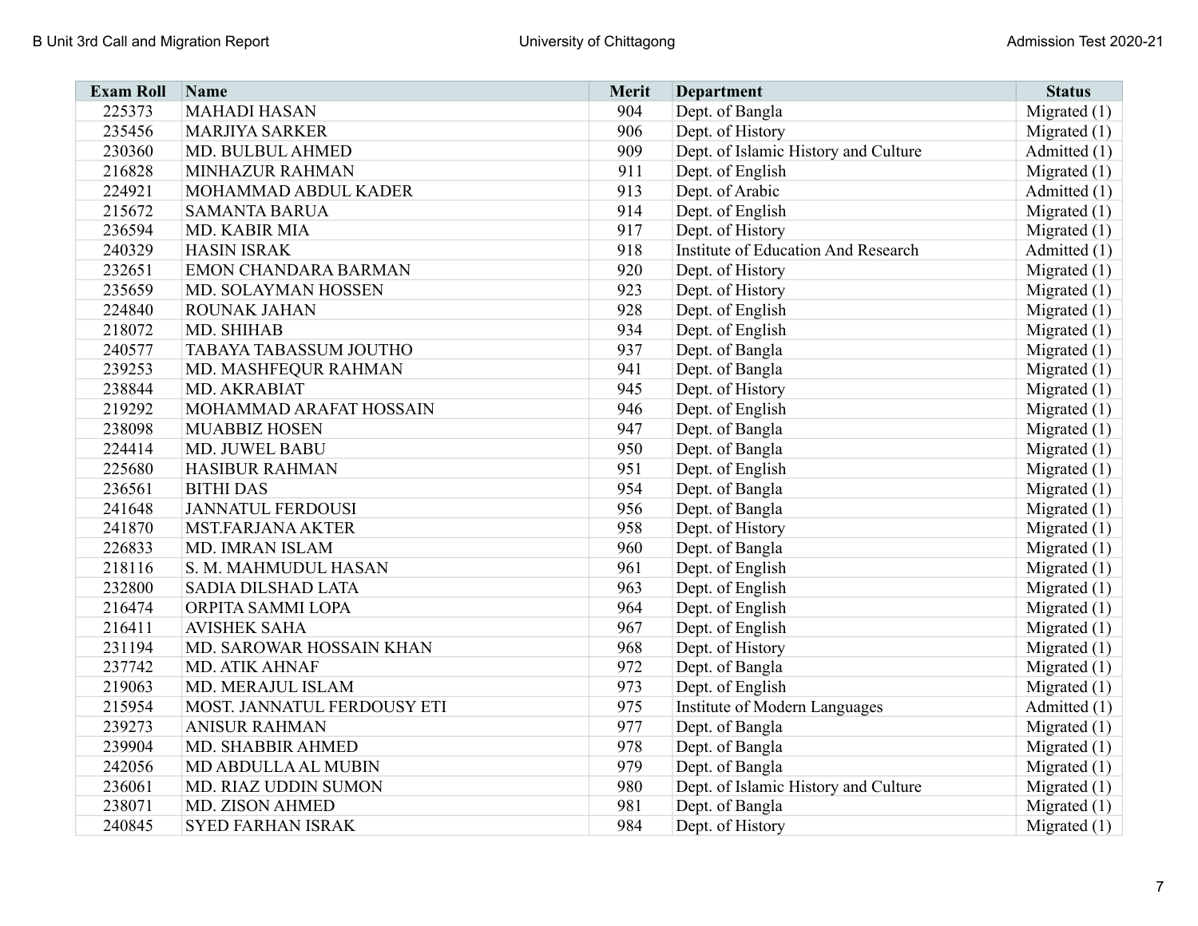| Exam Roll | Name | Merit | Department | Status |
|---|---|---|---|---|
| 225373 | MAHADI HASAN | 904 | Dept. of Bangla | Migrated (1) |
| 235456 | MARJIYA SARKER | 906 | Dept. of History | Migrated (1) |
| 230360 | MD. BULBUL AHMED | 909 | Dept. of Islamic History and Culture | Admitted (1) |
| 216828 | MINHAZUR RAHMAN | 911 | Dept. of English | Migrated (1) |
| 224921 | MOHAMMAD ABDUL KADER | 913 | Dept. of Arabic | Admitted (1) |
| 215672 | SAMANTA BARUA | 914 | Dept. of English | Migrated (1) |
| 236594 | MD. KABIR MIA | 917 | Dept. of History | Migrated (1) |
| 240329 | HASIN ISRAK | 918 | Institute of Education And Research | Admitted (1) |
| 232651 | EMON CHANDARA BARMAN | 920 | Dept. of History | Migrated (1) |
| 235659 | MD. SOLAYMAN HOSSEN | 923 | Dept. of History | Migrated (1) |
| 224840 | ROUNAK JAHAN | 928 | Dept. of English | Migrated (1) |
| 218072 | MD. SHIHAB | 934 | Dept. of English | Migrated (1) |
| 240577 | TABAYA TABASSUM JOUTHO | 937 | Dept. of Bangla | Migrated (1) |
| 239253 | MD. MASHFEQUR RAHMAN | 941 | Dept. of Bangla | Migrated (1) |
| 238844 | MD. AKRABIAT | 945 | Dept. of History | Migrated (1) |
| 219292 | MOHAMMAD ARAFAT HOSSAIN | 946 | Dept. of English | Migrated (1) |
| 238098 | MUABBIZ HOSEN | 947 | Dept. of Bangla | Migrated (1) |
| 224414 | MD. JUWEL BABU | 950 | Dept. of Bangla | Migrated (1) |
| 225680 | HASIBUR RAHMAN | 951 | Dept. of English | Migrated (1) |
| 236561 | BITHI DAS | 954 | Dept. of Bangla | Migrated (1) |
| 241648 | JANNATUL FERDOUSI | 956 | Dept. of Bangla | Migrated (1) |
| 241870 | MST.FARJANA AKTER | 958 | Dept. of History | Migrated (1) |
| 226833 | MD. IMRAN ISLAM | 960 | Dept. of Bangla | Migrated (1) |
| 218116 | S. M. MAHMUDUL HASAN | 961 | Dept. of English | Migrated (1) |
| 232800 | SADIA DILSHAD LATA | 963 | Dept. of English | Migrated (1) |
| 216474 | ORPITA SAMMI LOPA | 964 | Dept. of English | Migrated (1) |
| 216411 | AVISHEK SAHA | 967 | Dept. of English | Migrated (1) |
| 231194 | MD. SAROWAR HOSSAIN KHAN | 968 | Dept. of History | Migrated (1) |
| 237742 | MD. ATIK AHNAF | 972 | Dept. of Bangla | Migrated (1) |
| 219063 | MD. MERAJUL ISLAM | 973 | Dept. of English | Migrated (1) |
| 215954 | MOST. JANNATUL FERDOUSY ETI | 975 | Institute of Modern Languages | Admitted (1) |
| 239273 | ANISUR RAHMAN | 977 | Dept. of Bangla | Migrated (1) |
| 239904 | MD. SHABBIR AHMED | 978 | Dept. of Bangla | Migrated (1) |
| 242056 | MD ABDULLA AL MUBIN | 979 | Dept. of Bangla | Migrated (1) |
| 236061 | MD. RIAZ UDDIN SUMON | 980 | Dept. of Islamic History and Culture | Migrated (1) |
| 238071 | MD. ZISON AHMED | 981 | Dept. of Bangla | Migrated (1) |
| 240845 | SYED FARHAN ISRAK | 984 | Dept. of History | Migrated (1) |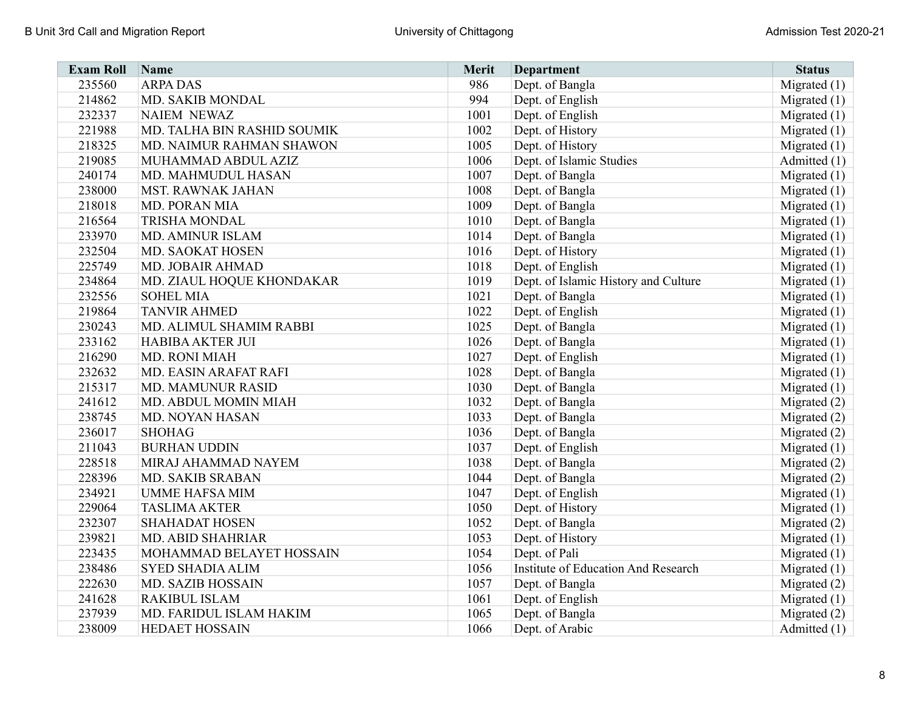| Exam Roll | Name | Merit | Department | Status |
|---|---|---|---|---|
| 235560 | ARPA DAS | 986 | Dept. of Bangla | Migrated (1) |
| 214862 | MD. SAKIB MONDAL | 994 | Dept. of English | Migrated (1) |
| 232337 | NAIEM NEWAZ | 1001 | Dept. of English | Migrated (1) |
| 221988 | MD. TALHA BIN RASHID SOUMIK | 1002 | Dept. of History | Migrated (1) |
| 218325 | MD. NAIMUR RAHMAN SHAWON | 1005 | Dept. of History | Migrated (1) |
| 219085 | MUHAMMAD ABDUL AZIZ | 1006 | Dept. of Islamic Studies | Admitted (1) |
| 240174 | MD. MAHMUDUL HASAN | 1007 | Dept. of Bangla | Migrated (1) |
| 238000 | MST. RAWNAK JAHAN | 1008 | Dept. of Bangla | Migrated (1) |
| 218018 | MD. PORAN MIA | 1009 | Dept. of Bangla | Migrated (1) |
| 216564 | TRISHA MONDAL | 1010 | Dept. of Bangla | Migrated (1) |
| 233970 | MD. AMINUR ISLAM | 1014 | Dept. of Bangla | Migrated (1) |
| 232504 | MD. SAOKAT HOSEN | 1016 | Dept. of History | Migrated (1) |
| 225749 | MD. JOBAIR AHMAD | 1018 | Dept. of English | Migrated (1) |
| 234864 | MD. ZIAUL HOQUE KHONDAKAR | 1019 | Dept. of Islamic History and Culture | Migrated (1) |
| 232556 | SOHEL MIA | 1021 | Dept. of Bangla | Migrated (1) |
| 219864 | TANVIR AHMED | 1022 | Dept. of English | Migrated (1) |
| 230243 | MD. ALIMUL SHAMIM RABBI | 1025 | Dept. of Bangla | Migrated (1) |
| 233162 | HABIBA AKTER JUI | 1026 | Dept. of Bangla | Migrated (1) |
| 216290 | MD. RONI MIAH | 1027 | Dept. of English | Migrated (1) |
| 232632 | MD. EASIN ARAFAT RAFI | 1028 | Dept. of Bangla | Migrated (1) |
| 215317 | MD. MAMUNUR RASID | 1030 | Dept. of Bangla | Migrated (1) |
| 241612 | MD. ABDUL MOMIN MIAH | 1032 | Dept. of Bangla | Migrated (2) |
| 238745 | MD. NOYAN HASAN | 1033 | Dept. of Bangla | Migrated (2) |
| 236017 | SHOHAG | 1036 | Dept. of Bangla | Migrated (2) |
| 211043 | BURHAN UDDIN | 1037 | Dept. of English | Migrated (1) |
| 228518 | MIRAJ AHAMMAD NAYEM | 1038 | Dept. of Bangla | Migrated (2) |
| 228396 | MD. SAKIB SRABAN | 1044 | Dept. of Bangla | Migrated (2) |
| 234921 | UMME HAFSA MIM | 1047 | Dept. of English | Migrated (1) |
| 229064 | TASLIMA AKTER | 1050 | Dept. of History | Migrated (1) |
| 232307 | SHAHADAT HOSEN | 1052 | Dept. of Bangla | Migrated (2) |
| 239821 | MD. ABID SHAHRIAR | 1053 | Dept. of History | Migrated (1) |
| 223435 | MOHAMMAD BELAYET HOSSAIN | 1054 | Dept. of Pali | Migrated (1) |
| 238486 | SYED SHADIA ALIM | 1056 | Institute of Education And Research | Migrated (1) |
| 222630 | MD. SAZIB HOSSAIN | 1057 | Dept. of Bangla | Migrated (2) |
| 241628 | RAKIBUL ISLAM | 1061 | Dept. of English | Migrated (1) |
| 237939 | MD. FARIDUL ISLAM HAKIM | 1065 | Dept. of Bangla | Migrated (2) |
| 238009 | HEDAET HOSSAIN | 1066 | Dept. of Arabic | Admitted (1) |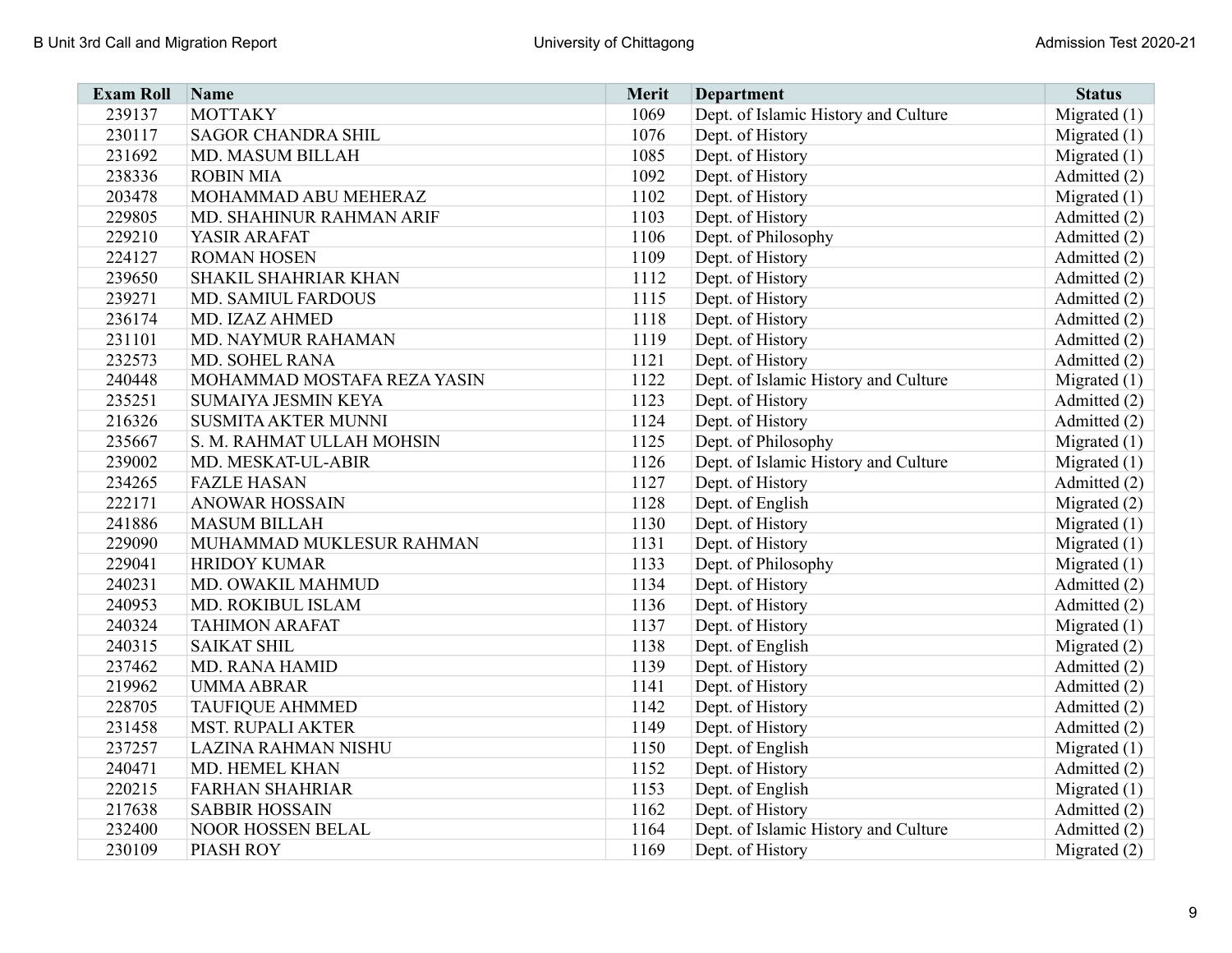| Exam Roll | Name | Merit | Department | Status |
|---|---|---|---|---|
| 239137 | MOTTAKY | 1069 | Dept. of Islamic History and Culture | Migrated (1) |
| 230117 | SAGOR CHANDRA SHIL | 1076 | Dept. of History | Migrated (1) |
| 231692 | MD. MASUM BILLAH | 1085 | Dept. of History | Migrated (1) |
| 238336 | ROBIN MIA | 1092 | Dept. of History | Admitted (2) |
| 203478 | MOHAMMAD ABU MEHERAZ | 1102 | Dept. of History | Migrated (1) |
| 229805 | MD. SHAHINUR RAHMAN ARIF | 1103 | Dept. of History | Admitted (2) |
| 229210 | YASIR ARAFAT | 1106 | Dept. of Philosophy | Admitted (2) |
| 224127 | ROMAN HOSEN | 1109 | Dept. of History | Admitted (2) |
| 239650 | SHAKIL SHAHRIAR KHAN | 1112 | Dept. of History | Admitted (2) |
| 239271 | MD. SAMIUL FARDOUS | 1115 | Dept. of History | Admitted (2) |
| 236174 | MD. IZAZ AHMED | 1118 | Dept. of History | Admitted (2) |
| 231101 | MD. NAYMUR RAHAMAN | 1119 | Dept. of History | Admitted (2) |
| 232573 | MD. SOHEL RANA | 1121 | Dept. of History | Admitted (2) |
| 240448 | MOHAMMAD MOSTAFA REZA YASIN | 1122 | Dept. of Islamic History and Culture | Migrated (1) |
| 235251 | SUMAIYA JESMIN KEYA | 1123 | Dept. of History | Admitted (2) |
| 216326 | SUSMITA AKTER MUNNI | 1124 | Dept. of History | Admitted (2) |
| 235667 | S. M. RAHMAT ULLAH MOHSIN | 1125 | Dept. of Philosophy | Migrated (1) |
| 239002 | MD. MESKAT-UL-ABIR | 1126 | Dept. of Islamic History and Culture | Migrated (1) |
| 234265 | FAZLE HASAN | 1127 | Dept. of History | Admitted (2) |
| 222171 | ANOWAR HOSSAIN | 1128 | Dept. of English | Migrated (2) |
| 241886 | MASUM BILLAH | 1130 | Dept. of History | Migrated (1) |
| 229090 | MUHAMMAD MUKLESUR RAHMAN | 1131 | Dept. of History | Migrated (1) |
| 229041 | HRIDOY KUMAR | 1133 | Dept. of Philosophy | Migrated (1) |
| 240231 | MD. OWAKIL MAHMUD | 1134 | Dept. of History | Admitted (2) |
| 240953 | MD. ROKIBUL ISLAM | 1136 | Dept. of History | Admitted (2) |
| 240324 | TAHIMON ARAFAT | 1137 | Dept. of History | Migrated (1) |
| 240315 | SAIKAT SHIL | 1138 | Dept. of English | Migrated (2) |
| 237462 | MD. RANA HAMID | 1139 | Dept. of History | Admitted (2) |
| 219962 | UMMA ABRAR | 1141 | Dept. of History | Admitted (2) |
| 228705 | TAUFIQUE AHMMED | 1142 | Dept. of History | Admitted (2) |
| 231458 | MST. RUPALI AKTER | 1149 | Dept. of History | Admitted (2) |
| 237257 | LAZINA RAHMAN NISHU | 1150 | Dept. of English | Migrated (1) |
| 240471 | MD. HEMEL KHAN | 1152 | Dept. of History | Admitted (2) |
| 220215 | FARHAN SHAHRIAR | 1153 | Dept. of English | Migrated (1) |
| 217638 | SABBIR HOSSAIN | 1162 | Dept. of History | Admitted (2) |
| 232400 | NOOR HOSSEN BELAL | 1164 | Dept. of Islamic History and Culture | Admitted (2) |
| 230109 | PIASH ROY | 1169 | Dept. of History | Migrated (2) |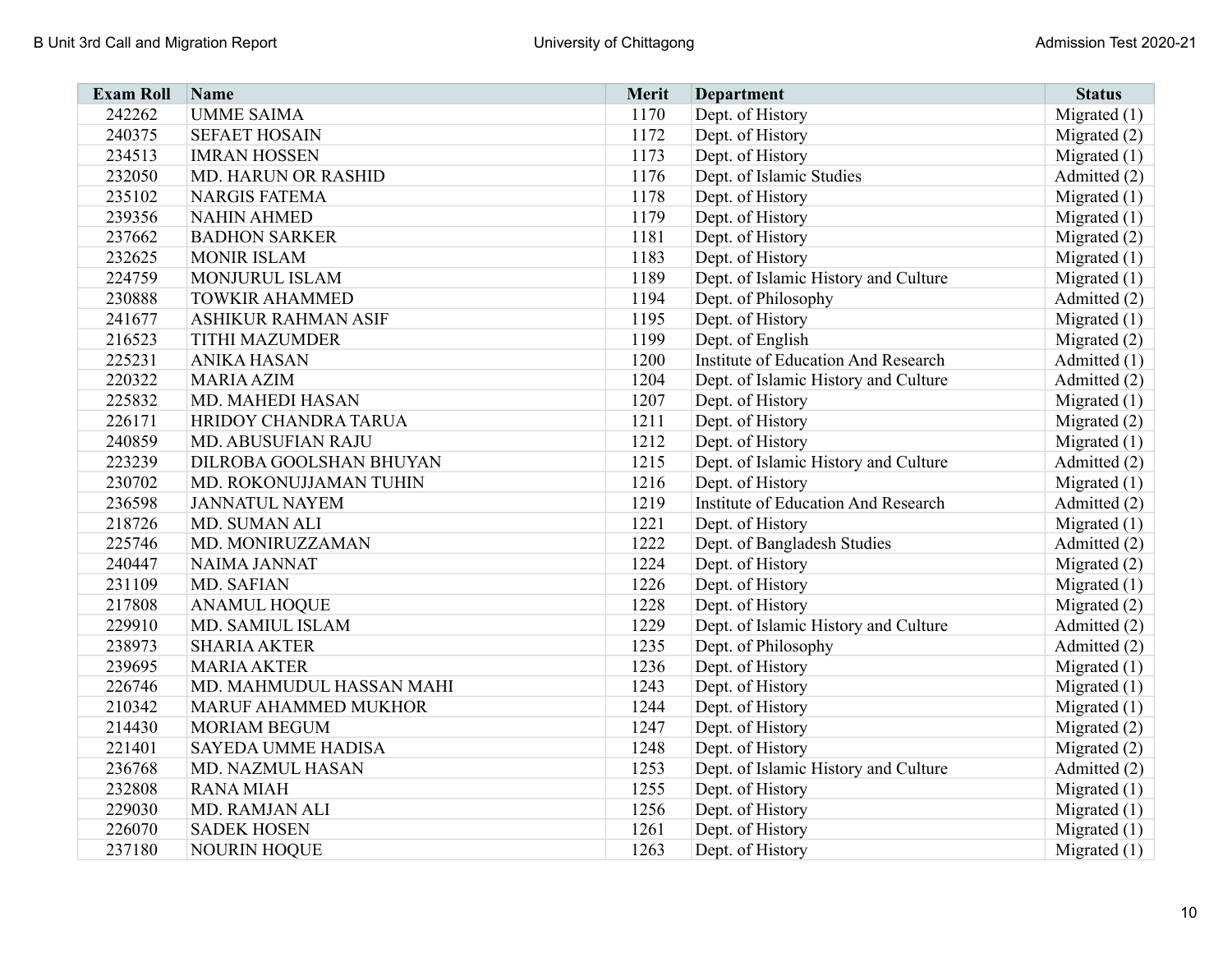| Exam Roll | Name | Merit | Department | Status |
|---|---|---|---|---|
| 242262 | UMME SAIMA | 1170 | Dept. of History | Migrated (1) |
| 240375 | SEFAET HOSAIN | 1172 | Dept. of History | Migrated (2) |
| 234513 | IMRAN HOSSEN | 1173 | Dept. of History | Migrated (1) |
| 232050 | MD. HARUN OR RASHID | 1176 | Dept. of Islamic Studies | Admitted (2) |
| 235102 | NARGIS FATEMA | 1178 | Dept. of History | Migrated (1) |
| 239356 | NAHIN AHMED | 1179 | Dept. of History | Migrated (1) |
| 237662 | BADHON SARKER | 1181 | Dept. of History | Migrated (2) |
| 232625 | MONIR ISLAM | 1183 | Dept. of History | Migrated (1) |
| 224759 | MONJURUL ISLAM | 1189 | Dept. of Islamic History and Culture | Migrated (1) |
| 230888 | TOWKIR AHAMMED | 1194 | Dept. of Philosophy | Admitted (2) |
| 241677 | ASHIKUR RAHMAN ASIF | 1195 | Dept. of History | Migrated (1) |
| 216523 | TITHI MAZUMDER | 1199 | Dept. of English | Migrated (2) |
| 225231 | ANIKA HASAN | 1200 | Institute of Education And Research | Admitted (1) |
| 220322 | MARIA AZIM | 1204 | Dept. of Islamic History and Culture | Admitted (2) |
| 225832 | MD. MAHEDI HASAN | 1207 | Dept. of History | Migrated (1) |
| 226171 | HRIDOY CHANDRA TARUA | 1211 | Dept. of History | Migrated (2) |
| 240859 | MD. ABUSUFIAN RAJU | 1212 | Dept. of History | Migrated (1) |
| 223239 | DILROBA GOOLSHAN BHUYAN | 1215 | Dept. of Islamic History and Culture | Admitted (2) |
| 230702 | MD. ROKONUJJAMAN TUHIN | 1216 | Dept. of History | Migrated (1) |
| 236598 | JANNATUL NAYEM | 1219 | Institute of Education And Research | Admitted (2) |
| 218726 | MD. SUMAN ALI | 1221 | Dept. of History | Migrated (1) |
| 225746 | MD. MONIRUZZAMAN | 1222 | Dept. of Bangladesh Studies | Admitted (2) |
| 240447 | NAIMA JANNAT | 1224 | Dept. of History | Migrated (2) |
| 231109 | MD. SAFIAN | 1226 | Dept. of History | Migrated (1) |
| 217808 | ANAMUL HOQUE | 1228 | Dept. of History | Migrated (2) |
| 229910 | MD. SAMIUL ISLAM | 1229 | Dept. of Islamic History and Culture | Admitted (2) |
| 238973 | SHARIA AKTER | 1235 | Dept. of Philosophy | Admitted (2) |
| 239695 | MARIA AKTER | 1236 | Dept. of History | Migrated (1) |
| 226746 | MD. MAHMUDUL HASSAN MAHI | 1243 | Dept. of History | Migrated (1) |
| 210342 | MARUF AHAMMED MUKHOR | 1244 | Dept. of History | Migrated (1) |
| 214430 | MORIAM BEGUM | 1247 | Dept. of History | Migrated (2) |
| 221401 | SAYEDA UMME HADISA | 1248 | Dept. of History | Migrated (2) |
| 236768 | MD. NAZMUL HASAN | 1253 | Dept. of Islamic History and Culture | Admitted (2) |
| 232808 | RANA MIAH | 1255 | Dept. of History | Migrated (1) |
| 229030 | MD. RAMJAN ALI | 1256 | Dept. of History | Migrated (1) |
| 226070 | SADEK HOSEN | 1261 | Dept. of History | Migrated (1) |
| 237180 | NOURIN HOQUE | 1263 | Dept. of History | Migrated (1) |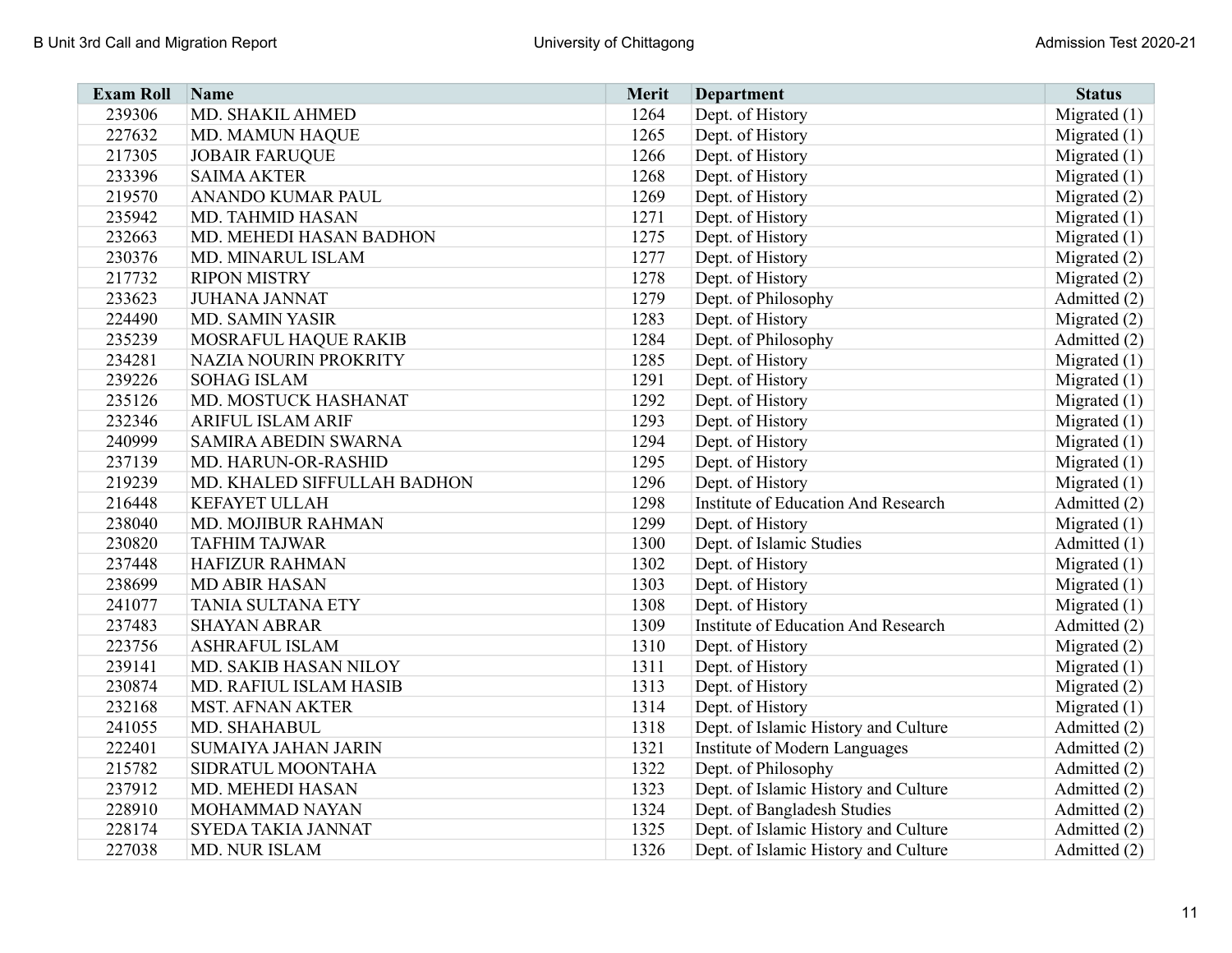| Exam Roll | Name | Merit | Department | Status |
|---|---|---|---|---|
| 239306 | MD. SHAKIL AHMED | 1264 | Dept. of History | Migrated (1) |
| 227632 | MD. MAMUN HAQUE | 1265 | Dept. of History | Migrated (1) |
| 217305 | JOBAIR FARUQUE | 1266 | Dept. of History | Migrated (1) |
| 233396 | SAIMA AKTER | 1268 | Dept. of History | Migrated (1) |
| 219570 | ANANDO KUMAR PAUL | 1269 | Dept. of History | Migrated (2) |
| 235942 | MD. TAHMID HASAN | 1271 | Dept. of History | Migrated (1) |
| 232663 | MD. MEHEDI HASAN BADHON | 1275 | Dept. of History | Migrated (1) |
| 230376 | MD. MINARUL ISLAM | 1277 | Dept. of History | Migrated (2) |
| 217732 | RIPON MISTRY | 1278 | Dept. of History | Migrated (2) |
| 233623 | JUHANA JANNAT | 1279 | Dept. of Philosophy | Admitted (2) |
| 224490 | MD. SAMIN YASIR | 1283 | Dept. of History | Migrated (2) |
| 235239 | MOSRAFUL HAQUE RAKIB | 1284 | Dept. of Philosophy | Admitted (2) |
| 234281 | NAZIA NOURIN PROKRITY | 1285 | Dept. of History | Migrated (1) |
| 239226 | SOHAG ISLAM | 1291 | Dept. of History | Migrated (1) |
| 235126 | MD. MOSTUCK HASHANAT | 1292 | Dept. of History | Migrated (1) |
| 232346 | ARIFUL ISLAM ARIF | 1293 | Dept. of History | Migrated (1) |
| 240999 | SAMIRA ABEDIN SWARNA | 1294 | Dept. of History | Migrated (1) |
| 237139 | MD. HARUN-OR-RASHID | 1295 | Dept. of History | Migrated (1) |
| 219239 | MD. KHALED SIFFULLAH BADHON | 1296 | Dept. of History | Migrated (1) |
| 216448 | KEFAYET ULLAH | 1298 | Institute of Education And Research | Admitted (2) |
| 238040 | MD. MOJIBUR RAHMAN | 1299 | Dept. of History | Migrated (1) |
| 230820 | TAFHIM TAJWAR | 1300 | Dept. of Islamic Studies | Admitted (1) |
| 237448 | HAFIZUR RAHMAN | 1302 | Dept. of History | Migrated (1) |
| 238699 | MD ABIR HASAN | 1303 | Dept. of History | Migrated (1) |
| 241077 | TANIA SULTANA ETY | 1308 | Dept. of History | Migrated (1) |
| 237483 | SHAYAN ABRAR | 1309 | Institute of Education And Research | Admitted (2) |
| 223756 | ASHRAFUL ISLAM | 1310 | Dept. of History | Migrated (2) |
| 239141 | MD. SAKIB HASAN NILOY | 1311 | Dept. of History | Migrated (1) |
| 230874 | MD. RAFIUL ISLAM HASIB | 1313 | Dept. of History | Migrated (2) |
| 232168 | MST. AFNAN AKTER | 1314 | Dept. of History | Migrated (1) |
| 241055 | MD. SHAHABUL | 1318 | Dept. of Islamic History and Culture | Admitted (2) |
| 222401 | SUMAIYA JAHAN JARIN | 1321 | Institute of Modern Languages | Admitted (2) |
| 215782 | SIDRATUL MOONTAHA | 1322 | Dept. of Philosophy | Admitted (2) |
| 237912 | MD. MEHEDI HASAN | 1323 | Dept. of Islamic History and Culture | Admitted (2) |
| 228910 | MOHAMMAD NAYAN | 1324 | Dept. of Bangladesh Studies | Admitted (2) |
| 228174 | SYEDA TAKIA JANNAT | 1325 | Dept. of Islamic History and Culture | Admitted (2) |
| 227038 | MD. NUR ISLAM | 1326 | Dept. of Islamic History and Culture | Admitted (2) |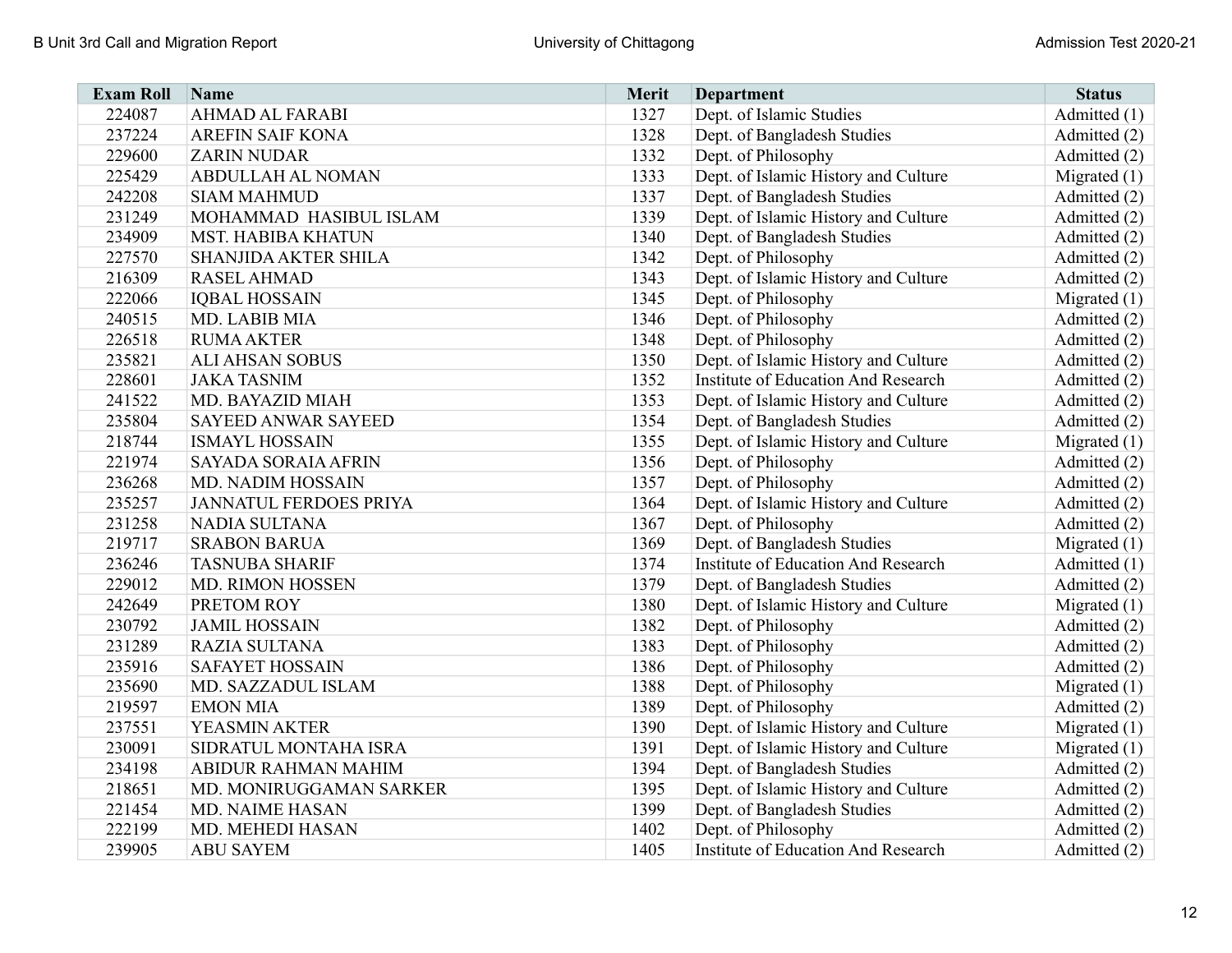| Exam Roll | Name | Merit | Department | Status |
|---|---|---|---|---|
| 224087 | AHMAD AL FARABI | 1327 | Dept. of Islamic Studies | Admitted (1) |
| 237224 | AREFIN SAIF KONA | 1328 | Dept. of Bangladesh Studies | Admitted (2) |
| 229600 | ZARIN NUDAR | 1332 | Dept. of Philosophy | Admitted (2) |
| 225429 | ABDULLAH AL NOMAN | 1333 | Dept. of Islamic History and Culture | Migrated (1) |
| 242208 | SIAM MAHMUD | 1337 | Dept. of Bangladesh Studies | Admitted (2) |
| 231249 | MOHAMMAD HASIBUL ISLAM | 1339 | Dept. of Islamic History and Culture | Admitted (2) |
| 234909 | MST. HABIBA KHATUN | 1340 | Dept. of Bangladesh Studies | Admitted (2) |
| 227570 | SHANJIDA AKTER SHILA | 1342 | Dept. of Philosophy | Admitted (2) |
| 216309 | RASEL AHMAD | 1343 | Dept. of Islamic History and Culture | Admitted (2) |
| 222066 | IQBAL HOSSAIN | 1345 | Dept. of Philosophy | Migrated (1) |
| 240515 | MD. LABIB MIA | 1346 | Dept. of Philosophy | Admitted (2) |
| 226518 | RUMA AKTER | 1348 | Dept. of Philosophy | Admitted (2) |
| 235821 | ALI AHSAN SOBUS | 1350 | Dept. of Islamic History and Culture | Admitted (2) |
| 228601 | JAKA TASNIM | 1352 | Institute of Education And Research | Admitted (2) |
| 241522 | MD. BAYAZID MIAH | 1353 | Dept. of Islamic History and Culture | Admitted (2) |
| 235804 | SAYEED ANWAR SAYEED | 1354 | Dept. of Bangladesh Studies | Admitted (2) |
| 218744 | ISMAYL HOSSAIN | 1355 | Dept. of Islamic History and Culture | Migrated (1) |
| 221974 | SAYADA SORAIA AFRIN | 1356 | Dept. of Philosophy | Admitted (2) |
| 236268 | MD. NADIM HOSSAIN | 1357 | Dept. of Philosophy | Admitted (2) |
| 235257 | JANNATUL FERDOES PRIYA | 1364 | Dept. of Islamic History and Culture | Admitted (2) |
| 231258 | NADIA SULTANA | 1367 | Dept. of Philosophy | Admitted (2) |
| 219717 | SRABON BARUA | 1369 | Dept. of Bangladesh Studies | Migrated (1) |
| 236246 | TASNUBA SHARIF | 1374 | Institute of Education And Research | Admitted (1) |
| 229012 | MD. RIMON HOSSEN | 1379 | Dept. of Bangladesh Studies | Admitted (2) |
| 242649 | PRETOM ROY | 1380 | Dept. of Islamic History and Culture | Migrated (1) |
| 230792 | JAMIL HOSSAIN | 1382 | Dept. of Philosophy | Admitted (2) |
| 231289 | RAZIA SULTANA | 1383 | Dept. of Philosophy | Admitted (2) |
| 235916 | SAFAYET HOSSAIN | 1386 | Dept. of Philosophy | Admitted (2) |
| 235690 | MD. SAZZADUL ISLAM | 1388 | Dept. of Philosophy | Migrated (1) |
| 219597 | EMON MIA | 1389 | Dept. of Philosophy | Admitted (2) |
| 237551 | YEASMIN AKTER | 1390 | Dept. of Islamic History and Culture | Migrated (1) |
| 230091 | SIDRATUL MONTAHA ISRA | 1391 | Dept. of Islamic History and Culture | Migrated (1) |
| 234198 | ABIDUR RAHMAN MAHIM | 1394 | Dept. of Bangladesh Studies | Admitted (2) |
| 218651 | MD. MONIRUGGAMAN SARKER | 1395 | Dept. of Islamic History and Culture | Admitted (2) |
| 221454 | MD. NAIME HASAN | 1399 | Dept. of Bangladesh Studies | Admitted (2) |
| 222199 | MD. MEHEDI HASAN | 1402 | Dept. of Philosophy | Admitted (2) |
| 239905 | ABU SAYEM | 1405 | Institute of Education And Research | Admitted (2) |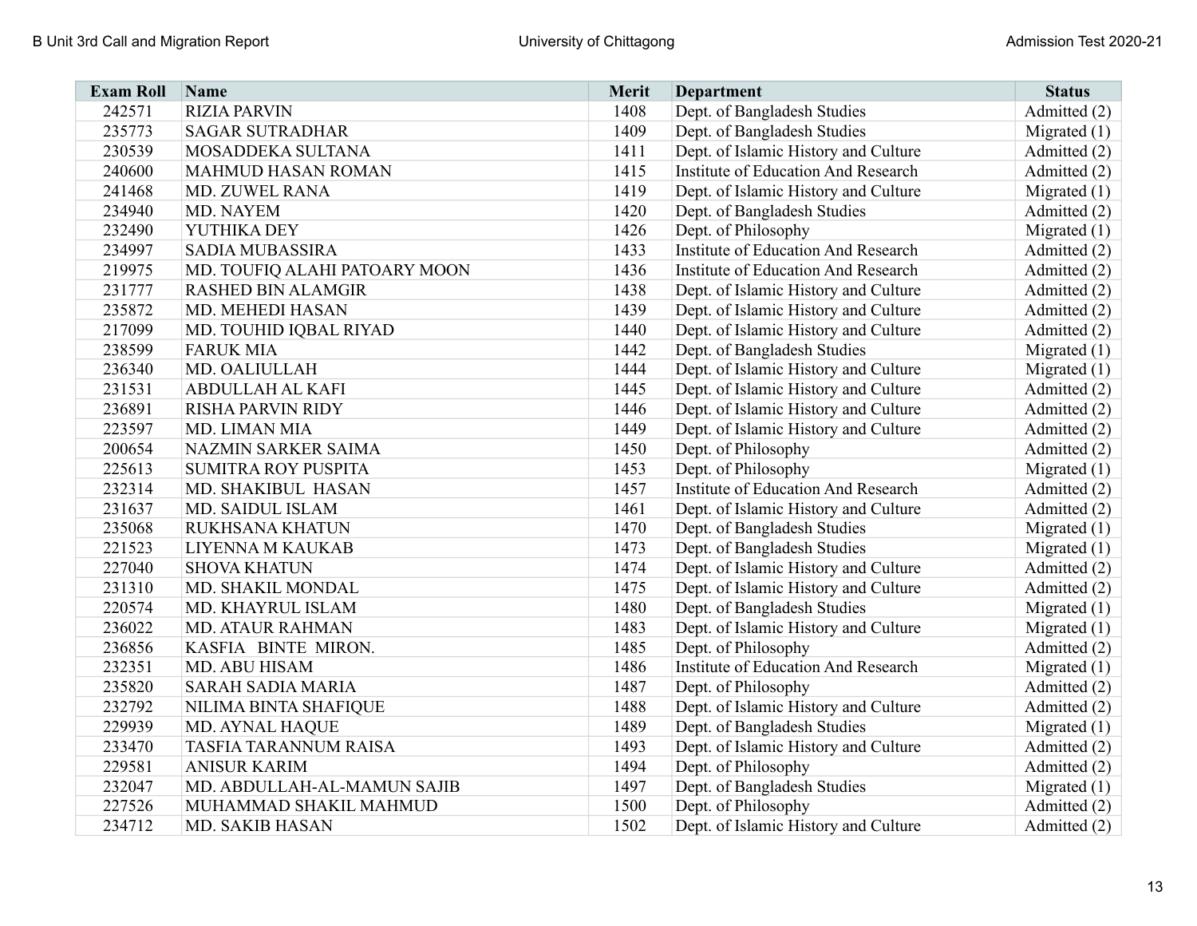| Exam Roll | Name | Merit | Department | Status |
|---|---|---|---|---|
| 242571 | RIZIA PARVIN | 1408 | Dept. of Bangladesh Studies | Admitted (2) |
| 235773 | SAGAR SUTRADHAR | 1409 | Dept. of Bangladesh Studies | Migrated (1) |
| 230539 | MOSADDEKA SULTANA | 1411 | Dept. of Islamic History and Culture | Admitted (2) |
| 240600 | MAHMUD HASAN ROMAN | 1415 | Institute of Education And Research | Admitted (2) |
| 241468 | MD. ZUWEL RANA | 1419 | Dept. of Islamic History and Culture | Migrated (1) |
| 234940 | MD. NAYEM | 1420 | Dept. of Bangladesh Studies | Admitted (2) |
| 232490 | YUTHIKA DEY | 1426 | Dept. of Philosophy | Migrated (1) |
| 234997 | SADIA MUBASSIRA | 1433 | Institute of Education And Research | Admitted (2) |
| 219975 | MD. TOUFIQ ALAHI PATOARY MOON | 1436 | Institute of Education And Research | Admitted (2) |
| 231777 | RASHED BIN ALAMGIR | 1438 | Dept. of Islamic History and Culture | Admitted (2) |
| 235872 | MD. MEHEDI HASAN | 1439 | Dept. of Islamic History and Culture | Admitted (2) |
| 217099 | MD. TOUHID IQBAL RIYAD | 1440 | Dept. of Islamic History and Culture | Admitted (2) |
| 238599 | FARUK MIA | 1442 | Dept. of Bangladesh Studies | Migrated (1) |
| 236340 | MD. OALIULLAH | 1444 | Dept. of Islamic History and Culture | Migrated (1) |
| 231531 | ABDULLAH AL KAFI | 1445 | Dept. of Islamic History and Culture | Admitted (2) |
| 236891 | RISHA PARVIN RIDY | 1446 | Dept. of Islamic History and Culture | Admitted (2) |
| 223597 | MD. LIMAN MIA | 1449 | Dept. of Islamic History and Culture | Admitted (2) |
| 200654 | NAZMIN SARKER SAIMA | 1450 | Dept. of Philosophy | Admitted (2) |
| 225613 | SUMITRA ROY PUSPITA | 1453 | Dept. of Philosophy | Migrated (1) |
| 232314 | MD. SHAKIBUL HASAN | 1457 | Institute of Education And Research | Admitted (2) |
| 231637 | MD. SAIDUL ISLAM | 1461 | Dept. of Islamic History and Culture | Admitted (2) |
| 235068 | RUKHSANA KHATUN | 1470 | Dept. of Bangladesh Studies | Migrated (1) |
| 221523 | LIYENNA M KAUKAB | 1473 | Dept. of Bangladesh Studies | Migrated (1) |
| 227040 | SHOVA KHATUN | 1474 | Dept. of Islamic History and Culture | Admitted (2) |
| 231310 | MD. SHAKIL MONDAL | 1475 | Dept. of Islamic History and Culture | Admitted (2) |
| 220574 | MD. KHAYRUL ISLAM | 1480 | Dept. of Bangladesh Studies | Migrated (1) |
| 236022 | MD. ATAUR RAHMAN | 1483 | Dept. of Islamic History and Culture | Migrated (1) |
| 236856 | KASFIA BINTE MIRON. | 1485 | Dept. of Philosophy | Admitted (2) |
| 232351 | MD. ABU HISAM | 1486 | Institute of Education And Research | Migrated (1) |
| 235820 | SARAH SADIA MARIA | 1487 | Dept. of Philosophy | Admitted (2) |
| 232792 | NILIMA BINTA SHAFIQUE | 1488 | Dept. of Islamic History and Culture | Admitted (2) |
| 229939 | MD. AYNAL HAQUE | 1489 | Dept. of Bangladesh Studies | Migrated (1) |
| 233470 | TASFIA TARANNUM RAISA | 1493 | Dept. of Islamic History and Culture | Admitted (2) |
| 229581 | ANISUR KARIM | 1494 | Dept. of Philosophy | Admitted (2) |
| 232047 | MD. ABDULLAH-AL-MAMUN SAJIB | 1497 | Dept. of Bangladesh Studies | Migrated (1) |
| 227526 | MUHAMMAD SHAKIL MAHMUD | 1500 | Dept. of Philosophy | Admitted (2) |
| 234712 | MD. SAKIB HASAN | 1502 | Dept. of Islamic History and Culture | Admitted (2) |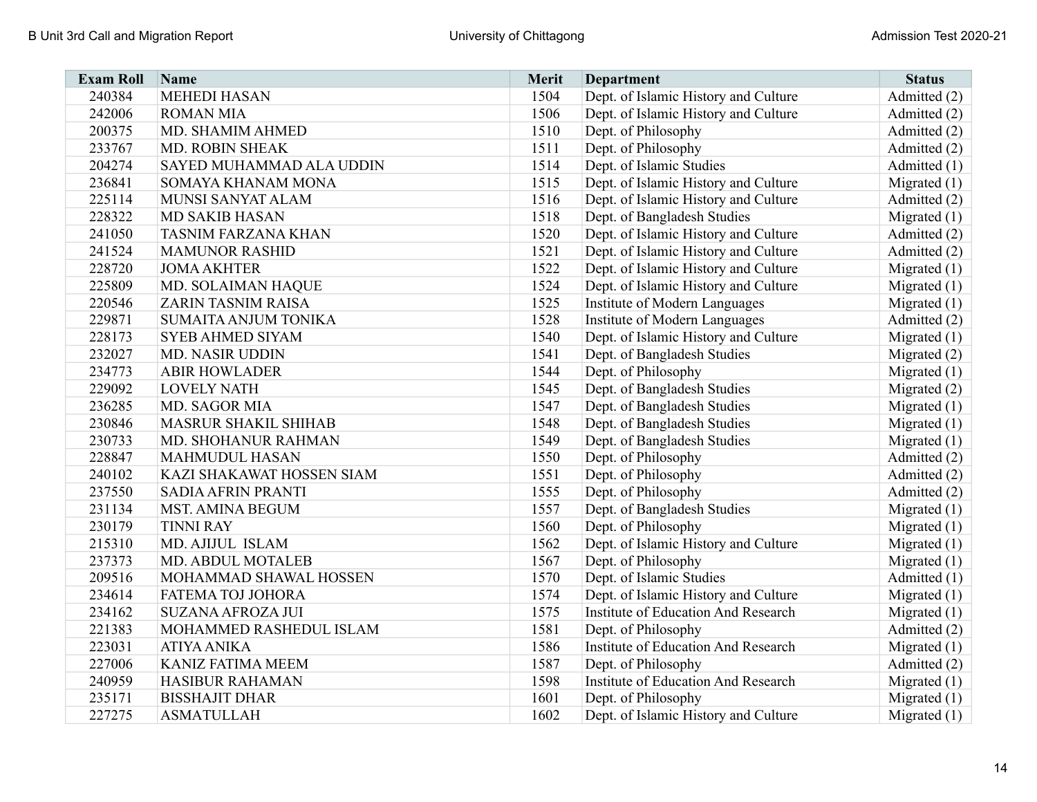| Exam Roll | Name | Merit | Department | Status |
| --- | --- | --- | --- | --- |
| 240384 | MEHEDI HASAN | 1504 | Dept. of Islamic History and Culture | Admitted (2) |
| 242006 | ROMAN MIA | 1506 | Dept. of Islamic History and Culture | Admitted (2) |
| 200375 | MD. SHAMIM AHMED | 1510 | Dept. of Philosophy | Admitted (2) |
| 233767 | MD. ROBIN SHEAK | 1511 | Dept. of Philosophy | Admitted (2) |
| 204274 | SAYED MUHAMMAD ALA UDDIN | 1514 | Dept. of Islamic Studies | Admitted (1) |
| 236841 | SOMAYA KHANAM MONA | 1515 | Dept. of Islamic History and Culture | Migrated (1) |
| 225114 | MUNSI SANYAT ALAM | 1516 | Dept. of Islamic History and Culture | Admitted (2) |
| 228322 | MD SAKIB HASAN | 1518 | Dept. of Bangladesh Studies | Migrated (1) |
| 241050 | TASNIM FARZANA KHAN | 1520 | Dept. of Islamic History and Culture | Admitted (2) |
| 241524 | MAMUNOR RASHID | 1521 | Dept. of Islamic History and Culture | Admitted (2) |
| 228720 | JOMA AKHTER | 1522 | Dept. of Islamic History and Culture | Migrated (1) |
| 225809 | MD. SOLAIMAN HAQUE | 1524 | Dept. of Islamic History and Culture | Migrated (1) |
| 220546 | ZARIN TASNIM RAISA | 1525 | Institute of Modern Languages | Migrated (1) |
| 229871 | SUMAITA ANJUM TONIKA | 1528 | Institute of Modern Languages | Admitted (2) |
| 228173 | SYEB AHMED SIYAM | 1540 | Dept. of Islamic History and Culture | Migrated (1) |
| 232027 | MD. NASIR UDDIN | 1541 | Dept. of Bangladesh Studies | Migrated (2) |
| 234773 | ABIR HOWLADER | 1544 | Dept. of Philosophy | Migrated (1) |
| 229092 | LOVELY NATH | 1545 | Dept. of Bangladesh Studies | Migrated (2) |
| 236285 | MD. SAGOR MIA | 1547 | Dept. of Bangladesh Studies | Migrated (1) |
| 230846 | MASRUR SHAKIL SHIHAB | 1548 | Dept. of Bangladesh Studies | Migrated (1) |
| 230733 | MD. SHOHANUR RAHMAN | 1549 | Dept. of Bangladesh Studies | Migrated (1) |
| 228847 | MAHMUDUL HASAN | 1550 | Dept. of Philosophy | Admitted (2) |
| 240102 | KAZI SHAKAWAT HOSSEN SIAM | 1551 | Dept. of Philosophy | Admitted (2) |
| 237550 | SADIA AFRIN PRANTI | 1555 | Dept. of Philosophy | Admitted (2) |
| 231134 | MST. AMINA BEGUM | 1557 | Dept. of Bangladesh Studies | Migrated (1) |
| 230179 | TINNI RAY | 1560 | Dept. of Philosophy | Migrated (1) |
| 215310 | MD. AJIJUL ISLAM | 1562 | Dept. of Islamic History and Culture | Migrated (1) |
| 237373 | MD. ABDUL MOTALEB | 1567 | Dept. of Philosophy | Migrated (1) |
| 209516 | MOHAMMAD SHAWAL HOSSEN | 1570 | Dept. of Islamic Studies | Admitted (1) |
| 234614 | FATEMA TOJ JOHORA | 1574 | Dept. of Islamic History and Culture | Migrated (1) |
| 234162 | SUZANA AFROZA JUI | 1575 | Institute of Education And Research | Migrated (1) |
| 221383 | MOHAMMED RASHEDUL ISLAM | 1581 | Dept. of Philosophy | Admitted (2) |
| 223031 | ATIYA ANIKA | 1586 | Institute of Education And Research | Migrated (1) |
| 227006 | KANIZ FATIMA MEEM | 1587 | Dept. of Philosophy | Admitted (2) |
| 240959 | HASIBUR RAHAMAN | 1598 | Institute of Education And Research | Migrated (1) |
| 235171 | BISSHAJIT DHAR | 1601 | Dept. of Philosophy | Migrated (1) |
| 227275 | ASMATULLAH | 1602 | Dept. of Islamic History and Culture | Migrated (1) |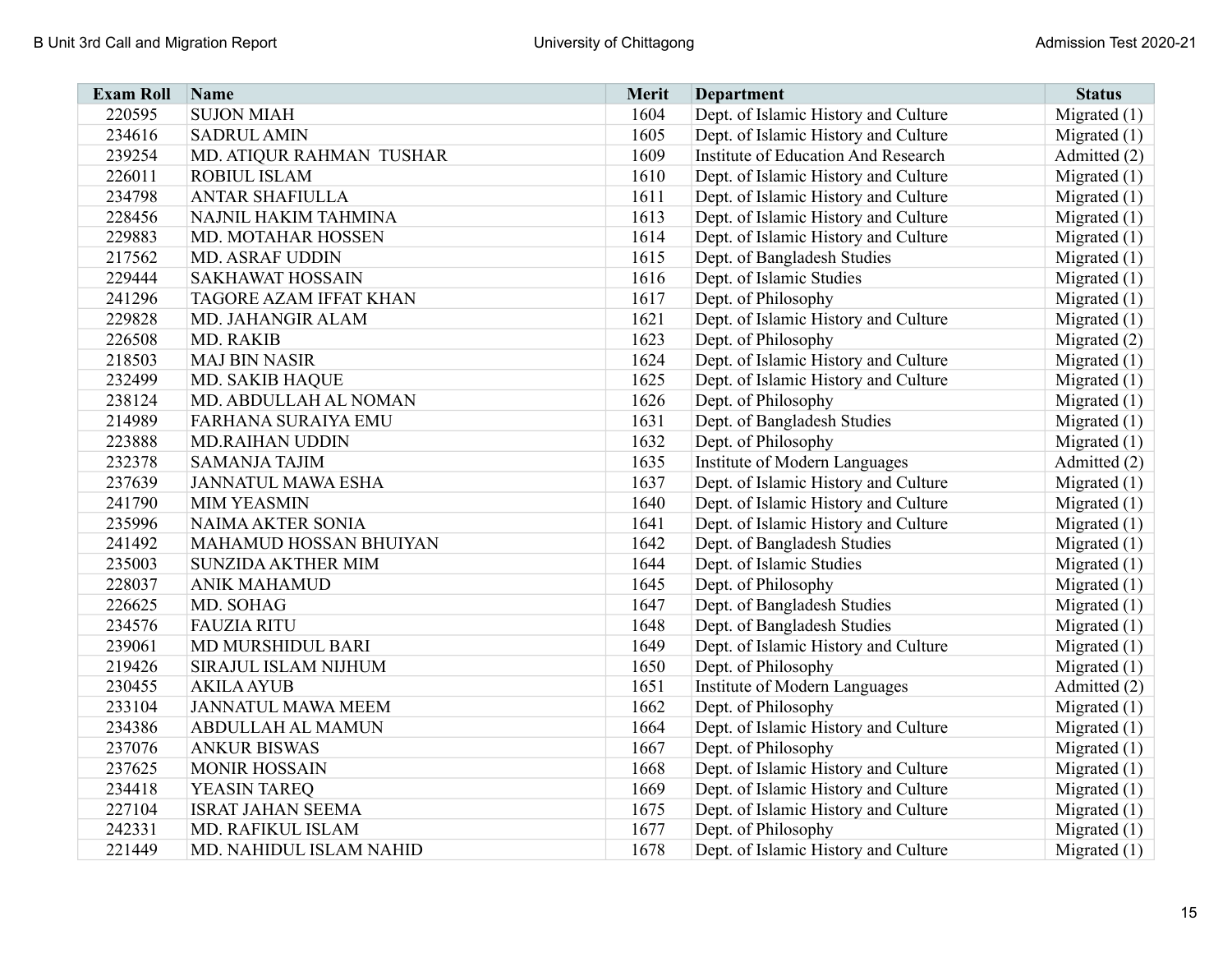| Exam Roll | Name | Merit | Department | Status |
|---|---|---|---|---|
| 220595 | SUJON MIAH | 1604 | Dept. of Islamic History and Culture | Migrated (1) |
| 234616 | SADRUL AMIN | 1605 | Dept. of Islamic History and Culture | Migrated (1) |
| 239254 | MD. ATIQUR RAHMAN TUSHAR | 1609 | Institute of Education And Research | Admitted (2) |
| 226011 | ROBIUL ISLAM | 1610 | Dept. of Islamic History and Culture | Migrated (1) |
| 234798 | ANTAR SHAFIULLA | 1611 | Dept. of Islamic History and Culture | Migrated (1) |
| 228456 | NAJNIL HAKIM TAHMINA | 1613 | Dept. of Islamic History and Culture | Migrated (1) |
| 229883 | MD. MOTAHAR HOSSEN | 1614 | Dept. of Islamic History and Culture | Migrated (1) |
| 217562 | MD. ASRAF UDDIN | 1615 | Dept. of Bangladesh Studies | Migrated (1) |
| 229444 | SAKHAWAT HOSSAIN | 1616 | Dept. of Islamic Studies | Migrated (1) |
| 241296 | TAGORE AZAM IFFAT KHAN | 1617 | Dept. of Philosophy | Migrated (1) |
| 229828 | MD. JAHANGIR ALAM | 1621 | Dept. of Islamic History and Culture | Migrated (1) |
| 226508 | MD. RAKIB | 1623 | Dept. of Philosophy | Migrated (2) |
| 218503 | MAJ BIN NASIR | 1624 | Dept. of Islamic History and Culture | Migrated (1) |
| 232499 | MD. SAKIB HAQUE | 1625 | Dept. of Islamic History and Culture | Migrated (1) |
| 238124 | MD. ABDULLAH AL NOMAN | 1626 | Dept. of Philosophy | Migrated (1) |
| 214989 | FARHANA SURAIYA EMU | 1631 | Dept. of Bangladesh Studies | Migrated (1) |
| 223888 | MD.RAIHAN UDDIN | 1632 | Dept. of Philosophy | Migrated (1) |
| 232378 | SAMANJA TAJIM | 1635 | Institute of Modern Languages | Admitted (2) |
| 237639 | JANNATUL MAWA ESHA | 1637 | Dept. of Islamic History and Culture | Migrated (1) |
| 241790 | MIM YEASMIN | 1640 | Dept. of Islamic History and Culture | Migrated (1) |
| 235996 | NAIMA AKTER SONIA | 1641 | Dept. of Islamic History and Culture | Migrated (1) |
| 241492 | MAHAMUD HOSSAN BHUIYAN | 1642 | Dept. of Bangladesh Studies | Migrated (1) |
| 235003 | SUNZIDA AKTHER MIM | 1644 | Dept. of Islamic Studies | Migrated (1) |
| 228037 | ANIK MAHAMUD | 1645 | Dept. of Philosophy | Migrated (1) |
| 226625 | MD. SOHAG | 1647 | Dept. of Bangladesh Studies | Migrated (1) |
| 234576 | FAUZIA RITU | 1648 | Dept. of Bangladesh Studies | Migrated (1) |
| 239061 | MD MURSHIDUL BARI | 1649 | Dept. of Islamic History and Culture | Migrated (1) |
| 219426 | SIRAJUL ISLAM NIJHUM | 1650 | Dept. of Philosophy | Migrated (1) |
| 230455 | AKILA AYUB | 1651 | Institute of Modern Languages | Admitted (2) |
| 233104 | JANNATUL MAWA MEEM | 1662 | Dept. of Philosophy | Migrated (1) |
| 234386 | ABDULLAH AL MAMUN | 1664 | Dept. of Islamic History and Culture | Migrated (1) |
| 237076 | ANKUR BISWAS | 1667 | Dept. of Philosophy | Migrated (1) |
| 237625 | MONIR HOSSAIN | 1668 | Dept. of Islamic History and Culture | Migrated (1) |
| 234418 | YEASIN TAREQ | 1669 | Dept. of Islamic History and Culture | Migrated (1) |
| 227104 | ISRAT JAHAN SEEMA | 1675 | Dept. of Islamic History and Culture | Migrated (1) |
| 242331 | MD. RAFIKUL ISLAM | 1677 | Dept. of Philosophy | Migrated (1) |
| 221449 | MD. NAHIDUL ISLAM NAHID | 1678 | Dept. of Islamic History and Culture | Migrated (1) |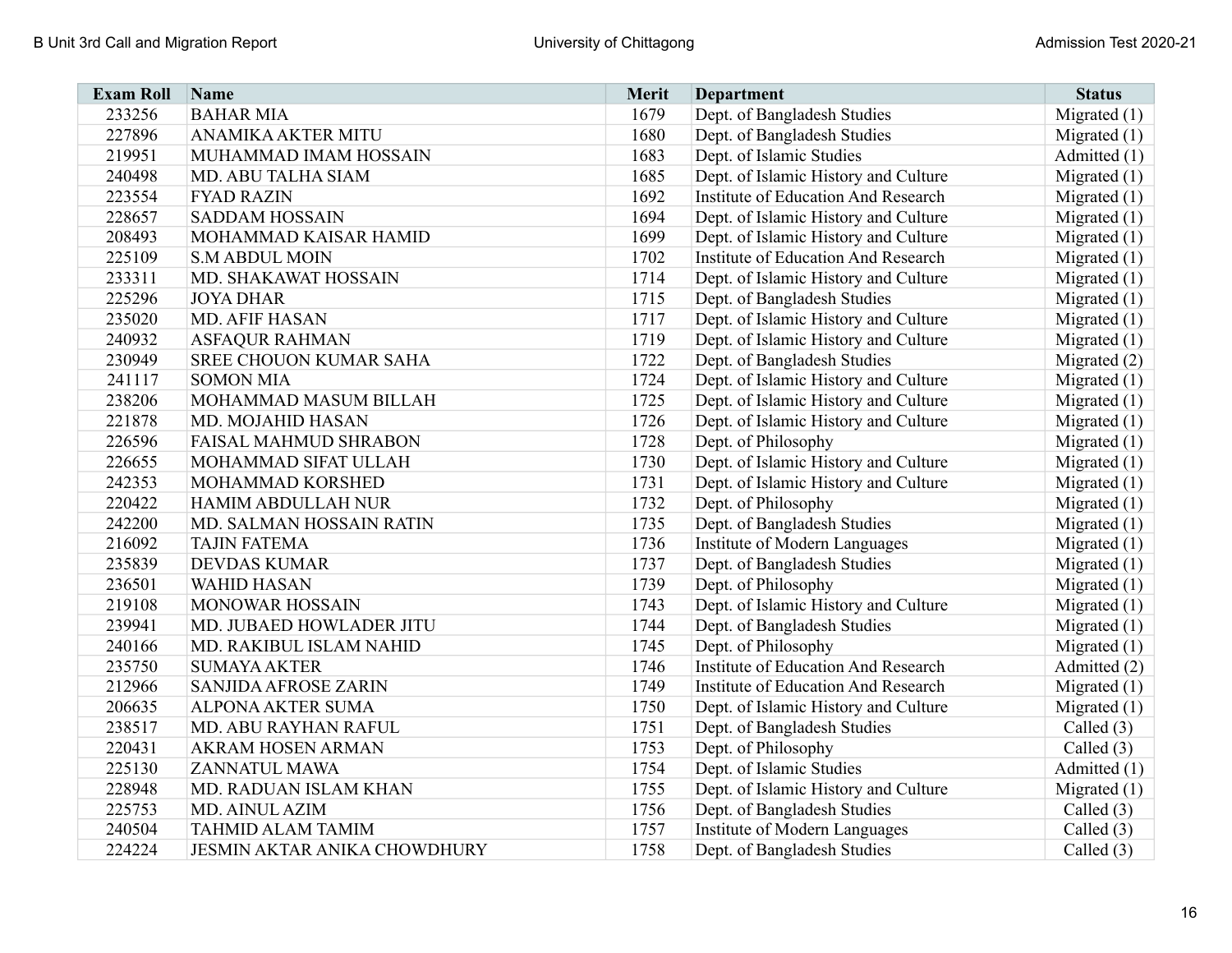| Exam Roll | Name | Merit | Department | Status |
| --- | --- | --- | --- | --- |
| 233256 | BAHAR MIA | 1679 | Dept. of Bangladesh Studies | Migrated (1) |
| 227896 | ANAMIKA AKTER MITU | 1680 | Dept. of Bangladesh Studies | Migrated (1) |
| 219951 | MUHAMMAD IMAM HOSSAIN | 1683 | Dept. of Islamic Studies | Admitted (1) |
| 240498 | MD. ABU TALHA SIAM | 1685 | Dept. of Islamic History and Culture | Migrated (1) |
| 223554 | FYAD RAZIN | 1692 | Institute of Education And Research | Migrated (1) |
| 228657 | SADDAM HOSSAIN | 1694 | Dept. of Islamic History and Culture | Migrated (1) |
| 208493 | MOHAMMAD KAISAR HAMID | 1699 | Dept. of Islamic History and Culture | Migrated (1) |
| 225109 | S.M ABDUL MOIN | 1702 | Institute of Education And Research | Migrated (1) |
| 233311 | MD. SHAKAWAT HOSSAIN | 1714 | Dept. of Islamic History and Culture | Migrated (1) |
| 225296 | JOYA DHAR | 1715 | Dept. of Bangladesh Studies | Migrated (1) |
| 235020 | MD. AFIF HASAN | 1717 | Dept. of Islamic History and Culture | Migrated (1) |
| 240932 | ASFAQUR RAHMAN | 1719 | Dept. of Islamic History and Culture | Migrated (1) |
| 230949 | SREE CHOUON KUMAR SAHA | 1722 | Dept. of Bangladesh Studies | Migrated (2) |
| 241117 | SOMON MIA | 1724 | Dept. of Islamic History and Culture | Migrated (1) |
| 238206 | MOHAMMAD MASUM BILLAH | 1725 | Dept. of Islamic History and Culture | Migrated (1) |
| 221878 | MD. MOJAHID HASAN | 1726 | Dept. of Islamic History and Culture | Migrated (1) |
| 226596 | FAISAL MAHMUD SHRABON | 1728 | Dept. of Philosophy | Migrated (1) |
| 226655 | MOHAMMAD SIFAT ULLAH | 1730 | Dept. of Islamic History and Culture | Migrated (1) |
| 242353 | MOHAMMAD KORSHED | 1731 | Dept. of Islamic History and Culture | Migrated (1) |
| 220422 | HAMIM ABDULLAH NUR | 1732 | Dept. of Philosophy | Migrated (1) |
| 242200 | MD. SALMAN HOSSAIN RATIN | 1735 | Dept. of Bangladesh Studies | Migrated (1) |
| 216092 | TAJIN FATEMA | 1736 | Institute of Modern Languages | Migrated (1) |
| 235839 | DEVDAS KUMAR | 1737 | Dept. of Bangladesh Studies | Migrated (1) |
| 236501 | WAHID HASAN | 1739 | Dept. of Philosophy | Migrated (1) |
| 219108 | MONOWAR HOSSAIN | 1743 | Dept. of Islamic History and Culture | Migrated (1) |
| 239941 | MD. JUBAED HOWLADER JITU | 1744 | Dept. of Bangladesh Studies | Migrated (1) |
| 240166 | MD. RAKIBUL ISLAM NAHID | 1745 | Dept. of Philosophy | Migrated (1) |
| 235750 | SUMAYA AKTER | 1746 | Institute of Education And Research | Admitted (2) |
| 212966 | SANJIDA AFROSE ZARIN | 1749 | Institute of Education And Research | Migrated (1) |
| 206635 | ALPONA AKTER SUMA | 1750 | Dept. of Islamic History and Culture | Migrated (1) |
| 238517 | MD. ABU RAYHAN RAFUL | 1751 | Dept. of Bangladesh Studies | Called (3) |
| 220431 | AKRAM HOSEN ARMAN | 1753 | Dept. of Philosophy | Called (3) |
| 225130 | ZANNATUL MAWA | 1754 | Dept. of Islamic Studies | Admitted (1) |
| 228948 | MD. RADUAN ISLAM KHAN | 1755 | Dept. of Islamic History and Culture | Migrated (1) |
| 225753 | MD. AINUL AZIM | 1756 | Dept. of Bangladesh Studies | Called (3) |
| 240504 | TAHMID ALAM TAMIM | 1757 | Institute of Modern Languages | Called (3) |
| 224224 | JESMIN AKTAR ANIKA CHOWDHURY | 1758 | Dept. of Bangladesh Studies | Called (3) |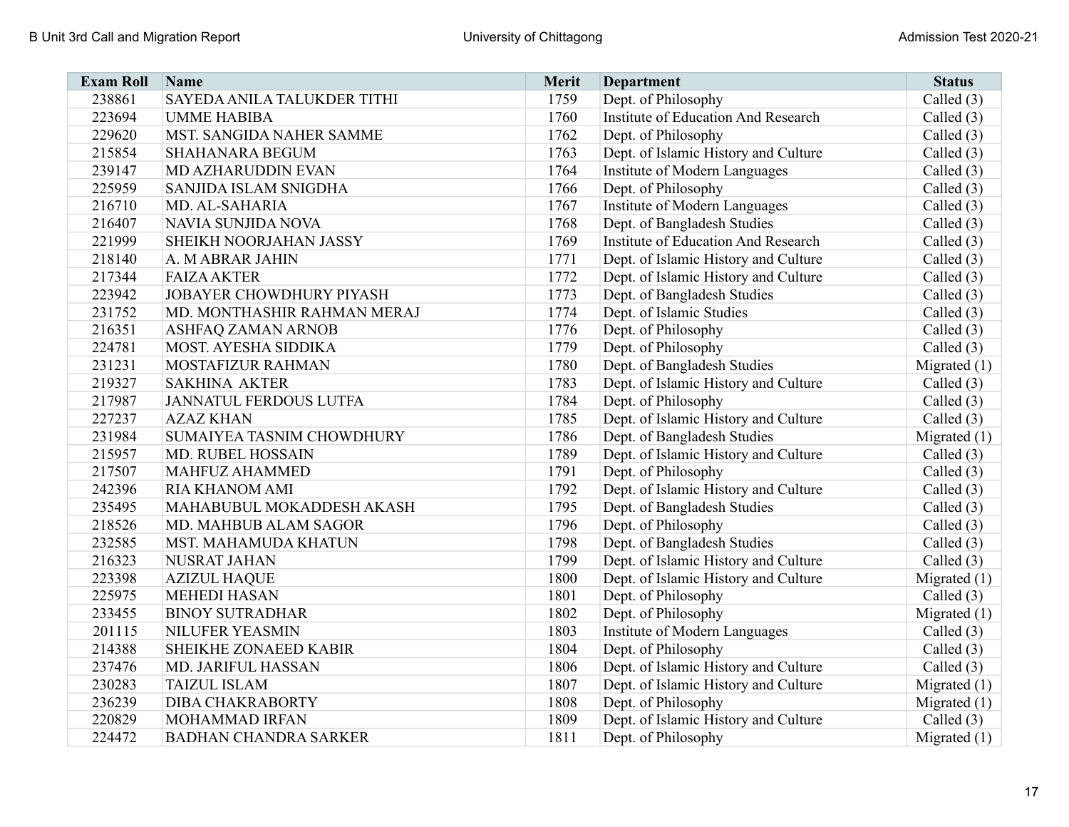| Exam Roll | Name | Merit | Department | Status |
|---|---|---|---|---|
| 238861 | SAYEDA ANILA TALUKDER TITHI | 1759 | Dept. of Philosophy | Called (3) |
| 223694 | UMME HABIBA | 1760 | Institute of Education And Research | Called (3) |
| 229620 | MST. SANGIDA NAHER SAMME | 1762 | Dept. of Philosophy | Called (3) |
| 215854 | SHAHANARA BEGUM | 1763 | Dept. of Islamic History and Culture | Called (3) |
| 239147 | MD AZHARUDDIN EVAN | 1764 | Institute of Modern Languages | Called (3) |
| 225959 | SANJIDA ISLAM SNIGDHA | 1766 | Dept. of Philosophy | Called (3) |
| 216710 | MD. AL-SAHARIA | 1767 | Institute of Modern Languages | Called (3) |
| 216407 | NAVIA SUNJIDA NOVA | 1768 | Dept. of Bangladesh Studies | Called (3) |
| 221999 | SHEIKH NOORJAHAN JASSY | 1769 | Institute of Education And Research | Called (3) |
| 218140 | A. M ABRAR JAHIN | 1771 | Dept. of Islamic History and Culture | Called (3) |
| 217344 | FAIZA AKTER | 1772 | Dept. of Islamic History and Culture | Called (3) |
| 223942 | JOBAYER CHOWDHURY PIYASH | 1773 | Dept. of Bangladesh Studies | Called (3) |
| 231752 | MD. MONTHASHIR RAHMAN MERAJ | 1774 | Dept. of Islamic Studies | Called (3) |
| 216351 | ASHFAQ ZAMAN ARNOB | 1776 | Dept. of Philosophy | Called (3) |
| 224781 | MOST. AYESHA SIDDIKA | 1779 | Dept. of Philosophy | Called (3) |
| 231231 | MOSTAFIZUR RAHMAN | 1780 | Dept. of Bangladesh Studies | Migrated (1) |
| 219327 | SAKHINA AKTER | 1783 | Dept. of Islamic History and Culture | Called (3) |
| 217987 | JANNATUL FERDOUS LUTFA | 1784 | Dept. of Philosophy | Called (3) |
| 227237 | AZAZ KHAN | 1785 | Dept. of Islamic History and Culture | Called (3) |
| 231984 | SUMAIYEA TASNIM CHOWDHURY | 1786 | Dept. of Bangladesh Studies | Migrated (1) |
| 215957 | MD. RUBEL HOSSAIN | 1789 | Dept. of Islamic History and Culture | Called (3) |
| 217507 | MAHFUZ AHAMMED | 1791 | Dept. of Philosophy | Called (3) |
| 242396 | RIA KHANOM AMI | 1792 | Dept. of Islamic History and Culture | Called (3) |
| 235495 | MAHABUBUL MOKADDESH AKASH | 1795 | Dept. of Bangladesh Studies | Called (3) |
| 218526 | MD. MAHBUB ALAM SAGOR | 1796 | Dept. of Philosophy | Called (3) |
| 232585 | MST. MAHAMUDA KHATUN | 1798 | Dept. of Bangladesh Studies | Called (3) |
| 216323 | NUSRAT JAHAN | 1799 | Dept. of Islamic History and Culture | Called (3) |
| 223398 | AZIZUL HAQUE | 1800 | Dept. of Islamic History and Culture | Migrated (1) |
| 225975 | MEHEDI HASAN | 1801 | Dept. of Philosophy | Called (3) |
| 233455 | BINOY SUTRADHAR | 1802 | Dept. of Philosophy | Migrated (1) |
| 201115 | NILUFER YEASMIN | 1803 | Institute of Modern Languages | Called (3) |
| 214388 | SHEIKHE ZONAEED KABIR | 1804 | Dept. of Philosophy | Called (3) |
| 237476 | MD. JARIFUL HASSAN | 1806 | Dept. of Islamic History and Culture | Called (3) |
| 230283 | TAIZUL ISLAM | 1807 | Dept. of Islamic History and Culture | Migrated (1) |
| 236239 | DIBA CHAKRABORTY | 1808 | Dept. of Philosophy | Migrated (1) |
| 220829 | MOHAMMAD IRFAN | 1809 | Dept. of Islamic History and Culture | Called (3) |
| 224472 | BADHAN CHANDRA SARKER | 1811 | Dept. of Philosophy | Migrated (1) |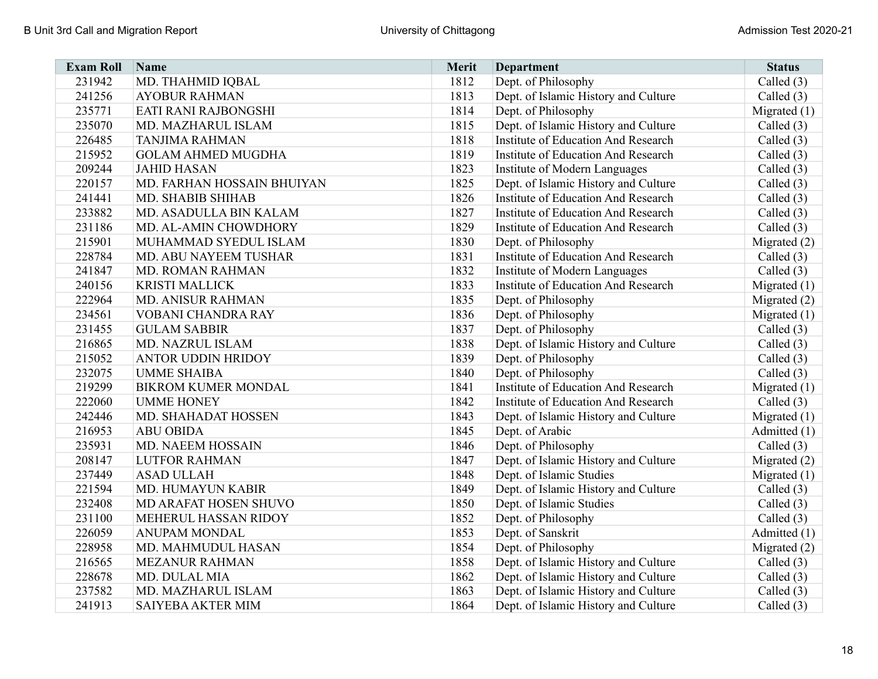| Exam Roll | Name | Merit | Department | Status |
|---|---|---|---|---|
| 231942 | MD. THAHMID IQBAL | 1812 | Dept. of Philosophy | Called (3) |
| 241256 | AYOBUR RAHMAN | 1813 | Dept. of Islamic History and Culture | Called (3) |
| 235771 | EATI RANI RAJBONGSHI | 1814 | Dept. of Philosophy | Migrated (1) |
| 235070 | MD. MAZHARUL ISLAM | 1815 | Dept. of Islamic History and Culture | Called (3) |
| 226485 | TANJIMA RAHMAN | 1818 | Institute of Education And Research | Called (3) |
| 215952 | GOLAM AHMED MUGDHA | 1819 | Institute of Education And Research | Called (3) |
| 209244 | JAHID HASAN | 1823 | Institute of Modern Languages | Called (3) |
| 220157 | MD. FARHAN HOSSAIN BHUIYAN | 1825 | Dept. of Islamic History and Culture | Called (3) |
| 241441 | MD. SHABIB SHIHAB | 1826 | Institute of Education And Research | Called (3) |
| 233882 | MD. ASADULLA BIN KALAM | 1827 | Institute of Education And Research | Called (3) |
| 231186 | MD. AL-AMIN CHOWDHORY | 1829 | Institute of Education And Research | Called (3) |
| 215901 | MUHAMMAD SYEDUL ISLAM | 1830 | Dept. of Philosophy | Migrated (2) |
| 228784 | MD. ABU NAYEEM TUSHAR | 1831 | Institute of Education And Research | Called (3) |
| 241847 | MD. ROMAN RAHMAN | 1832 | Institute of Modern Languages | Called (3) |
| 240156 | KRISTI MALLICK | 1833 | Institute of Education And Research | Migrated (1) |
| 222964 | MD. ANISUR RAHMAN | 1835 | Dept. of Philosophy | Migrated (2) |
| 234561 | VOBANI CHANDRA RAY | 1836 | Dept. of Philosophy | Migrated (1) |
| 231455 | GULAM SABBIR | 1837 | Dept. of Philosophy | Called (3) |
| 216865 | MD. NAZRUL ISLAM | 1838 | Dept. of Islamic History and Culture | Called (3) |
| 215052 | ANTOR UDDIN HRIDOY | 1839 | Dept. of Philosophy | Called (3) |
| 232075 | UMME SHAIBA | 1840 | Dept. of Philosophy | Called (3) |
| 219299 | BIKROM KUMER MONDAL | 1841 | Institute of Education And Research | Migrated (1) |
| 222060 | UMME HONEY | 1842 | Institute of Education And Research | Called (3) |
| 242446 | MD. SHAHADAT HOSSEN | 1843 | Dept. of Islamic History and Culture | Migrated (1) |
| 216953 | ABU OBIDA | 1845 | Dept. of Arabic | Admitted (1) |
| 235931 | MD. NAEEM HOSSAIN | 1846 | Dept. of Philosophy | Called (3) |
| 208147 | LUTFOR RAHMAN | 1847 | Dept. of Islamic History and Culture | Migrated (2) |
| 237449 | ASAD ULLAH | 1848 | Dept. of Islamic Studies | Migrated (1) |
| 221594 | MD. HUMAYUN KABIR | 1849 | Dept. of Islamic History and Culture | Called (3) |
| 232408 | MD ARAFAT HOSEN SHUVO | 1850 | Dept. of Islamic Studies | Called (3) |
| 231100 | MEHERUL HASSAN RIDOY | 1852 | Dept. of Philosophy | Called (3) |
| 226059 | ANUPAM MONDAL | 1853 | Dept. of Sanskrit | Admitted (1) |
| 228958 | MD. MAHMUDUL HASAN | 1854 | Dept. of Philosophy | Migrated (2) |
| 216565 | MEZANUR RAHMAN | 1858 | Dept. of Islamic History and Culture | Called (3) |
| 228678 | MD. DULAL MIA | 1862 | Dept. of Islamic History and Culture | Called (3) |
| 237582 | MD. MAZHARUL ISLAM | 1863 | Dept. of Islamic History and Culture | Called (3) |
| 241913 | SAIYEBA AKTER MIM | 1864 | Dept. of Islamic History and Culture | Called (3) |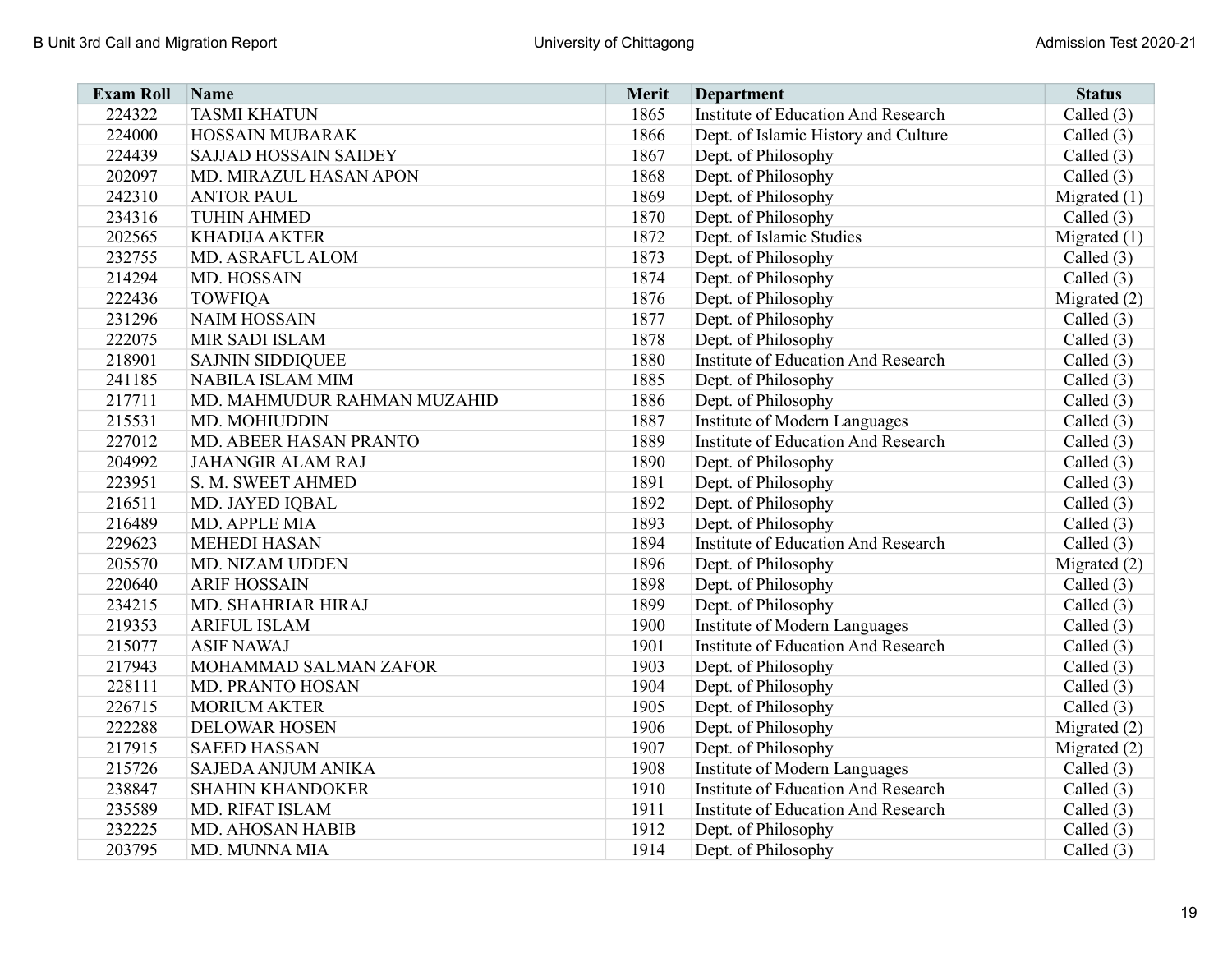| Exam Roll | Name | Merit | Department | Status |
|---|---|---|---|---|
| 224322 | TASMI KHATUN | 1865 | Institute of Education And Research | Called (3) |
| 224000 | HOSSAIN MUBARAK | 1866 | Dept. of Islamic History and Culture | Called (3) |
| 224439 | SAJJAD HOSSAIN SAIDEY | 1867 | Dept. of Philosophy | Called (3) |
| 202097 | MD. MIRAZUL HASAN APON | 1868 | Dept. of Philosophy | Called (3) |
| 242310 | ANTOR PAUL | 1869 | Dept. of Philosophy | Migrated (1) |
| 234316 | TUHIN AHMED | 1870 | Dept. of Philosophy | Called (3) |
| 202565 | KHADIJA AKTER | 1872 | Dept. of Islamic Studies | Migrated (1) |
| 232755 | MD. ASRAFUL ALOM | 1873 | Dept. of Philosophy | Called (3) |
| 214294 | MD. HOSSAIN | 1874 | Dept. of Philosophy | Called (3) |
| 222436 | TOWFIQA | 1876 | Dept. of Philosophy | Migrated (2) |
| 231296 | NAIM HOSSAIN | 1877 | Dept. of Philosophy | Called (3) |
| 222075 | MIR SADI ISLAM | 1878 | Dept. of Philosophy | Called (3) |
| 218901 | SAJNIN SIDDIQUEE | 1880 | Institute of Education And Research | Called (3) |
| 241185 | NABILA ISLAM MIM | 1885 | Dept. of Philosophy | Called (3) |
| 217711 | MD. MAHMUDUR RAHMAN MUZAHID | 1886 | Dept. of Philosophy | Called (3) |
| 215531 | MD. MOHIUDDIN | 1887 | Institute of Modern Languages | Called (3) |
| 227012 | MD. ABEER HASAN PRANTO | 1889 | Institute of Education And Research | Called (3) |
| 204992 | JAHANGIR ALAM RAJ | 1890 | Dept. of Philosophy | Called (3) |
| 223951 | S. M. SWEET AHMED | 1891 | Dept. of Philosophy | Called (3) |
| 216511 | MD. JAYED IQBAL | 1892 | Dept. of Philosophy | Called (3) |
| 216489 | MD. APPLE MIA | 1893 | Dept. of Philosophy | Called (3) |
| 229623 | MEHEDI HASAN | 1894 | Institute of Education And Research | Called (3) |
| 205570 | MD. NIZAM UDDEN | 1896 | Dept. of Philosophy | Migrated (2) |
| 220640 | ARIF HOSSAIN | 1898 | Dept. of Philosophy | Called (3) |
| 234215 | MD. SHAHRIAR HIRAJ | 1899 | Dept. of Philosophy | Called (3) |
| 219353 | ARIFUL ISLAM | 1900 | Institute of Modern Languages | Called (3) |
| 215077 | ASIF NAWAJ | 1901 | Institute of Education And Research | Called (3) |
| 217943 | MOHAMMAD SALMAN ZAFOR | 1903 | Dept. of Philosophy | Called (3) |
| 228111 | MD. PRANTO HOSAN | 1904 | Dept. of Philosophy | Called (3) |
| 226715 | MORIUM AKTER | 1905 | Dept. of Philosophy | Called (3) |
| 222288 | DELOWAR HOSEN | 1906 | Dept. of Philosophy | Migrated (2) |
| 217915 | SAEED HASSAN | 1907 | Dept. of Philosophy | Migrated (2) |
| 215726 | SAJEDA ANJUM ANIKA | 1908 | Institute of Modern Languages | Called (3) |
| 238847 | SHAHIN KHANDOKER | 1910 | Institute of Education And Research | Called (3) |
| 235589 | MD. RIFAT ISLAM | 1911 | Institute of Education And Research | Called (3) |
| 232225 | MD. AHOSAN HABIB | 1912 | Dept. of Philosophy | Called (3) |
| 203795 | MD. MUNNA MIA | 1914 | Dept. of Philosophy | Called (3) |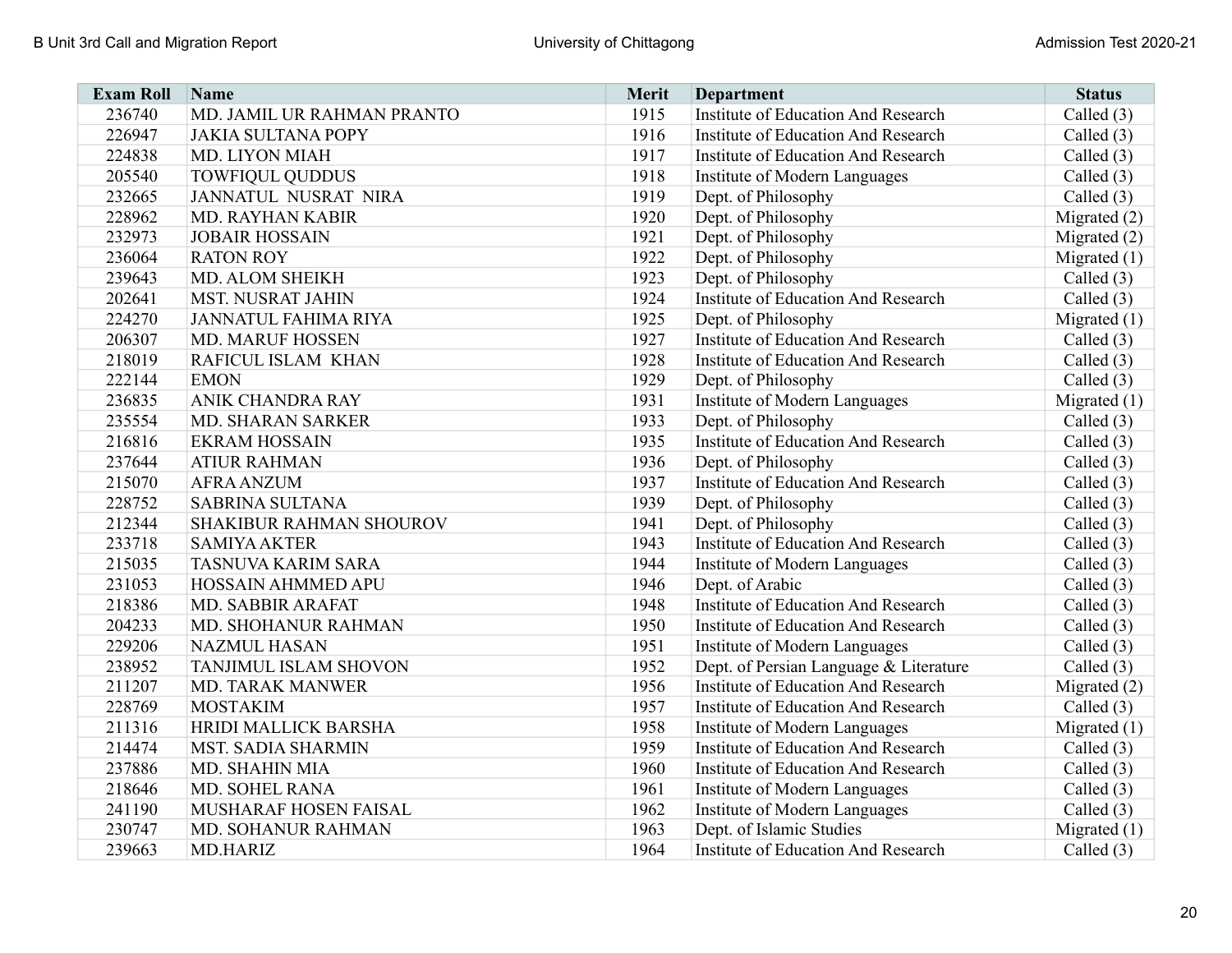| Exam Roll | Name | Merit | Department | Status |
|---|---|---|---|---|
| 236740 | MD. JAMIL UR RAHMAN PRANTO | 1915 | Institute of Education And Research | Called (3) |
| 226947 | JAKIA SULTANA POPY | 1916 | Institute of Education And Research | Called (3) |
| 224838 | MD. LIYON MIAH | 1917 | Institute of Education And Research | Called (3) |
| 205540 | TOWFIQUL QUDDUS | 1918 | Institute of Modern Languages | Called (3) |
| 232665 | JANNATUL NUSRAT NIRA | 1919 | Dept. of Philosophy | Called (3) |
| 228962 | MD. RAYHAN KABIR | 1920 | Dept. of Philosophy | Migrated (2) |
| 232973 | JOBAIR HOSSAIN | 1921 | Dept. of Philosophy | Migrated (2) |
| 236064 | RATON ROY | 1922 | Dept. of Philosophy | Migrated (1) |
| 239643 | MD. ALOM SHEIKH | 1923 | Dept. of Philosophy | Called (3) |
| 202641 | MST. NUSRAT JAHIN | 1924 | Institute of Education And Research | Called (3) |
| 224270 | JANNATUL FAHIMA RIYA | 1925 | Dept. of Philosophy | Migrated (1) |
| 206307 | MD. MARUF HOSSEN | 1927 | Institute of Education And Research | Called (3) |
| 218019 | RAFICUL ISLAM KHAN | 1928 | Institute of Education And Research | Called (3) |
| 222144 | EMON | 1929 | Dept. of Philosophy | Called (3) |
| 236835 | ANIK CHANDRA RAY | 1931 | Institute of Modern Languages | Migrated (1) |
| 235554 | MD. SHARAN SARKER | 1933 | Dept. of Philosophy | Called (3) |
| 216816 | EKRAM HOSSAIN | 1935 | Institute of Education And Research | Called (3) |
| 237644 | ATIUR RAHMAN | 1936 | Dept. of Philosophy | Called (3) |
| 215070 | AFRA ANZUM | 1937 | Institute of Education And Research | Called (3) |
| 228752 | SABRINA SULTANA | 1939 | Dept. of Philosophy | Called (3) |
| 212344 | SHAKIBUR RAHMAN SHOUROV | 1941 | Dept. of Philosophy | Called (3) |
| 233718 | SAMIYA AKTER | 1943 | Institute of Education And Research | Called (3) |
| 215035 | TASNUVA KARIM SARA | 1944 | Institute of Modern Languages | Called (3) |
| 231053 | HOSSAIN AHMMED APU | 1946 | Dept. of Arabic | Called (3) |
| 218386 | MD. SABBIR ARAFAT | 1948 | Institute of Education And Research | Called (3) |
| 204233 | MD. SHOHANUR RAHMAN | 1950 | Institute of Education And Research | Called (3) |
| 229206 | NAZMUL HASAN | 1951 | Institute of Modern Languages | Called (3) |
| 238952 | TANJIMUL ISLAM SHOVON | 1952 | Dept. of Persian Language & Literature | Called (3) |
| 211207 | MD. TARAK MANWER | 1956 | Institute of Education And Research | Migrated (2) |
| 228769 | MOSTAKIM | 1957 | Institute of Education And Research | Called (3) |
| 211316 | HRIDI MALLICK BARSHA | 1958 | Institute of Modern Languages | Migrated (1) |
| 214474 | MST. SADIA SHARMIN | 1959 | Institute of Education And Research | Called (3) |
| 237886 | MD. SHAHIN MIA | 1960 | Institute of Education And Research | Called (3) |
| 218646 | MD. SOHEL RANA | 1961 | Institute of Modern Languages | Called (3) |
| 241190 | MUSHARAF HOSEN FAISAL | 1962 | Institute of Modern Languages | Called (3) |
| 230747 | MD. SOHANUR RAHMAN | 1963 | Dept. of Islamic Studies | Migrated (1) |
| 239663 | MD.HARIZ | 1964 | Institute of Education And Research | Called (3) |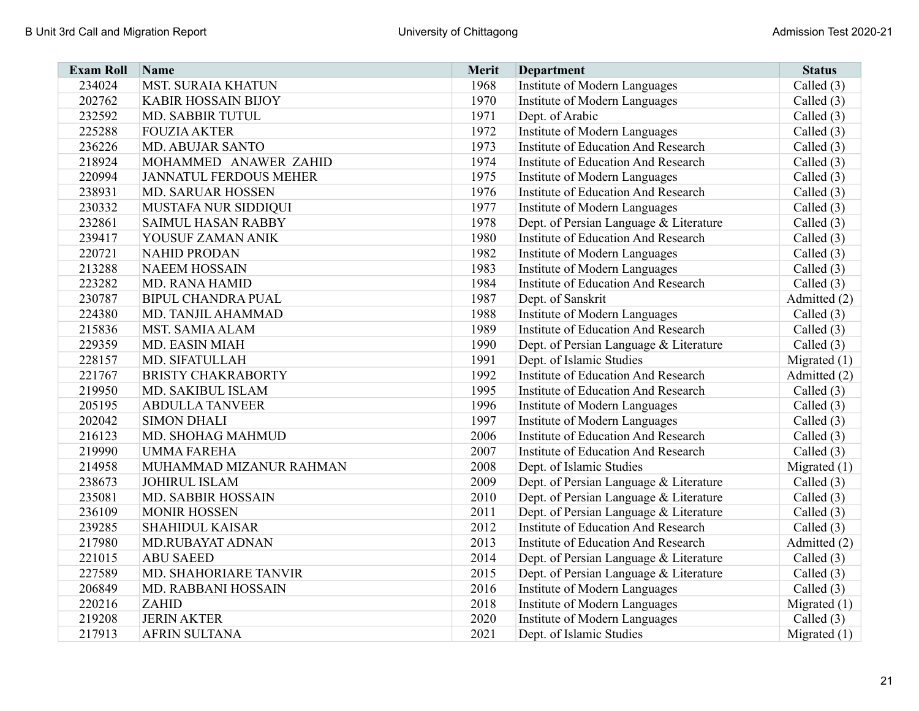| Exam Roll | Name | Merit | Department | Status |
|---|---|---|---|---|
| 234024 | MST. SURAIA KHATUN | 1968 | Institute of Modern Languages | Called (3) |
| 202762 | KABIR HOSSAIN BIJOY | 1970 | Institute of Modern Languages | Called (3) |
| 232592 | MD. SABBIR TUTUL | 1971 | Dept. of Arabic | Called (3) |
| 225288 | FOUZIA AKTER | 1972 | Institute of Modern Languages | Called (3) |
| 236226 | MD. ABUJAR SANTO | 1973 | Institute of Education And Research | Called (3) |
| 218924 | MOHAMMED ANAWER ZAHID | 1974 | Institute of Education And Research | Called (3) |
| 220994 | JANNATUL FERDOUS MEHER | 1975 | Institute of Modern Languages | Called (3) |
| 238931 | MD. SARUAR HOSSEN | 1976 | Institute of Education And Research | Called (3) |
| 230332 | MUSTAFA NUR SIDDIQUI | 1977 | Institute of Modern Languages | Called (3) |
| 232861 | SAIMUL HASAN RABBY | 1978 | Dept. of Persian Language & Literature | Called (3) |
| 239417 | YOUSUF ZAMAN ANIK | 1980 | Institute of Education And Research | Called (3) |
| 220721 | NAHID PRODAN | 1982 | Institute of Modern Languages | Called (3) |
| 213288 | NAEEM HOSSAIN | 1983 | Institute of Modern Languages | Called (3) |
| 223282 | MD. RANA HAMID | 1984 | Institute of Education And Research | Called (3) |
| 230787 | BIPUL CHANDRA PUAL | 1987 | Dept. of Sanskrit | Admitted (2) |
| 224380 | MD. TANJIL AHAMMAD | 1988 | Institute of Modern Languages | Called (3) |
| 215836 | MST. SAMIA ALAM | 1989 | Institute of Education And Research | Called (3) |
| 229359 | MD. EASIN MIAH | 1990 | Dept. of Persian Language & Literature | Called (3) |
| 228157 | MD. SIFATULLAH | 1991 | Dept. of Islamic Studies | Migrated (1) |
| 221767 | BRISTY CHAKRABORTY | 1992 | Institute of Education And Research | Admitted (2) |
| 219950 | MD. SAKIBUL ISLAM | 1995 | Institute of Education And Research | Called (3) |
| 205195 | ABDULLA TANVEER | 1996 | Institute of Modern Languages | Called (3) |
| 202042 | SIMON DHALI | 1997 | Institute of Modern Languages | Called (3) |
| 216123 | MD. SHOHAG MAHMUD | 2006 | Institute of Education And Research | Called (3) |
| 219990 | UMMA FAREHA | 2007 | Institute of Education And Research | Called (3) |
| 214958 | MUHAMMAD MIZANUR RAHMAN | 2008 | Dept. of Islamic Studies | Migrated (1) |
| 238673 | JOHIRUL ISLAM | 2009 | Dept. of Persian Language & Literature | Called (3) |
| 235081 | MD. SABBIR HOSSAIN | 2010 | Dept. of Persian Language & Literature | Called (3) |
| 236109 | MONIR HOSSEN | 2011 | Dept. of Persian Language & Literature | Called (3) |
| 239285 | SHAHIDUL KAISAR | 2012 | Institute of Education And Research | Called (3) |
| 217980 | MD.RUBAYAT ADNAN | 2013 | Institute of Education And Research | Admitted (2) |
| 221015 | ABU SAEED | 2014 | Dept. of Persian Language & Literature | Called (3) |
| 227589 | MD. SHAHORIARE TANVIR | 2015 | Dept. of Persian Language & Literature | Called (3) |
| 206849 | MD. RABBANI HOSSAIN | 2016 | Institute of Modern Languages | Called (3) |
| 220216 | ZAHID | 2018 | Institute of Modern Languages | Migrated (1) |
| 219208 | JERIN AKTER | 2020 | Institute of Modern Languages | Called (3) |
| 217913 | AFRIN SULTANA | 2021 | Dept. of Islamic Studies | Migrated (1) |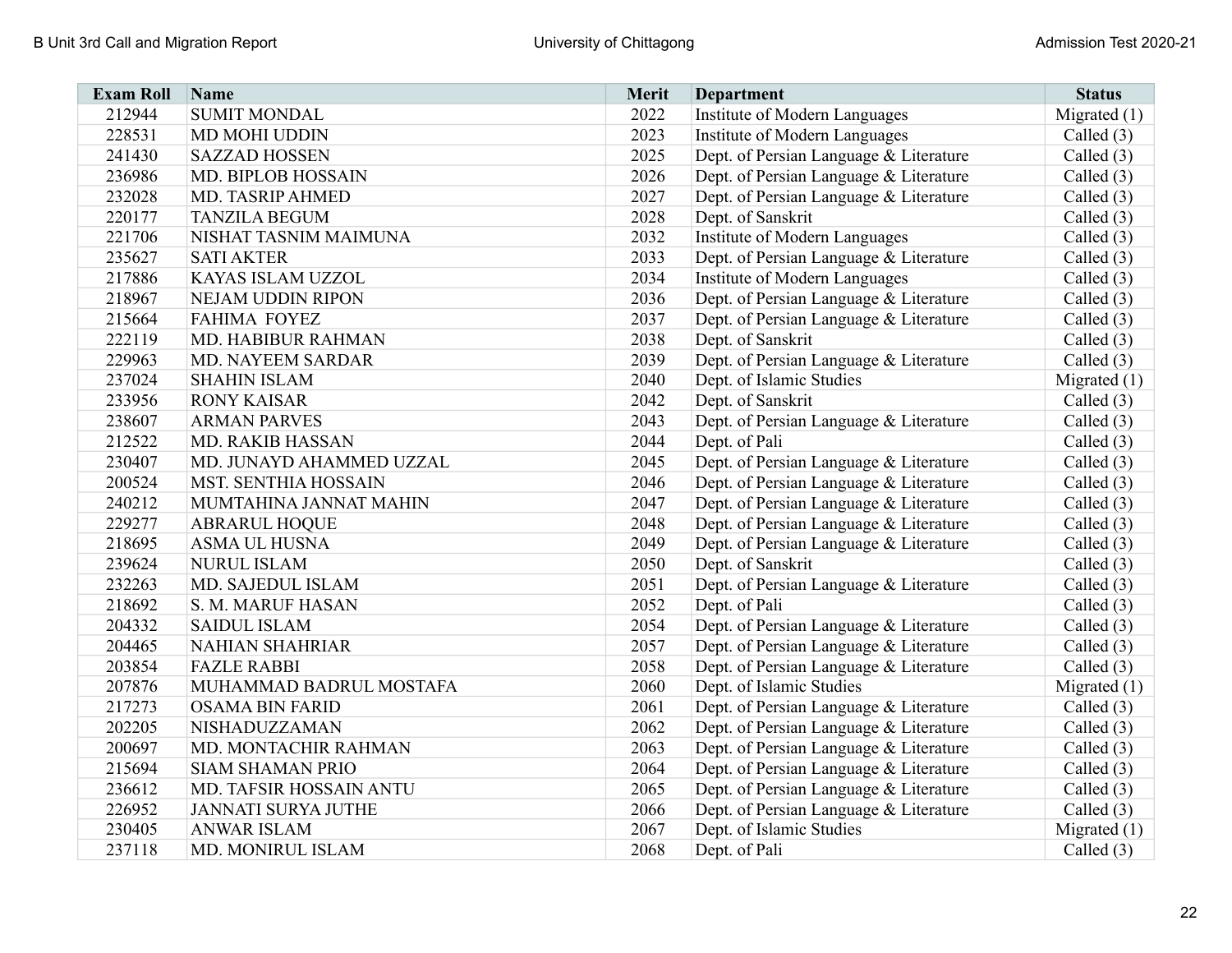| Exam Roll | Name | Merit | Department | Status |
|---|---|---|---|---|
| 212944 | SUMIT MONDAL | 2022 | Institute of Modern Languages | Migrated (1) |
| 228531 | MD MOHI UDDIN | 2023 | Institute of Modern Languages | Called (3) |
| 241430 | SAZZAD HOSSEN | 2025 | Dept. of Persian Language & Literature | Called (3) |
| 236986 | MD. BIPLOB HOSSAIN | 2026 | Dept. of Persian Language & Literature | Called (3) |
| 232028 | MD. TASRIP AHMED | 2027 | Dept. of Persian Language & Literature | Called (3) |
| 220177 | TANZILA BEGUM | 2028 | Dept. of Sanskrit | Called (3) |
| 221706 | NISHAT TASNIM MAIMUNA | 2032 | Institute of Modern Languages | Called (3) |
| 235627 | SATI AKTER | 2033 | Dept. of Persian Language & Literature | Called (3) |
| 217886 | KAYAS ISLAM UZZOL | 2034 | Institute of Modern Languages | Called (3) |
| 218967 | NEJAM UDDIN RIPON | 2036 | Dept. of Persian Language & Literature | Called (3) |
| 215664 | FAHIMA FOYEZ | 2037 | Dept. of Persian Language & Literature | Called (3) |
| 222119 | MD. HABIBUR RAHMAN | 2038 | Dept. of Sanskrit | Called (3) |
| 229963 | MD. NAYEEM SARDAR | 2039 | Dept. of Persian Language & Literature | Called (3) |
| 237024 | SHAHIN ISLAM | 2040 | Dept. of Islamic Studies | Migrated (1) |
| 233956 | RONY KAISAR | 2042 | Dept. of Sanskrit | Called (3) |
| 238607 | ARMAN PARVES | 2043 | Dept. of Persian Language & Literature | Called (3) |
| 212522 | MD. RAKIB HASSAN | 2044 | Dept. of Pali | Called (3) |
| 230407 | MD. JUNAYD AHAMMED UZZAL | 2045 | Dept. of Persian Language & Literature | Called (3) |
| 200524 | MST. SENTHIA HOSSAIN | 2046 | Dept. of Persian Language & Literature | Called (3) |
| 240212 | MUMTAHINA JANNAT MAHIN | 2047 | Dept. of Persian Language & Literature | Called (3) |
| 229277 | ABRARUL HOQUE | 2048 | Dept. of Persian Language & Literature | Called (3) |
| 218695 | ASMA UL HUSNA | 2049 | Dept. of Persian Language & Literature | Called (3) |
| 239624 | NURUL ISLAM | 2050 | Dept. of Sanskrit | Called (3) |
| 232263 | MD. SAJEDUL ISLAM | 2051 | Dept. of Persian Language & Literature | Called (3) |
| 218692 | S. M. MARUF HASAN | 2052 | Dept. of Pali | Called (3) |
| 204332 | SAIDUL ISLAM | 2054 | Dept. of Persian Language & Literature | Called (3) |
| 204465 | NAHIAN SHAHRIAR | 2057 | Dept. of Persian Language & Literature | Called (3) |
| 203854 | FAZLE RABBI | 2058 | Dept. of Persian Language & Literature | Called (3) |
| 207876 | MUHAMMAD BADRUL MOSTAFA | 2060 | Dept. of Islamic Studies | Migrated (1) |
| 217273 | OSAMA BIN FARID | 2061 | Dept. of Persian Language & Literature | Called (3) |
| 202205 | NISHADUZZAMAN | 2062 | Dept. of Persian Language & Literature | Called (3) |
| 200697 | MD. MONTACHIR RAHMAN | 2063 | Dept. of Persian Language & Literature | Called (3) |
| 215694 | SIAM SHAMAN PRIO | 2064 | Dept. of Persian Language & Literature | Called (3) |
| 236612 | MD. TAFSIR HOSSAIN ANTU | 2065 | Dept. of Persian Language & Literature | Called (3) |
| 226952 | JANNATI SURYA JUTHE | 2066 | Dept. of Persian Language & Literature | Called (3) |
| 230405 | ANWAR ISLAM | 2067 | Dept. of Islamic Studies | Migrated (1) |
| 237118 | MD. MONIRUL ISLAM | 2068 | Dept. of Pali | Called (3) |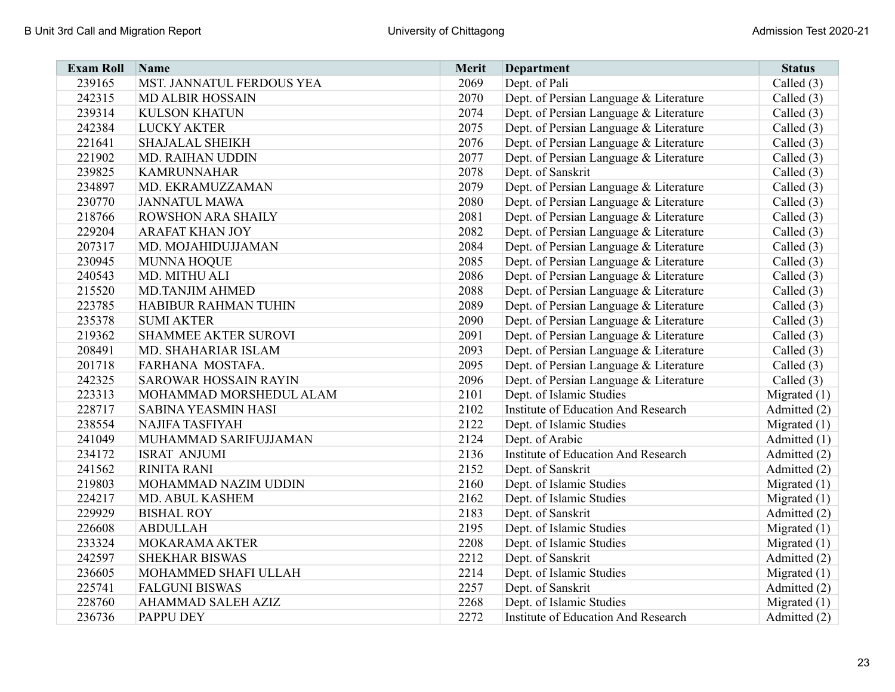| Exam Roll | Name | Merit | Department | Status |
|---|---|---|---|---|
| 239165 | MST. JANNATUL FERDOUS YEA | 2069 | Dept. of Pali | Called (3) |
| 242315 | MD ALBIR HOSSAIN | 2070 | Dept. of Persian Language & Literature | Called (3) |
| 239314 | KULSON KHATUN | 2074 | Dept. of Persian Language & Literature | Called (3) |
| 242384 | LUCKY AKTER | 2075 | Dept. of Persian Language & Literature | Called (3) |
| 221641 | SHAJALAL SHEIKH | 2076 | Dept. of Persian Language & Literature | Called (3) |
| 221902 | MD. RAIHAN UDDIN | 2077 | Dept. of Persian Language & Literature | Called (3) |
| 239825 | KAMRUNNAHAR | 2078 | Dept. of Sanskrit | Called (3) |
| 234897 | MD. EKRAMUZZAMAN | 2079 | Dept. of Persian Language & Literature | Called (3) |
| 230770 | JANNATUL MAWA | 2080 | Dept. of Persian Language & Literature | Called (3) |
| 218766 | ROWSHON ARA SHAILY | 2081 | Dept. of Persian Language & Literature | Called (3) |
| 229204 | ARAFAT KHAN JOY | 2082 | Dept. of Persian Language & Literature | Called (3) |
| 207317 | MD. MOJAHIDUJJAMAN | 2084 | Dept. of Persian Language & Literature | Called (3) |
| 230945 | MUNNA HOQUE | 2085 | Dept. of Persian Language & Literature | Called (3) |
| 240543 | MD. MITHU ALI | 2086 | Dept. of Persian Language & Literature | Called (3) |
| 215520 | MD.TANJIM AHMED | 2088 | Dept. of Persian Language & Literature | Called (3) |
| 223785 | HABIBUR RAHMAN TUHIN | 2089 | Dept. of Persian Language & Literature | Called (3) |
| 235378 | SUMI AKTER | 2090 | Dept. of Persian Language & Literature | Called (3) |
| 219362 | SHAMMEE AKTER SUROVI | 2091 | Dept. of Persian Language & Literature | Called (3) |
| 208491 | MD. SHAHARIAR ISLAM | 2093 | Dept. of Persian Language & Literature | Called (3) |
| 201718 | FARHANA MOSTAFA. | 2095 | Dept. of Persian Language & Literature | Called (3) |
| 242325 | SAROWAR HOSSAIN RAYIN | 2096 | Dept. of Persian Language & Literature | Called (3) |
| 223313 | MOHAMMAD MORSHEDUL ALAM | 2101 | Dept. of Islamic Studies | Migrated (1) |
| 228717 | SABINA YEASMIN HASI | 2102 | Institute of Education And Research | Admitted (2) |
| 238554 | NAJIFA TASFIYAH | 2122 | Dept. of Islamic Studies | Migrated (1) |
| 241049 | MUHAMMAD SARIFUJJAMAN | 2124 | Dept. of Arabic | Admitted (1) |
| 234172 | ISRAT ANJUMI | 2136 | Institute of Education And Research | Admitted (2) |
| 241562 | RINITA RANI | 2152 | Dept. of Sanskrit | Admitted (2) |
| 219803 | MOHAMMAD NAZIM UDDIN | 2160 | Dept. of Islamic Studies | Migrated (1) |
| 224217 | MD. ABUL KASHEM | 2162 | Dept. of Islamic Studies | Migrated (1) |
| 229929 | BISHAL ROY | 2183 | Dept. of Sanskrit | Admitted (2) |
| 226608 | ABDULLAH | 2195 | Dept. of Islamic Studies | Migrated (1) |
| 233324 | MOKARAMA AKTER | 2208 | Dept. of Islamic Studies | Migrated (1) |
| 242597 | SHEKHAR BISWAS | 2212 | Dept. of Sanskrit | Admitted (2) |
| 236605 | MOHAMMED SHAFI ULLAH | 2214 | Dept. of Islamic Studies | Migrated (1) |
| 225741 | FALGUNI BISWAS | 2257 | Dept. of Sanskrit | Admitted (2) |
| 228760 | AHAMMAD SALEH AZIZ | 2268 | Dept. of Islamic Studies | Migrated (1) |
| 236736 | PAPPU DEY | 2272 | Institute of Education And Research | Admitted (2) |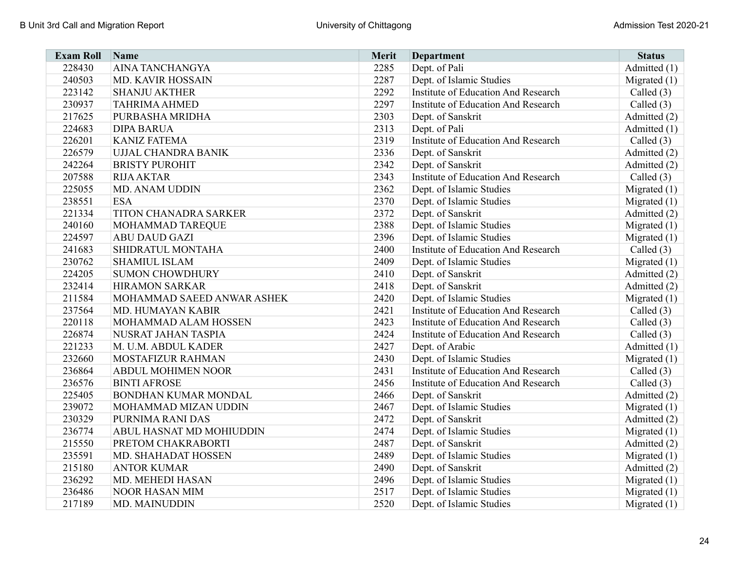| Exam Roll | Name | Merit | Department | Status |
|---|---|---|---|---|
| 228430 | AINA TANCHANGYA | 2285 | Dept. of Pali | Admitted (1) |
| 240503 | MD. KAVIR HOSSAIN | 2287 | Dept. of Islamic Studies | Migrated (1) |
| 223142 | SHANJU AKTHER | 2292 | Institute of Education And Research | Called (3) |
| 230937 | TAHRIMA AHMED | 2297 | Institute of Education And Research | Called (3) |
| 217625 | PURBASHA MRIDHA | 2303 | Dept. of Sanskrit | Admitted (2) |
| 224683 | DIPA BARUA | 2313 | Dept. of Pali | Admitted (1) |
| 226201 | KANIZ FATEMA | 2319 | Institute of Education And Research | Called (3) |
| 226579 | UJJAL CHANDRA BANIK | 2336 | Dept. of Sanskrit | Admitted (2) |
| 242264 | BRISTY PUROHIT | 2342 | Dept. of Sanskrit | Admitted (2) |
| 207588 | RIJA AKTAR | 2343 | Institute of Education And Research | Called (3) |
| 225055 | MD. ANAM UDDIN | 2362 | Dept. of Islamic Studies | Migrated (1) |
| 238551 | ESA | 2370 | Dept. of Islamic Studies | Migrated (1) |
| 221334 | TITON CHANADRA SARKER | 2372 | Dept. of Sanskrit | Admitted (2) |
| 240160 | MOHAMMAD TAREQUE | 2388 | Dept. of Islamic Studies | Migrated (1) |
| 224597 | ABU DAUD GAZI | 2396 | Dept. of Islamic Studies | Migrated (1) |
| 241683 | SHIDRATUL MONTAHA | 2400 | Institute of Education And Research | Called (3) |
| 230762 | SHAMIUL ISLAM | 2409 | Dept. of Islamic Studies | Migrated (1) |
| 224205 | SUMON CHOWDHURY | 2410 | Dept. of Sanskrit | Admitted (2) |
| 232414 | HIRAMON SARKAR | 2418 | Dept. of Sanskrit | Admitted (2) |
| 211584 | MOHAMMAD SAEED ANWAR ASHEK | 2420 | Dept. of Islamic Studies | Migrated (1) |
| 237564 | MD. HUMAYAN KABIR | 2421 | Institute of Education And Research | Called (3) |
| 220118 | MOHAMMAD ALAM HOSSEN | 2423 | Institute of Education And Research | Called (3) |
| 226874 | NUSRAT JAHAN TASPIA | 2424 | Institute of Education And Research | Called (3) |
| 221233 | M. U.M. ABDUL KADER | 2427 | Dept. of Arabic | Admitted (1) |
| 232660 | MOSTAFIZUR RAHMAN | 2430 | Dept. of Islamic Studies | Migrated (1) |
| 236864 | ABDUL MOHIMEN NOOR | 2431 | Institute of Education And Research | Called (3) |
| 236576 | BINTI AFROSE | 2456 | Institute of Education And Research | Called (3) |
| 225405 | BONDHAN KUMAR MONDAL | 2466 | Dept. of Sanskrit | Admitted (2) |
| 239072 | MOHAMMAD MIZAN UDDIN | 2467 | Dept. of Islamic Studies | Migrated (1) |
| 230329 | PURNIMA RANI DAS | 2472 | Dept. of Sanskrit | Admitted (2) |
| 236774 | ABUL HASNAT MD MOHIUDDIN | 2474 | Dept. of Islamic Studies | Migrated (1) |
| 215550 | PRETOM CHAKRABORTI | 2487 | Dept. of Sanskrit | Admitted (2) |
| 235591 | MD. SHAHADAT HOSSEN | 2489 | Dept. of Islamic Studies | Migrated (1) |
| 215180 | ANTOR KUMAR | 2490 | Dept. of Sanskrit | Admitted (2) |
| 236292 | MD. MEHEDI HASAN | 2496 | Dept. of Islamic Studies | Migrated (1) |
| 236486 | NOOR HASAN MIM | 2517 | Dept. of Islamic Studies | Migrated (1) |
| 217189 | MD. MAINUDDIN | 2520 | Dept. of Islamic Studies | Migrated (1) |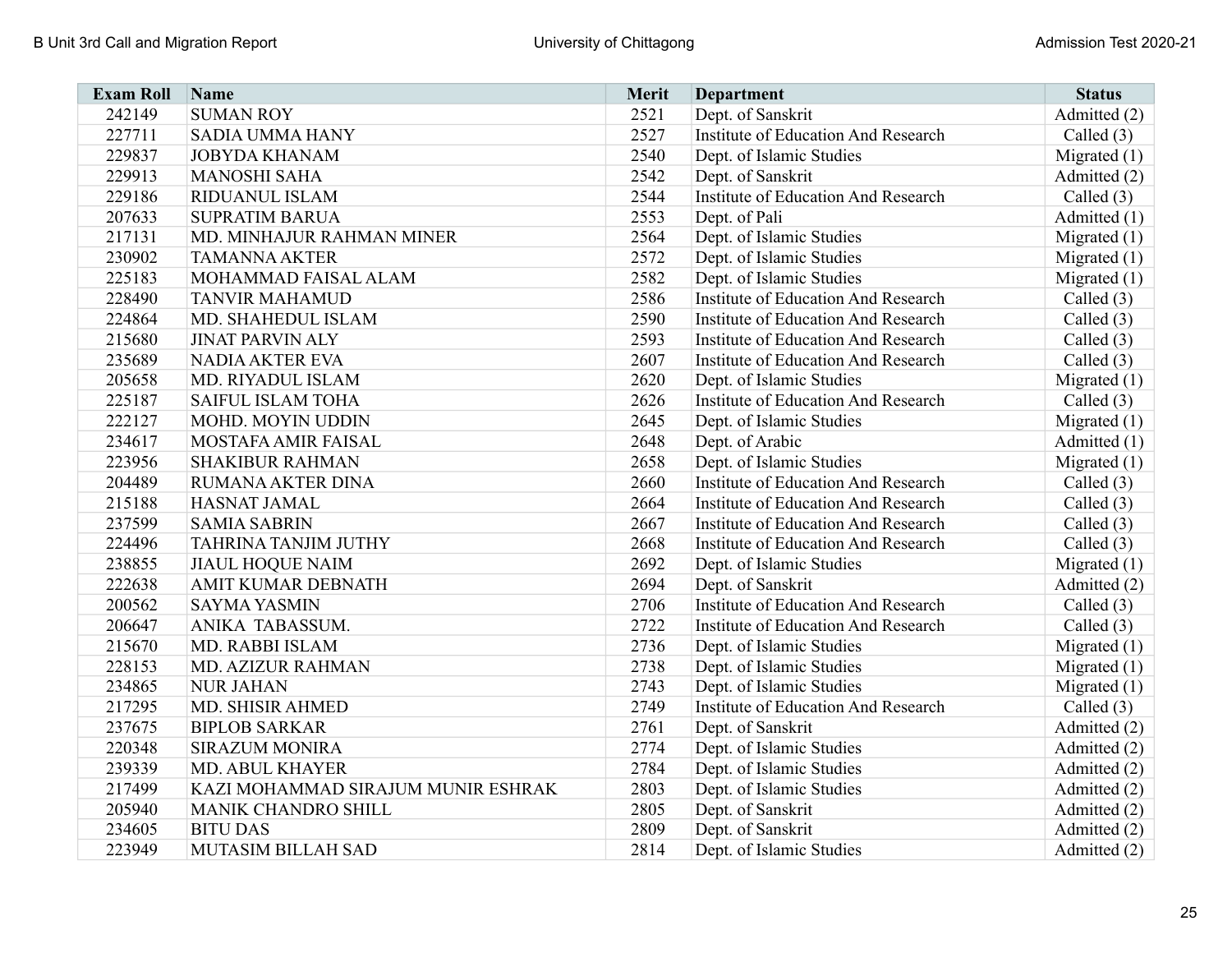| Exam Roll | Name | Merit | Department | Status |
|---|---|---|---|---|
| 242149 | SUMAN ROY | 2521 | Dept. of Sanskrit | Admitted (2) |
| 227711 | SADIA UMMA HANY | 2527 | Institute of Education And Research | Called (3) |
| 229837 | JOBYDA KHANAM | 2540 | Dept. of Islamic Studies | Migrated (1) |
| 229913 | MANOSHI SAHA | 2542 | Dept. of Sanskrit | Admitted (2) |
| 229186 | RIDUANUL ISLAM | 2544 | Institute of Education And Research | Called (3) |
| 207633 | SUPRATIM BARUA | 2553 | Dept. of Pali | Admitted (1) |
| 217131 | MD. MINHAJUR RAHMAN MINER | 2564 | Dept. of Islamic Studies | Migrated (1) |
| 230902 | TAMANNA AKTER | 2572 | Dept. of Islamic Studies | Migrated (1) |
| 225183 | MOHAMMAD FAISAL ALAM | 2582 | Dept. of Islamic Studies | Migrated (1) |
| 228490 | TANVIR MAHAMUD | 2586 | Institute of Education And Research | Called (3) |
| 224864 | MD. SHAHEDUL ISLAM | 2590 | Institute of Education And Research | Called (3) |
| 215680 | JINAT PARVIN ALY | 2593 | Institute of Education And Research | Called (3) |
| 235689 | NADIA AKTER EVA | 2607 | Institute of Education And Research | Called (3) |
| 205658 | MD. RIYADUL ISLAM | 2620 | Dept. of Islamic Studies | Migrated (1) |
| 225187 | SAIFUL ISLAM TOHA | 2626 | Institute of Education And Research | Called (3) |
| 222127 | MOHD. MOYIN UDDIN | 2645 | Dept. of Islamic Studies | Migrated (1) |
| 234617 | MOSTAFA AMIR FAISAL | 2648 | Dept. of Arabic | Admitted (1) |
| 223956 | SHAKIBUR RAHMAN | 2658 | Dept. of Islamic Studies | Migrated (1) |
| 204489 | RUMANA AKTER DINA | 2660 | Institute of Education And Research | Called (3) |
| 215188 | HASNAT JAMAL | 2664 | Institute of Education And Research | Called (3) |
| 237599 | SAMIA SABRIN | 2667 | Institute of Education And Research | Called (3) |
| 224496 | TAHRINA TANJIM JUTHY | 2668 | Institute of Education And Research | Called (3) |
| 238855 | JIAUL HOQUE NAIM | 2692 | Dept. of Islamic Studies | Migrated (1) |
| 222638 | AMIT KUMAR DEBNATH | 2694 | Dept. of Sanskrit | Admitted (2) |
| 200562 | SAYMA YASMIN | 2706 | Institute of Education And Research | Called (3) |
| 206647 | ANIKA TABASSUM. | 2722 | Institute of Education And Research | Called (3) |
| 215670 | MD. RABBI ISLAM | 2736 | Dept. of Islamic Studies | Migrated (1) |
| 228153 | MD. AZIZUR RAHMAN | 2738 | Dept. of Islamic Studies | Migrated (1) |
| 234865 | NUR JAHAN | 2743 | Dept. of Islamic Studies | Migrated (1) |
| 217295 | MD. SHISIR AHMED | 2749 | Institute of Education And Research | Called (3) |
| 237675 | BIPLOB SARKAR | 2761 | Dept. of Sanskrit | Admitted (2) |
| 220348 | SIRAZUM MONIRA | 2774 | Dept. of Islamic Studies | Admitted (2) |
| 239339 | MD. ABUL KHAYER | 2784 | Dept. of Islamic Studies | Admitted (2) |
| 217499 | KAZI MOHAMMAD SIRAJUM MUNIR ESHRAK | 2803 | Dept. of Islamic Studies | Admitted (2) |
| 205940 | MANIK CHANDRO SHILL | 2805 | Dept. of Sanskrit | Admitted (2) |
| 234605 | BITU DAS | 2809 | Dept. of Sanskrit | Admitted (2) |
| 223949 | MUTASIM BILLAH SAD | 2814 | Dept. of Islamic Studies | Admitted (2) |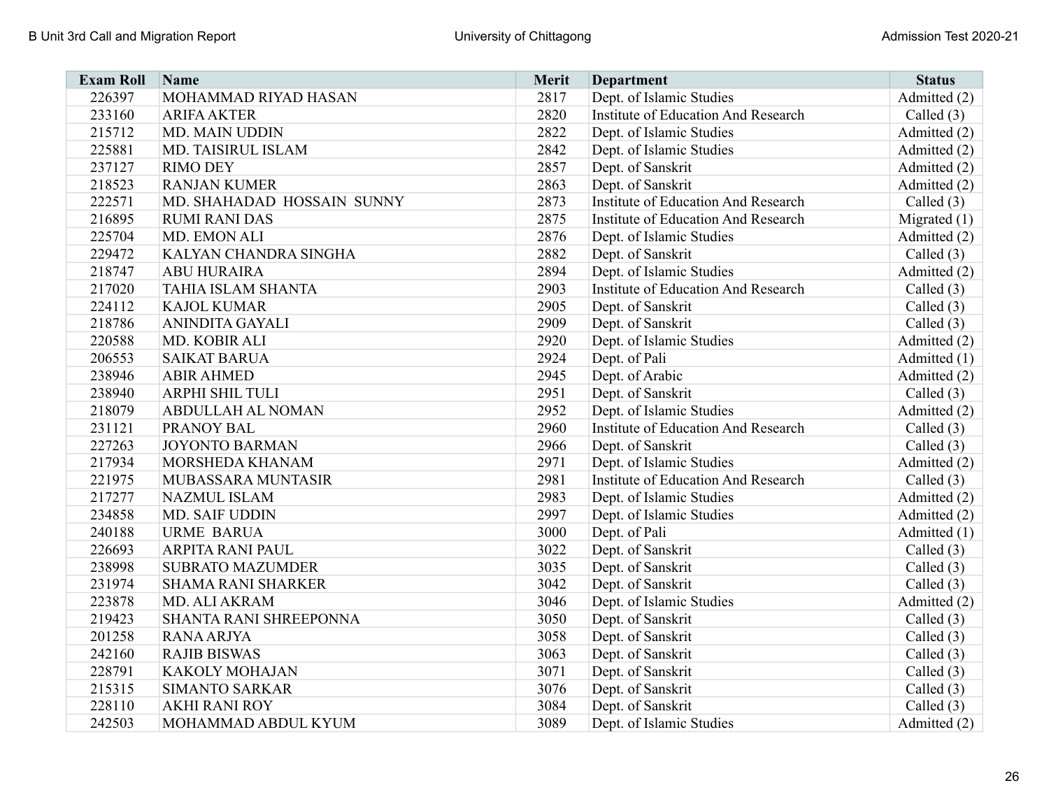| Exam Roll | Name | Merit | Department | Status |
|---|---|---|---|---|
| 226397 | MOHAMMAD RIYAD HASAN | 2817 | Dept. of Islamic Studies | Admitted (2) |
| 233160 | ARIFA AKTER | 2820 | Institute of Education And Research | Called (3) |
| 215712 | MD. MAIN UDDIN | 2822 | Dept. of Islamic Studies | Admitted (2) |
| 225881 | MD. TAISIRUL ISLAM | 2842 | Dept. of Islamic Studies | Admitted (2) |
| 237127 | RIMO DEY | 2857 | Dept. of Sanskrit | Admitted (2) |
| 218523 | RANJAN KUMER | 2863 | Dept. of Sanskrit | Admitted (2) |
| 222571 | MD. SHAHADAD HOSSAIN SUNNY | 2873 | Institute of Education And Research | Called (3) |
| 216895 | RUMI RANI DAS | 2875 | Institute of Education And Research | Migrated (1) |
| 225704 | MD. EMON ALI | 2876 | Dept. of Islamic Studies | Admitted (2) |
| 229472 | KALYAN CHANDRA SINGHA | 2882 | Dept. of Sanskrit | Called (3) |
| 218747 | ABU HURAIRA | 2894 | Dept. of Islamic Studies | Admitted (2) |
| 217020 | TAHIA ISLAM SHANTA | 2903 | Institute of Education And Research | Called (3) |
| 224112 | KAJOL KUMAR | 2905 | Dept. of Sanskrit | Called (3) |
| 218786 | ANINDITA GAYALI | 2909 | Dept. of Sanskrit | Called (3) |
| 220588 | MD. KOBIR ALI | 2920 | Dept. of Islamic Studies | Admitted (2) |
| 206553 | SAIKAT BARUA | 2924 | Dept. of Pali | Admitted (1) |
| 238946 | ABIR AHMED | 2945 | Dept. of Arabic | Admitted (2) |
| 238940 | ARPHI SHIL TULI | 2951 | Dept. of Sanskrit | Called (3) |
| 218079 | ABDULLAH AL NOMAN | 2952 | Dept. of Islamic Studies | Admitted (2) |
| 231121 | PRANOY BAL | 2960 | Institute of Education And Research | Called (3) |
| 227263 | JOYONTO BARMAN | 2966 | Dept. of Sanskrit | Called (3) |
| 217934 | MORSHEDA KHANAM | 2971 | Dept. of Islamic Studies | Admitted (2) |
| 221975 | MUBASSARA MUNTASIR | 2981 | Institute of Education And Research | Called (3) |
| 217277 | NAZMUL ISLAM | 2983 | Dept. of Islamic Studies | Admitted (2) |
| 234858 | MD. SAIF UDDIN | 2997 | Dept. of Islamic Studies | Admitted (2) |
| 240188 | URME BARUA | 3000 | Dept. of Pali | Admitted (1) |
| 226693 | ARPITA RANI PAUL | 3022 | Dept. of Sanskrit | Called (3) |
| 238998 | SUBRATO MAZUMDER | 3035 | Dept. of Sanskrit | Called (3) |
| 231974 | SHAMA RANI SHARKER | 3042 | Dept. of Sanskrit | Called (3) |
| 223878 | MD. ALI AKRAM | 3046 | Dept. of Islamic Studies | Admitted (2) |
| 219423 | SHANTA RANI SHREEPONNA | 3050 | Dept. of Sanskrit | Called (3) |
| 201258 | RANA ARJYA | 3058 | Dept. of Sanskrit | Called (3) |
| 242160 | RAJIB BISWAS | 3063 | Dept. of Sanskrit | Called (3) |
| 228791 | KAKOLY MOHAJAN | 3071 | Dept. of Sanskrit | Called (3) |
| 215315 | SIMANTO SARKAR | 3076 | Dept. of Sanskrit | Called (3) |
| 228110 | AKHI RANI ROY | 3084 | Dept. of Sanskrit | Called (3) |
| 242503 | MOHAMMAD ABDUL KYUM | 3089 | Dept. of Islamic Studies | Admitted (2) |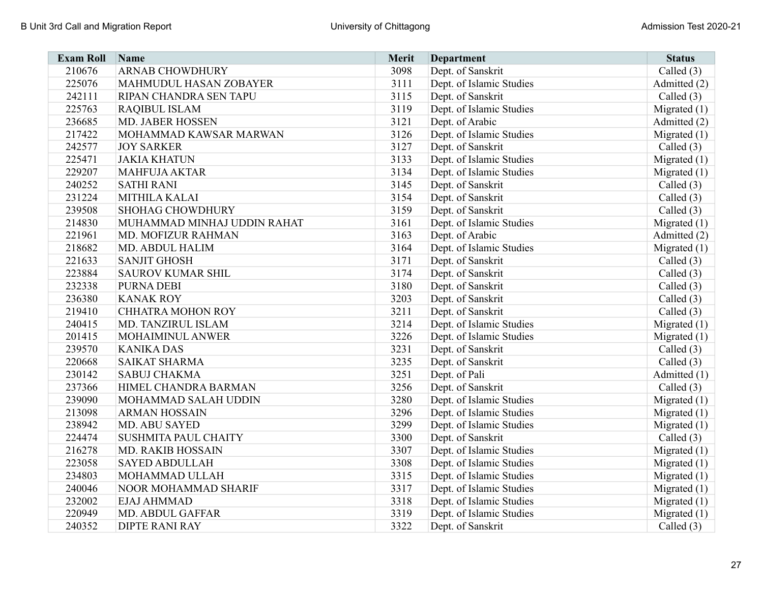| Exam Roll | Name | Merit | Department | Status |
|---|---|---|---|---|
| 210676 | ARNAB CHOWDHURY | 3098 | Dept. of Sanskrit | Called (3) |
| 225076 | MAHMUDUL HASAN ZOBAYER | 3111 | Dept. of Islamic Studies | Admitted (2) |
| 242111 | RIPAN CHANDRA SEN TAPU | 3115 | Dept. of Sanskrit | Called (3) |
| 225763 | RAQIBUL ISLAM | 3119 | Dept. of Islamic Studies | Migrated (1) |
| 236685 | MD. JABER HOSSEN | 3121 | Dept. of Arabic | Admitted (2) |
| 217422 | MOHAMMAD KAWSAR MARWAN | 3126 | Dept. of Islamic Studies | Migrated (1) |
| 242577 | JOY SARKER | 3127 | Dept. of Sanskrit | Called (3) |
| 225471 | JAKIA KHATUN | 3133 | Dept. of Islamic Studies | Migrated (1) |
| 229207 | MAHFUJA AKTAR | 3134 | Dept. of Islamic Studies | Migrated (1) |
| 240252 | SATHI RANI | 3145 | Dept. of Sanskrit | Called (3) |
| 231224 | MITHILA KALAI | 3154 | Dept. of Sanskrit | Called (3) |
| 239508 | SHOHAG CHOWDHURY | 3159 | Dept. of Sanskrit | Called (3) |
| 214830 | MUHAMMAD MINHAJ UDDIN RAHAT | 3161 | Dept. of Islamic Studies | Migrated (1) |
| 221961 | MD. MOFIZUR RAHMAN | 3163 | Dept. of Arabic | Admitted (2) |
| 218682 | MD. ABDUL HALIM | 3164 | Dept. of Islamic Studies | Migrated (1) |
| 221633 | SANJIT GHOSH | 3171 | Dept. of Sanskrit | Called (3) |
| 223884 | SAUROV KUMAR SHIL | 3174 | Dept. of Sanskrit | Called (3) |
| 232338 | PURNA DEBI | 3180 | Dept. of Sanskrit | Called (3) |
| 236380 | KANAK ROY | 3203 | Dept. of Sanskrit | Called (3) |
| 219410 | CHHATRA MOHON ROY | 3211 | Dept. of Sanskrit | Called (3) |
| 240415 | MD. TANZIRUL ISLAM | 3214 | Dept. of Islamic Studies | Migrated (1) |
| 201415 | MOHAIMINUL ANWER | 3226 | Dept. of Islamic Studies | Migrated (1) |
| 239570 | KANIKA DAS | 3231 | Dept. of Sanskrit | Called (3) |
| 220668 | SAIKAT SHARMA | 3235 | Dept. of Sanskrit | Called (3) |
| 230142 | SABUJ CHAKMA | 3251 | Dept. of Pali | Admitted (1) |
| 237366 | HIMEL CHANDRA BARMAN | 3256 | Dept. of Sanskrit | Called (3) |
| 239090 | MOHAMMAD SALAH UDDIN | 3280 | Dept. of Islamic Studies | Migrated (1) |
| 213098 | ARMAN HOSSAIN | 3296 | Dept. of Islamic Studies | Migrated (1) |
| 238942 | MD. ABU SAYED | 3299 | Dept. of Islamic Studies | Migrated (1) |
| 224474 | SUSHMITA PAUL CHAITY | 3300 | Dept. of Sanskrit | Called (3) |
| 216278 | MD. RAKIB HOSSAIN | 3307 | Dept. of Islamic Studies | Migrated (1) |
| 223058 | SAYED ABDULLAH | 3308 | Dept. of Islamic Studies | Migrated (1) |
| 234803 | MOHAMMAD ULLAH | 3315 | Dept. of Islamic Studies | Migrated (1) |
| 240046 | NOOR MOHAMMAD SHARIF | 3317 | Dept. of Islamic Studies | Migrated (1) |
| 232002 | EJAJ AHMMAD | 3318 | Dept. of Islamic Studies | Migrated (1) |
| 220949 | MD. ABDUL GAFFAR | 3319 | Dept. of Islamic Studies | Migrated (1) |
| 240352 | DIPTE RANI RAY | 3322 | Dept. of Sanskrit | Called (3) |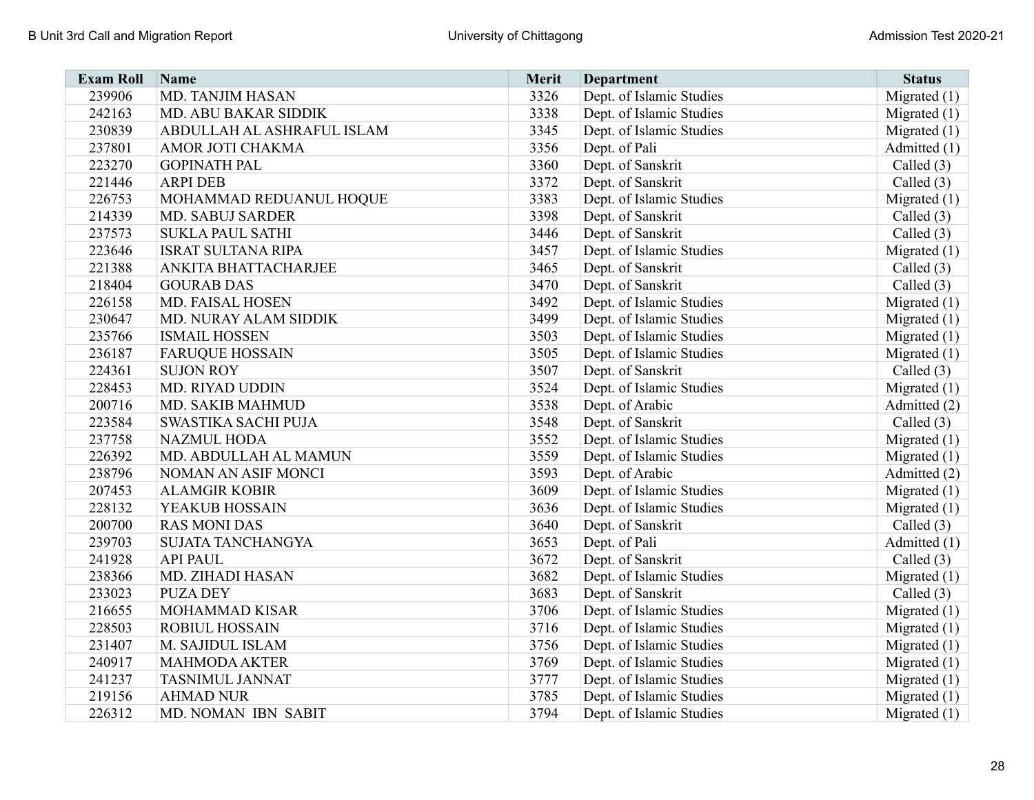| Exam Roll | Name | Merit | Department | Status |
|---|---|---|---|---|
| 239906 | MD. TANJIM HASAN | 3326 | Dept. of Islamic Studies | Migrated (1) |
| 242163 | MD. ABU BAKAR SIDDIK | 3338 | Dept. of Islamic Studies | Migrated (1) |
| 230839 | ABDULLAH AL ASHRAFUL ISLAM | 3345 | Dept. of Islamic Studies | Migrated (1) |
| 237801 | AMOR JOTI CHAKMA | 3356 | Dept. of Pali | Admitted (1) |
| 223270 | GOPINATH PAL | 3360 | Dept. of Sanskrit | Called (3) |
| 221446 | ARPI DEB | 3372 | Dept. of Sanskrit | Called (3) |
| 226753 | MOHAMMAD REDUANUL HOQUE | 3383 | Dept. of Islamic Studies | Migrated (1) |
| 214339 | MD. SABUJ SARDER | 3398 | Dept. of Sanskrit | Called (3) |
| 237573 | SUKLA PAUL SATHI | 3446 | Dept. of Sanskrit | Called (3) |
| 223646 | ISRAT SULTANA RIPA | 3457 | Dept. of Islamic Studies | Migrated (1) |
| 221388 | ANKITA BHATTACHARJEE | 3465 | Dept. of Sanskrit | Called (3) |
| 218404 | GOURAB DAS | 3470 | Dept. of Sanskrit | Called (3) |
| 226158 | MD. FAISAL HOSEN | 3492 | Dept. of Islamic Studies | Migrated (1) |
| 230647 | MD. NURAY ALAM SIDDIK | 3499 | Dept. of Islamic Studies | Migrated (1) |
| 235766 | ISMAIL HOSSEN | 3503 | Dept. of Islamic Studies | Migrated (1) |
| 236187 | FARUQUE HOSSAIN | 3505 | Dept. of Islamic Studies | Migrated (1) |
| 224361 | SUJON ROY | 3507 | Dept. of Sanskrit | Called (3) |
| 228453 | MD. RIYAD UDDIN | 3524 | Dept. of Islamic Studies | Migrated (1) |
| 200716 | MD. SAKIB MAHMUD | 3538 | Dept. of Arabic | Admitted (2) |
| 223584 | SWASTIKA SACHI PUJA | 3548 | Dept. of Sanskrit | Called (3) |
| 237758 | NAZMUL HODA | 3552 | Dept. of Islamic Studies | Migrated (1) |
| 226392 | MD. ABDULLAH AL MAMUN | 3559 | Dept. of Islamic Studies | Migrated (1) |
| 238796 | NOMAN AN ASIF MONCI | 3593 | Dept. of Arabic | Admitted (2) |
| 207453 | ALAMGIR KOBIR | 3609 | Dept. of Islamic Studies | Migrated (1) |
| 228132 | YEAKUB HOSSAIN | 3636 | Dept. of Islamic Studies | Migrated (1) |
| 200700 | RAS MONI DAS | 3640 | Dept. of Sanskrit | Called (3) |
| 239703 | SUJATA TANCHANGYA | 3653 | Dept. of Pali | Admitted (1) |
| 241928 | API PAUL | 3672 | Dept. of Sanskrit | Called (3) |
| 238366 | MD. ZIHADI HASAN | 3682 | Dept. of Islamic Studies | Migrated (1) |
| 233023 | PUZA DEY | 3683 | Dept. of Sanskrit | Called (3) |
| 216655 | MOHAMMAD KISAR | 3706 | Dept. of Islamic Studies | Migrated (1) |
| 228503 | ROBIUL HOSSAIN | 3716 | Dept. of Islamic Studies | Migrated (1) |
| 231407 | M. SAJIDUL ISLAM | 3756 | Dept. of Islamic Studies | Migrated (1) |
| 240917 | MAHMODA AKTER | 3769 | Dept. of Islamic Studies | Migrated (1) |
| 241237 | TASNIMUL JANNAT | 3777 | Dept. of Islamic Studies | Migrated (1) |
| 219156 | AHMAD NUR | 3785 | Dept. of Islamic Studies | Migrated (1) |
| 226312 | MD. NOMAN IBN SABIT | 3794 | Dept. of Islamic Studies | Migrated (1) |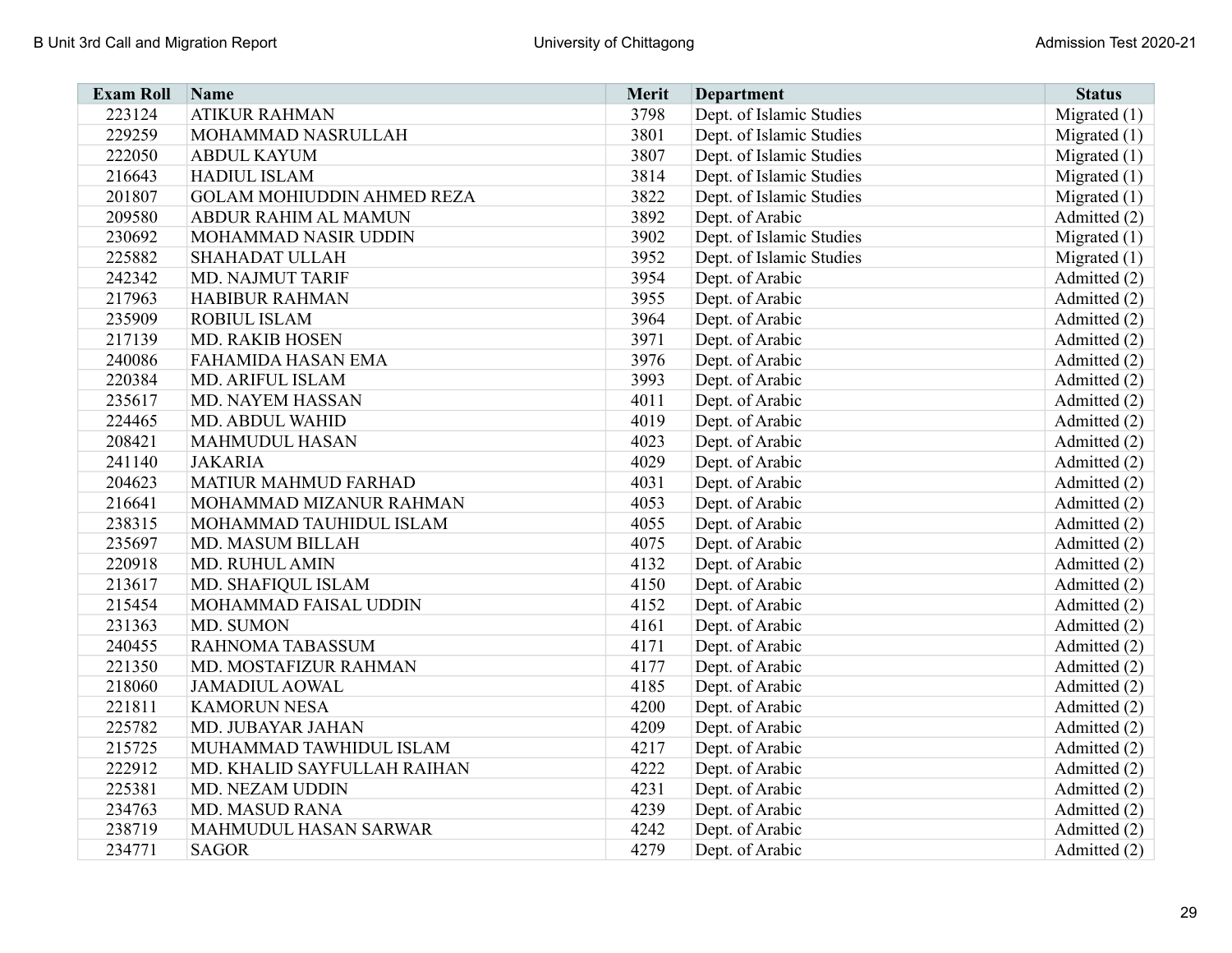| Exam Roll | Name | Merit | Department | Status |
|---|---|---|---|---|
| 223124 | ATIKUR RAHMAN | 3798 | Dept. of Islamic Studies | Migrated (1) |
| 229259 | MOHAMMAD NASRULLAH | 3801 | Dept. of Islamic Studies | Migrated (1) |
| 222050 | ABDUL KAYUM | 3807 | Dept. of Islamic Studies | Migrated (1) |
| 216643 | HADIUL ISLAM | 3814 | Dept. of Islamic Studies | Migrated (1) |
| 201807 | GOLAM MOHIUDDIN AHMED REZA | 3822 | Dept. of Islamic Studies | Migrated (1) |
| 209580 | ABDUR RAHIM AL MAMUN | 3892 | Dept. of Arabic | Admitted (2) |
| 230692 | MOHAMMAD NASIR UDDIN | 3902 | Dept. of Islamic Studies | Migrated (1) |
| 225882 | SHAHADAT ULLAH | 3952 | Dept. of Islamic Studies | Migrated (1) |
| 242342 | MD. NAJMUT TARIF | 3954 | Dept. of Arabic | Admitted (2) |
| 217963 | HABIBUR RAHMAN | 3955 | Dept. of Arabic | Admitted (2) |
| 235909 | ROBIUL ISLAM | 3964 | Dept. of Arabic | Admitted (2) |
| 217139 | MD. RAKIB HOSEN | 3971 | Dept. of Arabic | Admitted (2) |
| 240086 | FAHAMIDA HASAN EMA | 3976 | Dept. of Arabic | Admitted (2) |
| 220384 | MD. ARIFUL ISLAM | 3993 | Dept. of Arabic | Admitted (2) |
| 235617 | MD. NAYEM HASSAN | 4011 | Dept. of Arabic | Admitted (2) |
| 224465 | MD. ABDUL WAHID | 4019 | Dept. of Arabic | Admitted (2) |
| 208421 | MAHMUDUL HASAN | 4023 | Dept. of Arabic | Admitted (2) |
| 241140 | JAKARIA | 4029 | Dept. of Arabic | Admitted (2) |
| 204623 | MATIUR MAHMUD FARHAD | 4031 | Dept. of Arabic | Admitted (2) |
| 216641 | MOHAMMAD MIZANUR RAHMAN | 4053 | Dept. of Arabic | Admitted (2) |
| 238315 | MOHAMMAD TAUHIDUL ISLAM | 4055 | Dept. of Arabic | Admitted (2) |
| 235697 | MD. MASUM BILLAH | 4075 | Dept. of Arabic | Admitted (2) |
| 220918 | MD. RUHUL AMIN | 4132 | Dept. of Arabic | Admitted (2) |
| 213617 | MD. SHAFIQUL ISLAM | 4150 | Dept. of Arabic | Admitted (2) |
| 215454 | MOHAMMAD FAISAL UDDIN | 4152 | Dept. of Arabic | Admitted (2) |
| 231363 | MD. SUMON | 4161 | Dept. of Arabic | Admitted (2) |
| 240455 | RAHNOMA TABASSUM | 4171 | Dept. of Arabic | Admitted (2) |
| 221350 | MD. MOSTAFIZUR RAHMAN | 4177 | Dept. of Arabic | Admitted (2) |
| 218060 | JAMADIUL AOWAL | 4185 | Dept. of Arabic | Admitted (2) |
| 221811 | KAMORUN NESA | 4200 | Dept. of Arabic | Admitted (2) |
| 225782 | MD. JUBAYAR JAHAN | 4209 | Dept. of Arabic | Admitted (2) |
| 215725 | MUHAMMAD TAWHIDUL ISLAM | 4217 | Dept. of Arabic | Admitted (2) |
| 222912 | MD. KHALID SAYFULLAH RAIHAN | 4222 | Dept. of Arabic | Admitted (2) |
| 225381 | MD. NEZAM UDDIN | 4231 | Dept. of Arabic | Admitted (2) |
| 234763 | MD. MASUD RANA | 4239 | Dept. of Arabic | Admitted (2) |
| 238719 | MAHMUDUL HASAN SARWAR | 4242 | Dept. of Arabic | Admitted (2) |
| 234771 | SAGOR | 4279 | Dept. of Arabic | Admitted (2) |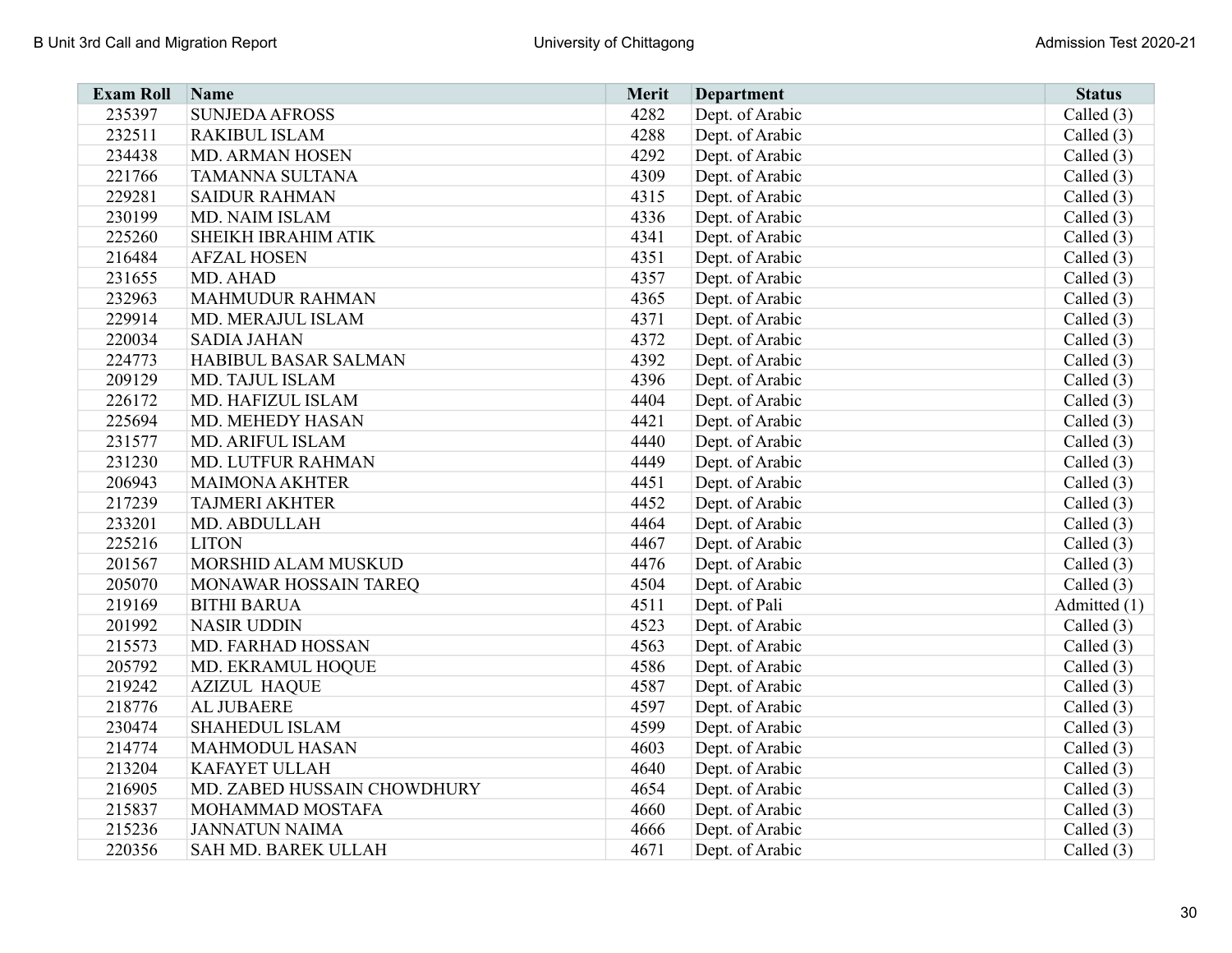| Exam Roll | Name | Merit | Department | Status |
|---|---|---|---|---|
| 235397 | SUNJEDA AFROSS | 4282 | Dept. of Arabic | Called (3) |
| 232511 | RAKIBUL ISLAM | 4288 | Dept. of Arabic | Called (3) |
| 234438 | MD. ARMAN HOSEN | 4292 | Dept. of Arabic | Called (3) |
| 221766 | TAMANNA SULTANA | 4309 | Dept. of Arabic | Called (3) |
| 229281 | SAIDUR RAHMAN | 4315 | Dept. of Arabic | Called (3) |
| 230199 | MD. NAIM ISLAM | 4336 | Dept. of Arabic | Called (3) |
| 225260 | SHEIKH IBRAHIM ATIK | 4341 | Dept. of Arabic | Called (3) |
| 216484 | AFZAL HOSEN | 4351 | Dept. of Arabic | Called (3) |
| 231655 | MD. AHAD | 4357 | Dept. of Arabic | Called (3) |
| 232963 | MAHMUDUR RAHMAN | 4365 | Dept. of Arabic | Called (3) |
| 229914 | MD. MERAJUL ISLAM | 4371 | Dept. of Arabic | Called (3) |
| 220034 | SADIA JAHAN | 4372 | Dept. of Arabic | Called (3) |
| 224773 | HABIBUL BASAR SALMAN | 4392 | Dept. of Arabic | Called (3) |
| 209129 | MD. TAJUL ISLAM | 4396 | Dept. of Arabic | Called (3) |
| 226172 | MD. HAFIZUL ISLAM | 4404 | Dept. of Arabic | Called (3) |
| 225694 | MD. MEHEDY HASAN | 4421 | Dept. of Arabic | Called (3) |
| 231577 | MD. ARIFUL ISLAM | 4440 | Dept. of Arabic | Called (3) |
| 231230 | MD. LUTFUR RAHMAN | 4449 | Dept. of Arabic | Called (3) |
| 206943 | MAIMONA AKHTER | 4451 | Dept. of Arabic | Called (3) |
| 217239 | TAJMERI AKHTER | 4452 | Dept. of Arabic | Called (3) |
| 233201 | MD. ABDULLAH | 4464 | Dept. of Arabic | Called (3) |
| 225216 | LITON | 4467 | Dept. of Arabic | Called (3) |
| 201567 | MORSHID ALAM MUSKUD | 4476 | Dept. of Arabic | Called (3) |
| 205070 | MONAWAR HOSSAIN TAREQ | 4504 | Dept. of Arabic | Called (3) |
| 219169 | BITHI BARUA | 4511 | Dept. of Pali | Admitted (1) |
| 201992 | NASIR UDDIN | 4523 | Dept. of Arabic | Called (3) |
| 215573 | MD. FARHAD HOSSAN | 4563 | Dept. of Arabic | Called (3) |
| 205792 | MD. EKRAMUL HOQUE | 4586 | Dept. of Arabic | Called (3) |
| 219242 | AZIZUL HAQUE | 4587 | Dept. of Arabic | Called (3) |
| 218776 | AL JUBAERE | 4597 | Dept. of Arabic | Called (3) |
| 230474 | SHAHEDUL ISLAM | 4599 | Dept. of Arabic | Called (3) |
| 214774 | MAHMODUL HASAN | 4603 | Dept. of Arabic | Called (3) |
| 213204 | KAFAYET ULLAH | 4640 | Dept. of Arabic | Called (3) |
| 216905 | MD. ZABED HUSSAIN CHOWDHURY | 4654 | Dept. of Arabic | Called (3) |
| 215837 | MOHAMMAD MOSTAFA | 4660 | Dept. of Arabic | Called (3) |
| 215236 | JANNATUN NAIMA | 4666 | Dept. of Arabic | Called (3) |
| 220356 | SAH MD. BAREK ULLAH | 4671 | Dept. of Arabic | Called (3) |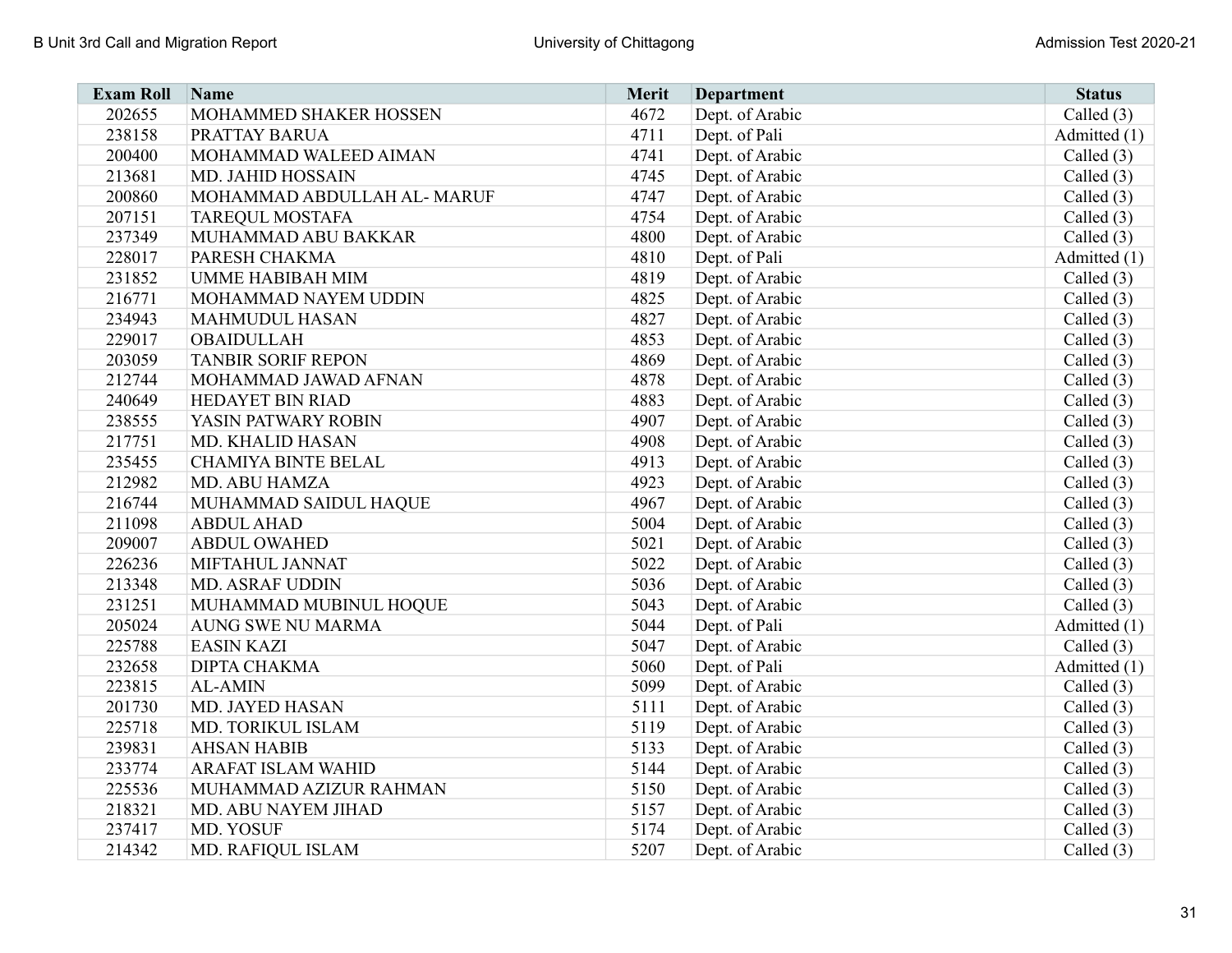| Exam Roll | Name | Merit | Department | Status |
|---|---|---|---|---|
| 202655 | MOHAMMED SHAKER HOSSEN | 4672 | Dept. of Arabic | Called (3) |
| 238158 | PRATTAY BARUA | 4711 | Dept. of Pali | Admitted (1) |
| 200400 | MOHAMMAD WALEED AIMAN | 4741 | Dept. of Arabic | Called (3) |
| 213681 | MD. JAHID HOSSAIN | 4745 | Dept. of Arabic | Called (3) |
| 200860 | MOHAMMAD ABDULLAH AL- MARUF | 4747 | Dept. of Arabic | Called (3) |
| 207151 | TAREQUL MOSTAFA | 4754 | Dept. of Arabic | Called (3) |
| 237349 | MUHAMMAD ABU BAKKAR | 4800 | Dept. of Arabic | Called (3) |
| 228017 | PARESH CHAKMA | 4810 | Dept. of Pali | Admitted (1) |
| 231852 | UMME HABIBAH MIM | 4819 | Dept. of Arabic | Called (3) |
| 216771 | MOHAMMAD NAYEM UDDIN | 4825 | Dept. of Arabic | Called (3) |
| 234943 | MAHMUDUL HASAN | 4827 | Dept. of Arabic | Called (3) |
| 229017 | OBAIDULLAH | 4853 | Dept. of Arabic | Called (3) |
| 203059 | TANBIR SORIF REPON | 4869 | Dept. of Arabic | Called (3) |
| 212744 | MOHAMMAD JAWAD AFNAN | 4878 | Dept. of Arabic | Called (3) |
| 240649 | HEDAYET BIN RIAD | 4883 | Dept. of Arabic | Called (3) |
| 238555 | YASIN PATWARY ROBIN | 4907 | Dept. of Arabic | Called (3) |
| 217751 | MD. KHALID HASAN | 4908 | Dept. of Arabic | Called (3) |
| 235455 | CHAMIYA BINTE BELAL | 4913 | Dept. of Arabic | Called (3) |
| 212982 | MD. ABU HAMZA | 4923 | Dept. of Arabic | Called (3) |
| 216744 | MUHAMMAD SAIDUL HAQUE | 4967 | Dept. of Arabic | Called (3) |
| 211098 | ABDUL AHAD | 5004 | Dept. of Arabic | Called (3) |
| 209007 | ABDUL OWAHED | 5021 | Dept. of Arabic | Called (3) |
| 226236 | MIFTAHUL JANNAT | 5022 | Dept. of Arabic | Called (3) |
| 213348 | MD. ASRAF UDDIN | 5036 | Dept. of Arabic | Called (3) |
| 231251 | MUHAMMAD MUBINUL HOQUE | 5043 | Dept. of Arabic | Called (3) |
| 205024 | AUNG SWE NU MARMA | 5044 | Dept. of Pali | Admitted (1) |
| 225788 | EASIN KAZI | 5047 | Dept. of Arabic | Called (3) |
| 232658 | DIPTA CHAKMA | 5060 | Dept. of Pali | Admitted (1) |
| 223815 | AL-AMIN | 5099 | Dept. of Arabic | Called (3) |
| 201730 | MD. JAYED HASAN | 5111 | Dept. of Arabic | Called (3) |
| 225718 | MD. TORIKUL ISLAM | 5119 | Dept. of Arabic | Called (3) |
| 239831 | AHSAN HABIB | 5133 | Dept. of Arabic | Called (3) |
| 233774 | ARAFAT ISLAM WAHID | 5144 | Dept. of Arabic | Called (3) |
| 225536 | MUHAMMAD AZIZUR RAHMAN | 5150 | Dept. of Arabic | Called (3) |
| 218321 | MD. ABU NAYEM JIHAD | 5157 | Dept. of Arabic | Called (3) |
| 237417 | MD. YOSUF | 5174 | Dept. of Arabic | Called (3) |
| 214342 | MD. RAFIQUL ISLAM | 5207 | Dept. of Arabic | Called (3) |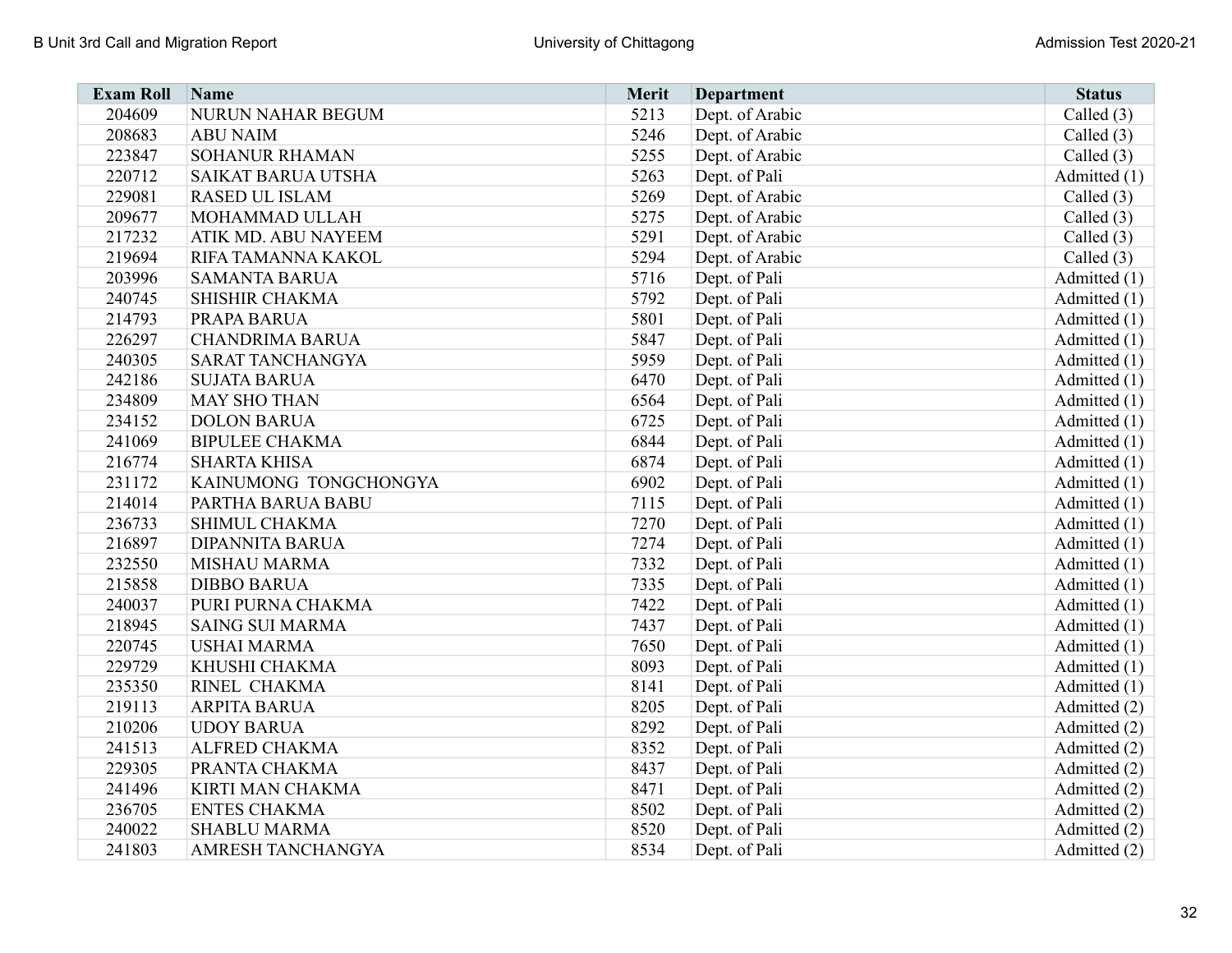| Exam Roll | Name | Merit | Department | Status |
|---|---|---|---|---|
| 204609 | NURUN NAHAR BEGUM | 5213 | Dept. of Arabic | Called (3) |
| 208683 | ABU NAIM | 5246 | Dept. of Arabic | Called (3) |
| 223847 | SOHANUR RHAMAN | 5255 | Dept. of Arabic | Called (3) |
| 220712 | SAIKAT BARUA UTSHA | 5263 | Dept. of Pali | Admitted (1) |
| 229081 | RASED UL ISLAM | 5269 | Dept. of Arabic | Called (3) |
| 209677 | MOHAMMAD ULLAH | 5275 | Dept. of Arabic | Called (3) |
| 217232 | ATIK MD. ABU NAYEEM | 5291 | Dept. of Arabic | Called (3) |
| 219694 | RIFA TAMANNA KAKOL | 5294 | Dept. of Arabic | Called (3) |
| 203996 | SAMANTA BARUA | 5716 | Dept. of Pali | Admitted (1) |
| 240745 | SHISHIR CHAKMA | 5792 | Dept. of Pali | Admitted (1) |
| 214793 | PRAPA BARUA | 5801 | Dept. of Pali | Admitted (1) |
| 226297 | CHANDRIMA BARUA | 5847 | Dept. of Pali | Admitted (1) |
| 240305 | SARAT TANCHANGYA | 5959 | Dept. of Pali | Admitted (1) |
| 242186 | SUJATA BARUA | 6470 | Dept. of Pali | Admitted (1) |
| 234809 | MAY SHO THAN | 6564 | Dept. of Pali | Admitted (1) |
| 234152 | DOLON BARUA | 6725 | Dept. of Pali | Admitted (1) |
| 241069 | BIPULEE CHAKMA | 6844 | Dept. of Pali | Admitted (1) |
| 216774 | SHARTA KHISA | 6874 | Dept. of Pali | Admitted (1) |
| 231172 | KAINUMONG TONGCHONGYA | 6902 | Dept. of Pali | Admitted (1) |
| 214014 | PARTHA BARUA BABU | 7115 | Dept. of Pali | Admitted (1) |
| 236733 | SHIMUL CHAKMA | 7270 | Dept. of Pali | Admitted (1) |
| 216897 | DIPANNITA BARUA | 7274 | Dept. of Pali | Admitted (1) |
| 232550 | MISHAU MARMA | 7332 | Dept. of Pali | Admitted (1) |
| 215858 | DIBBO BARUA | 7335 | Dept. of Pali | Admitted (1) |
| 240037 | PURI PURNA CHAKMA | 7422 | Dept. of Pali | Admitted (1) |
| 218945 | SAING SUI MARMA | 7437 | Dept. of Pali | Admitted (1) |
| 220745 | USHAI MARMA | 7650 | Dept. of Pali | Admitted (1) |
| 229729 | KHUSHI CHAKMA | 8093 | Dept. of Pali | Admitted (1) |
| 235350 | RINEL CHAKMA | 8141 | Dept. of Pali | Admitted (1) |
| 219113 | ARPITA BARUA | 8205 | Dept. of Pali | Admitted (2) |
| 210206 | UDOY BARUA | 8292 | Dept. of Pali | Admitted (2) |
| 241513 | ALFRED CHAKMA | 8352 | Dept. of Pali | Admitted (2) |
| 229305 | PRANTA CHAKMA | 8437 | Dept. of Pali | Admitted (2) |
| 241496 | KIRTI MAN CHAKMA | 8471 | Dept. of Pali | Admitted (2) |
| 236705 | ENTES CHAKMA | 8502 | Dept. of Pali | Admitted (2) |
| 240022 | SHABLU MARMA | 8520 | Dept. of Pali | Admitted (2) |
| 241803 | AMRESH TANCHANGYA | 8534 | Dept. of Pali | Admitted (2) |